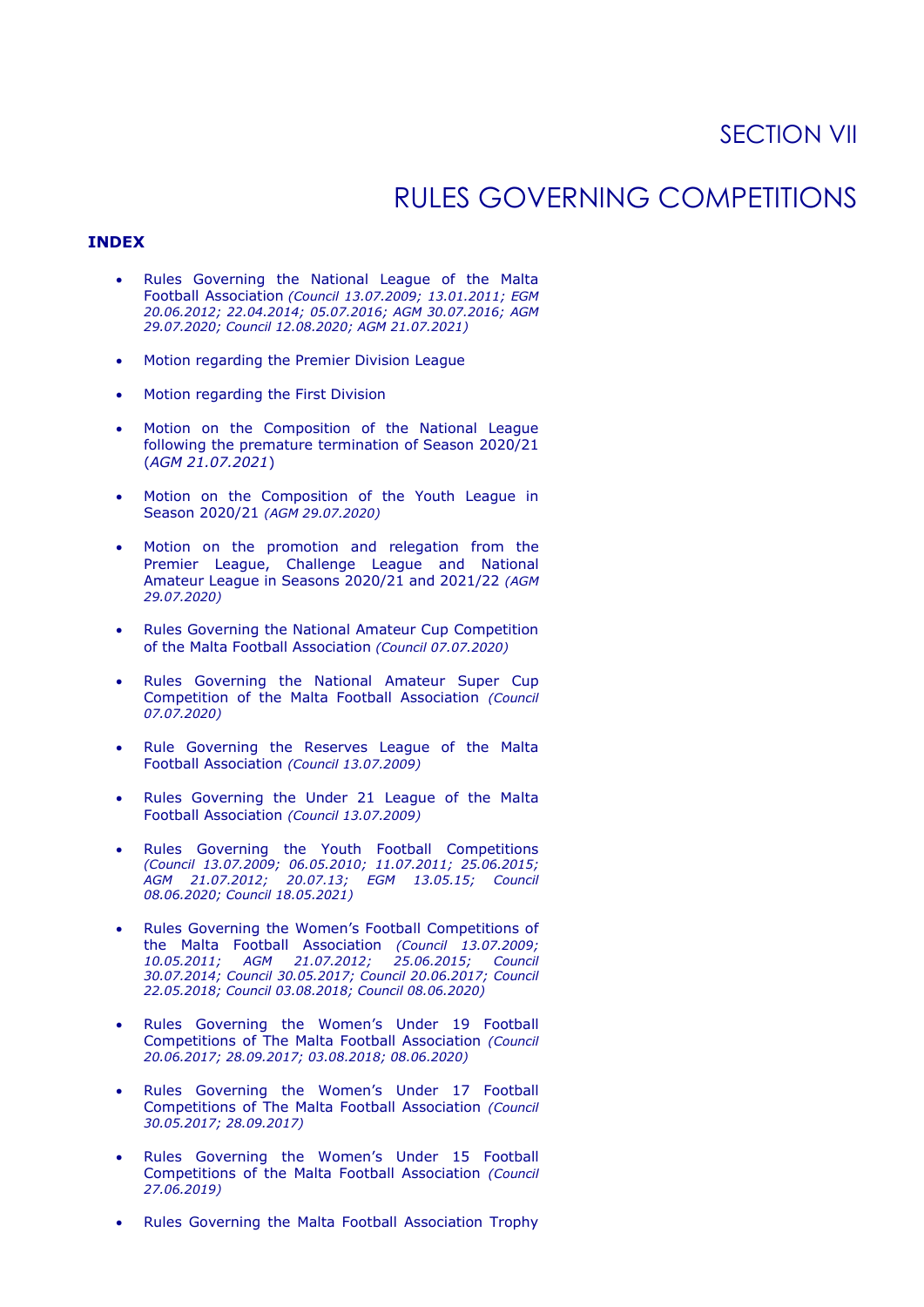# SECTION VII

# RULES GOVERNING COMPETITIONS

**INDEX**

- Rules Governing the National League of the Malta Football Association *(Council 13.07.2009; 13.01.2011; EGM 20.06.2012; 22.04.2014; 05.07.2016; AGM 30.07.2016; AGM 29.07.2020; Council 12.08.2020; AGM 21.07.2021)*
- Motion regarding the Premier Division League
- Motion regarding the First Division
- Motion on the Composition of the National League following the premature termination of Season 2020/21 (*AGM 21.07.2021*)
- Motion on the Composition of the Youth League in Season 2020/21 *(AGM 29.07.2020)*
- Motion on the promotion and relegation from the Premier League, Challenge League and National Amateur League in Seasons 2020/21 and 2021/22 *(AGM 29.07.2020)*
- Rules Governing the National Amateur Cup Competition of the Malta Football Association *(Council 07.07.2020)*
- Rules Governing the National Amateur Super Cup Competition of the Malta Football Association *(Council 07.07.2020)*
- Rule Governing the Reserves League of the Malta Football Association *(Council 13.07.2009)*
- Rules Governing the Under 21 League of the Malta Football Association *(Council 13.07.2009)*
- Rules Governing the Youth Football Competitions *(Council 13.07.2009; 06.05.2010; 11.07.2011; 25.06.2015; AGM 21.07.2012; 20.07.13; EGM 13.05.15; Council 08.06.2020; Council 18.05.2021)*
- Rules Governing the Women's Football Competitions of the Malta Football Association *(Council 13.07.2009; 10.05.2011; AGM 21.07.2012; 25.06.2015; Council 30.07.2014; Council 30.05.2017; Council 20.06.2017; Council 22.05.2018; Council 03.08.2018; Council 08.06.2020)*
- Rules Governing the Women's Under 19 Football Competitions of The Malta Football Association *(Council 20.06.2017; 28.09.2017; 03.08.2018; 08.06.2020)*
- Rules Governing the Women's Under 17 Football Competitions of The Malta Football Association *(Council 30.05.2017; 28.09.2017)*
- Rules Governing the Women's Under 15 Football Competitions of the Malta Football Association *(Council 27.06.2019)*
- Rules Governing the Malta Football Association Trophy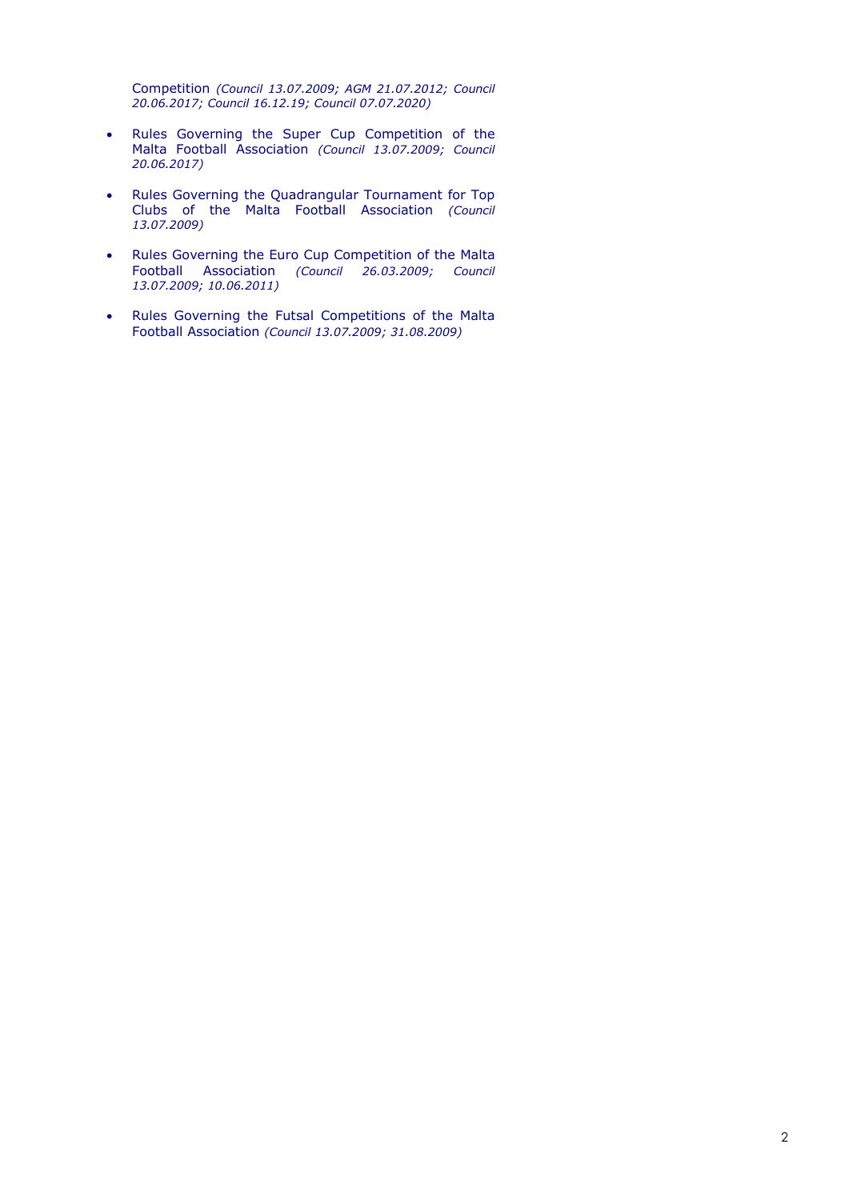Competition *(Council 13.07.2009; AGM 21.07.2012; Council 20.06.2017; Council 16.12.19; Council 07.07.2020)*

- Rules Governing the Super Cup Competition of the Malta Football Association *(Council 13.07.2009; Council 20.06.2017)*
- Rules Governing the Quadrangular Tournament for Top Clubs of the Malta Football Association *(Council 13.07.2009)*
- Rules Governing the Euro Cup Competition of the Malta Football Association *(Council 26.03.2009; Council 13.07.2009; 10.06.2011)*
- Rules Governing the Futsal Competitions of the Malta Football Association *(Council 13.07.2009; 31.08.2009)*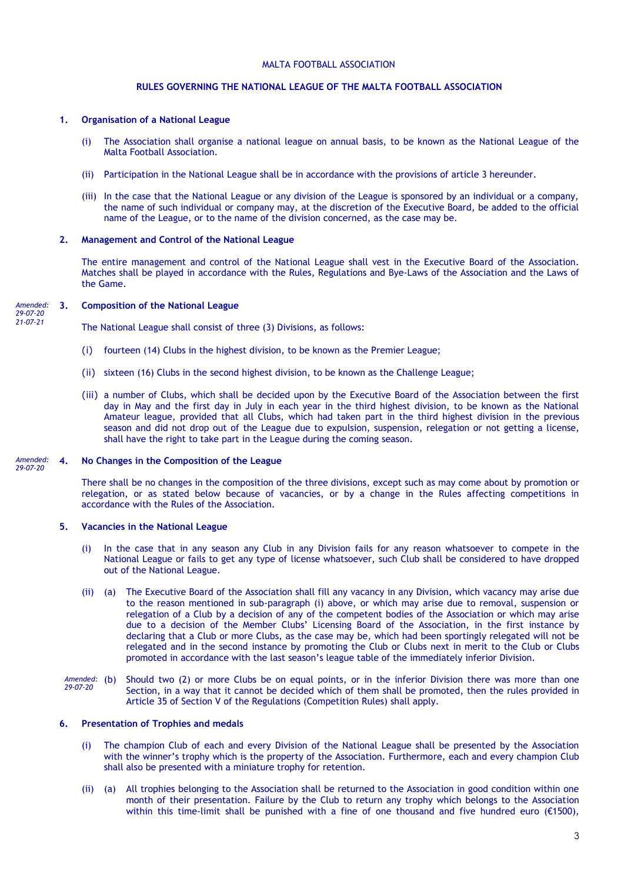MALTA FOOTBALL ASSOCIATION

## RULES GOVERNING THE NATIONAL LEAGUE OF THE MALTA FOOTBALL ASSOCIATION

### 1. Organisation of a National League

(i) The Association shall organise a national league on annual basis, to be known as the National League of the Malta Football Association.

(ii) Participation in the National League shall be in accordance with the provisions of article 3 hereunder.

(iii) In the case that the National League or any division of the League is sponsored by an individual or a company, the name of such individual or company may, at the discretion of the Executive Board, be added to the official name of the League, or to the name of the division concerned, as the case may be.

### 2. Management and Control of the National League

The entire management and control of the National League shall vest in the Executive Board of the Association. Matches shall be played in accordance with the Rules, Regulations and Bye-Laws of the Association and the Laws of the Game.

*Amended: 29-07-20 21-07-21*

### 3. Composition of the National League

The National League shall consist of three (3) Divisions, as follows:

(i) fourteen (14) Clubs in the highest division, to be known as the Premier League;

(ii) sixteen (16) Clubs in the second highest division, to be known as the Challenge League;

(iii) a number of Clubs, which shall be decided upon by the Executive Board of the Association between the first day in May and the first day in July in each year in the third highest division, to be known as the National Amateur league, provided that all Clubs, which had taken part in the third highest division in the previous season and did not drop out of the League due to expulsion, suspension, relegation or not getting a license, shall have the right to take part in the League during the coming season.

*Amended: 29-07-20*

### 4. No Changes in the Composition of the League

There shall be no changes in the composition of the three divisions, except such as may come about by promotion or relegation, or as stated below because of vacancies, or by a change in the Rules affecting competitions in accordance with the Rules of the Association.

### 5. Vacancies in the National League

(i) In the case that in any season any Club in any Division fails for any reason whatsoever to compete in the National League or fails to get any type of license whatsoever, such Club shall be considered to have dropped out of the National League.

(ii) (a) The Executive Board of the Association shall fill any vacancy in any Division, which vacancy may arise due to the reason mentioned in sub-paragraph (i) above, or which may arise due to removal, suspension or relegation of a Club by a decision of any of the competent bodies of the Association or which may arise due to a decision of the Member Clubs' Licensing Board of the Association, in the first instance by declaring that a Club or more Clubs, as the case may be, which had been sportingly relegated will not be relegated and in the second instance by promoting the Club or Clubs next in merit to the Club or Clubs promoted in accordance with the last season's league table of the immediately inferior Division.

*Amended: 29-07-20*

(b) Should two (2) or more Clubs be on equal points, or in the inferior Division there was more than one Section, in a way that it cannot be decided which of them shall be promoted, then the rules provided in Article 35 of Section V of the Regulations (Competition Rules) shall apply.

### 6. Presentation of Trophies and medals

(i) The champion Club of each and every Division of the National League shall be presented by the Association with the winner's trophy which is the property of the Association. Furthermore, each and every champion Club shall also be presented with a miniature trophy for retention.

(ii) (a) All trophies belonging to the Association shall be returned to the Association in good condition within one month of their presentation. Failure by the Club to return any trophy which belongs to the Association within this time-limit shall be punished with a fine of one thousand and five hundred euro (€1500),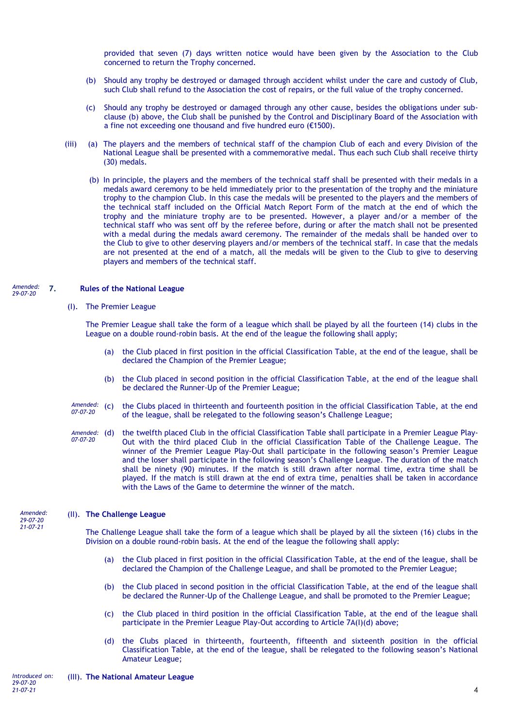provided that seven (7) days written notice would have been given by the Association to the Club concerned to return the Trophy concerned.

(b) Should any trophy be destroyed or damaged through accident whilst under the care and custody of Club, such Club shall refund to the Association the cost of repairs, or the full value of the trophy concerned.

(c) Should any trophy be destroyed or damaged through any other cause, besides the obligations under sub-clause (b) above, the Club shall be punished by the Control and Disciplinary Board of the Association with a fine not exceeding one thousand and five hundred euro (€1500).

(iii) (a) The players and the members of technical staff of the champion Club of each and every Division of the National League shall be presented with a commemorative medal. Thus each such Club shall receive thirty (30) medals.

(b) In principle, the players and the members of the technical staff shall be presented with their medals in a medals award ceremony to be held immediately prior to the presentation of the trophy and the miniature trophy to the champion Club. In this case the medals will be presented to the players and the members of the technical staff included on the Official Match Report Form of the match at the end of which the trophy and the miniature trophy are to be presented. However, a player and/or a member of the technical staff who was sent off by the referee before, during or after the match shall not be presented with a medal during the medals award ceremony. The remainder of the medals shall be handed over to the Club to give to other deserving players and/or members of the technical staff. In case that the medals are not presented at the end of a match, all the medals will be given to the Club to give to deserving players and members of the technical staff.

*Amended: 29-07-20*

## 7. Rules of the National League

(I). The Premier League

The Premier League shall take the form of a league which shall be played by all the fourteen (14) clubs in the League on a double round-robin basis. At the end of the league the following shall apply;

(a) the Club placed in first position in the official Classification Table, at the end of the league, shall be declared the Champion of the Premier League;

(b) the Club placed in second position in the official Classification Table, at the end of the league shall be declared the Runner-Up of the Premier League;

*Amended: 07-07-20*

(c) the Clubs placed in thirteenth and fourteenth position in the official Classification Table, at the end of the league, shall be relegated to the following season's Challenge League;

*Amended: 07-07-20*

(d) the twelfth placed Club in the official Classification Table shall participate in a Premier League Play-Out with the third placed Club in the official Classification Table of the Challenge League. The winner of the Premier League Play-Out shall participate in the following season's Premier League and the loser shall participate in the following season's Challenge League. The duration of the match shall be ninety (90) minutes. If the match is still drawn after normal time, extra time shall be played. If the match is still drawn at the end of extra time, penalties shall be taken in accordance with the Laws of the Game to determine the winner of the match.

*Amended: 29-07-20 21-07-21*

(II). **The Challenge League**

The Challenge League shall take the form of a league which shall be played by all the sixteen (16) clubs in the Division on a double round-robin basis. At the end of the league the following shall apply:

(a) the Club placed in first position in the official Classification Table, at the end of the league, shall be declared the Champion of the Challenge League, and shall be promoted to the Premier League;

(b) the Club placed in second position in the official Classification Table, at the end of the league shall be declared the Runner-Up of the Challenge League, and shall be promoted to the Premier League;

(c) the Club placed in third position in the official Classification Table, at the end of the league shall participate in the Premier League Play-Out according to Article 7A(I)(d) above;

(d) the Clubs placed in thirteenth, fourteenth, fifteenth and sixteenth position in the official Classification Table, at the end of the league, shall be relegated to the following season's National Amateur League;

*Introduced on: 29-07-20 21-07-21*

(III). **The National Amateur League**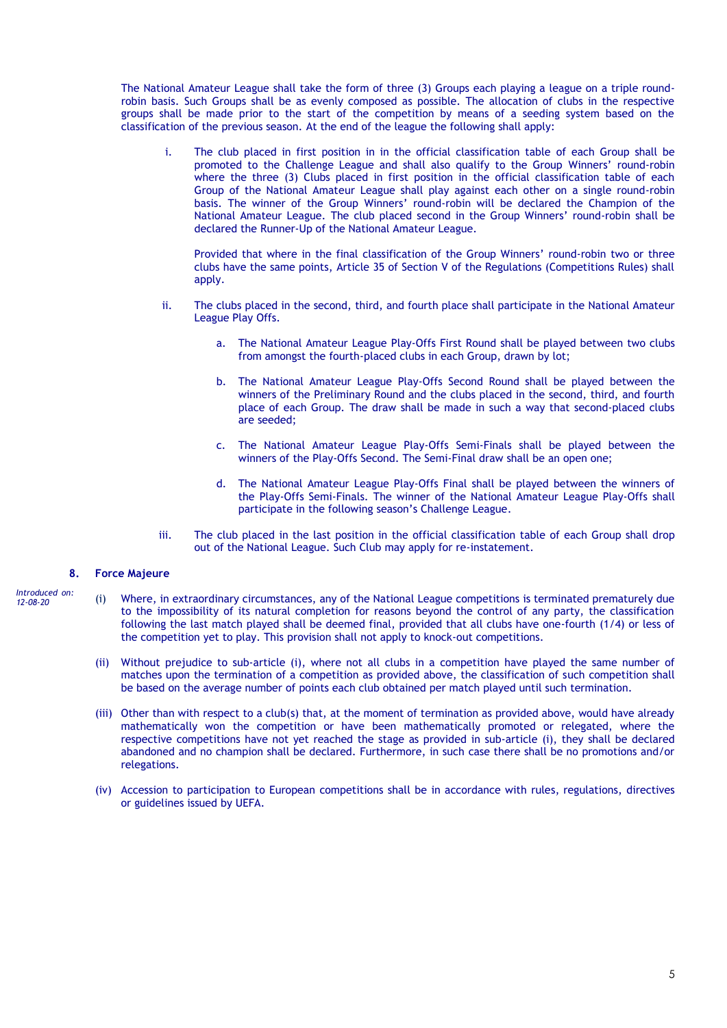The National Amateur League shall take the form of three (3) Groups each playing a league on a triple round-robin basis. Such Groups shall be as evenly composed as possible. The allocation of clubs in the respective groups shall be made prior to the start of the competition by means of a seeding system based on the classification of the previous season. At the end of the league the following shall apply:

i. The club placed in first position in in the official classification table of each Group shall be promoted to the Challenge League and shall also qualify to the Group Winners' round-robin where the three (3) Clubs placed in first position in the official classification table of each Group of the National Amateur League shall play against each other on a single round-robin basis. The winner of the Group Winners' round-robin will be declared the Champion of the National Amateur League. The club placed second in the Group Winners' round-robin shall be declared the Runner-Up of the National Amateur League.

   Provided that where in the final classification of the Group Winners' round-robin two or three clubs have the same points, Article 35 of Section V of the Regulations (Competitions Rules) shall apply.

ii. The clubs placed in the second, third, and fourth place shall participate in the National Amateur League Play Offs.

   a. The National Amateur League Play-Offs First Round shall be played between two clubs from amongst the fourth-placed clubs in each Group, drawn by lot;

   b. The National Amateur League Play-Offs Second Round shall be played between the winners of the Preliminary Round and the clubs placed in the second, third, and fourth place of each Group. The draw shall be made in such a way that second-placed clubs are seeded;

   c. The National Amateur League Play-Offs Semi-Finals shall be played between the winners of the Play-Offs Second. The Semi-Final draw shall be an open one;

   d. The National Amateur League Play-Offs Final shall be played between the winners of the Play-Offs Semi-Finals. The winner of the National Amateur League Play-Offs shall participate in the following season's Challenge League.

iii. The club placed in the last position in the official classification table of each Group shall drop out of the National League. Such Club may apply for re-instatement.

## 8. Force Majeure

*Introduced on: 12-08-20*

(i) Where, in extraordinary circumstances, any of the National League competitions is terminated prematurely due to the impossibility of its natural completion for reasons beyond the control of any party, the classification following the last match played shall be deemed final, provided that all clubs have one-fourth (1/4) or less of the competition yet to play. This provision shall not apply to knock-out competitions.

(ii) Without prejudice to sub-article (i), where not all clubs in a competition have played the same number of matches upon the termination of a competition as provided above, the classification of such competition shall be based on the average number of points each club obtained per match played until such termination.

(iii) Other than with respect to a club(s) that, at the moment of termination as provided above, would have already mathematically won the competition or have been mathematically promoted or relegated, where the respective competitions have not yet reached the stage as provided in sub-article (i), they shall be declared abandoned and no champion shall be declared. Furthermore, in such case there shall be no promotions and/or relegations.

(iv) Accession to participation to European competitions shall be in accordance with rules, regulations, directives or guidelines issued by UEFA.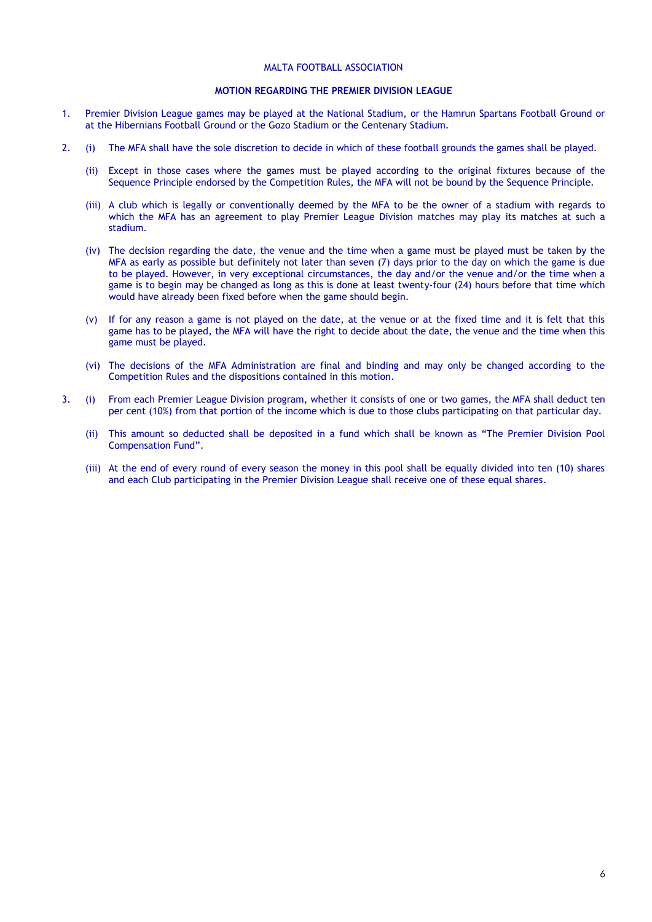MALTA FOOTBALL ASSOCIATION

## MOTION REGARDING THE PREMIER DIVISION LEAGUE

1. Premier Division League games may be played at the National Stadium, or the Hamrun Spartans Football Ground or at the Hibernians Football Ground or the Gozo Stadium or the Centenary Stadium.

2. (i) The MFA shall have the sole discretion to decide in which of these football grounds the games shall be played.

   (ii) Except in those cases where the games must be played according to the original fixtures because of the Sequence Principle endorsed by the Competition Rules, the MFA will not be bound by the Sequence Principle.

   (iii) A club which is legally or conventionally deemed by the MFA to be the owner of a stadium with regards to which the MFA has an agreement to play Premier League Division matches may play its matches at such a stadium.

   (iv) The decision regarding the date, the venue and the time when a game must be played must be taken by the MFA as early as possible but definitely not later than seven (7) days prior to the day on which the game is due to be played. However, in very exceptional circumstances, the day and/or the venue and/or the time when a game is to begin may be changed as long as this is done at least twenty-four (24) hours before that time which would have already been fixed before when the game should begin.

   (v) If for any reason a game is not played on the date, at the venue or at the fixed time and it is felt that this game has to be played, the MFA will have the right to decide about the date, the venue and the time when this game must be played.

   (vi) The decisions of the MFA Administration are final and binding and may only be changed according to the Competition Rules and the dispositions contained in this motion.

3. (i) From each Premier League Division program, whether it consists of one or two games, the MFA shall deduct ten per cent (10%) from that portion of the income which is due to those clubs participating on that particular day.

   (ii) This amount so deducted shall be deposited in a fund which shall be known as "The Premier Division Pool Compensation Fund".

   (iii) At the end of every round of every season the money in this pool shall be equally divided into ten (10) shares and each Club participating in the Premier Division League shall receive one of these equal shares.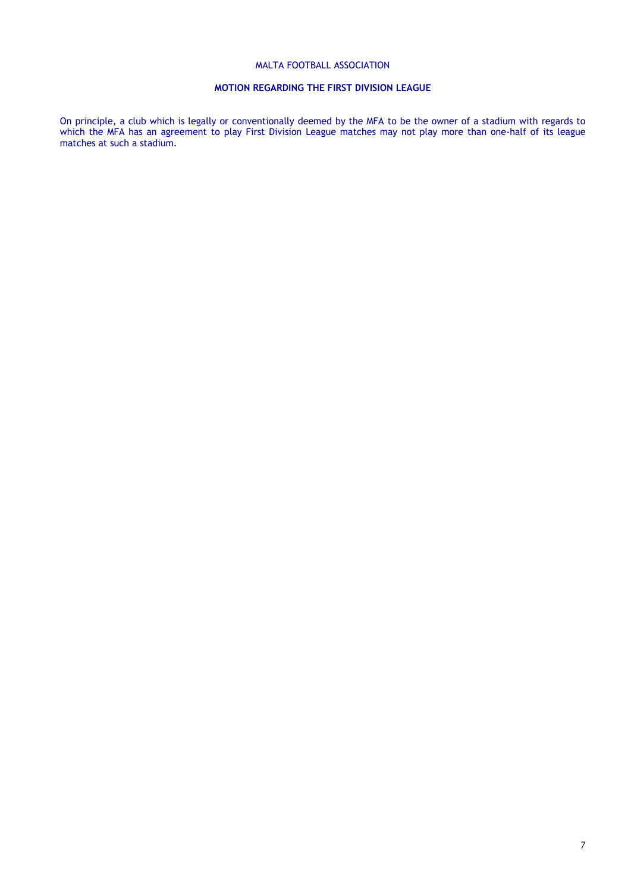MALTA FOOTBALL ASSOCIATION

**MOTION REGARDING THE FIRST DIVISION LEAGUE**

On principle, a club which is legally or conventionally deemed by the MFA to be the owner of a stadium with regards to which the MFA has an agreement to play First Division League matches may not play more than one-half of its league matches at such a stadium.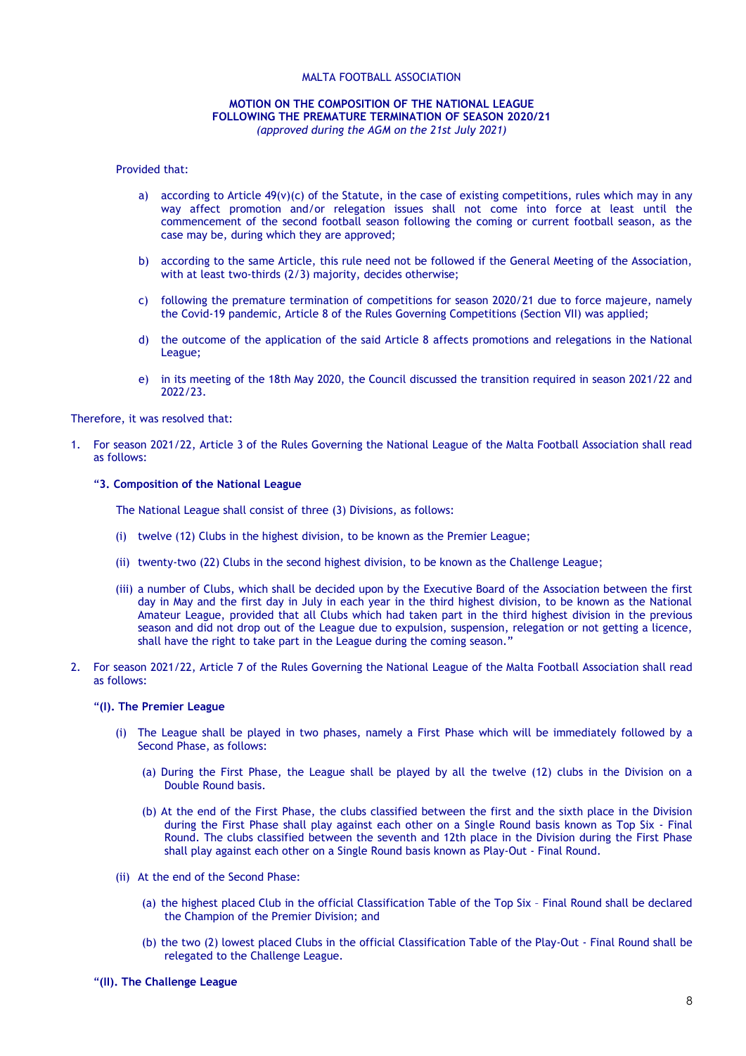MALTA FOOTBALL ASSOCIATION

**MOTION ON THE COMPOSITION OF THE NATIONAL LEAGUE FOLLOWING THE PREMATURE TERMINATION OF SEASON 2020/21**
*(approved during the AGM on the 21st July 2021)*

Provided that:

a) according to Article 49(v)(c) of the Statute, in the case of existing competitions, rules which may in any way affect promotion and/or relegation issues shall not come into force at least until the commencement of the second football season following the coming or current football season, as the case may be, during which they are approved;

b) according to the same Article, this rule need not be followed if the General Meeting of the Association, with at least two-thirds (2/3) majority, decides otherwise;

c) following the premature termination of competitions for season 2020/21 due to force majeure, namely the Covid-19 pandemic, Article 8 of the Rules Governing Competitions (Section VII) was applied;

d) the outcome of the application of the said Article 8 affects promotions and relegations in the National League;

e) in its meeting of the 18th May 2020, the Council discussed the transition required in season 2021/22 and 2022/23.

Therefore, it was resolved that:

1. For season 2021/22, Article 3 of the Rules Governing the National League of the Malta Football Association shall read as follows:

   "**3. Composition of the National League**

   The National League shall consist of three (3) Divisions, as follows:

   (i) twelve (12) Clubs in the highest division, to be known as the Premier League;

   (ii) twenty-two (22) Clubs in the second highest division, to be known as the Challenge League;

   (iii) a number of Clubs, which shall be decided upon by the Executive Board of the Association between the first day in May and the first day in July in each year in the third highest division, to be known as the National Amateur League, provided that all Clubs which had taken part in the third highest division in the previous season and did not drop out of the League due to expulsion, suspension, relegation or not getting a licence, shall have the right to take part in the League during the coming season."

2. For season 2021/22, Article 7 of the Rules Governing the National League of the Malta Football Association shall read as follows:

   "**(I). The Premier League**

   (i) The League shall be played in two phases, namely a First Phase which will be immediately followed by a Second Phase, as follows:

   (a) During the First Phase, the League shall be played by all the twelve (12) clubs in the Division on a Double Round basis.

   (b) At the end of the First Phase, the clubs classified between the first and the sixth place in the Division during the First Phase shall play against each other on a Single Round basis known as Top Six - Final Round. The clubs classified between the seventh and 12th place in the Division during the First Phase shall play against each other on a Single Round basis known as Play-Out - Final Round.

   (ii) At the end of the Second Phase:

   (a) the highest placed Club in the official Classification Table of the Top Six – Final Round shall be declared the Champion of the Premier Division; and

   (b) the two (2) lowest placed Clubs in the official Classification Table of the Play-Out - Final Round shall be relegated to the Challenge League.

   "**(II). The Challenge League**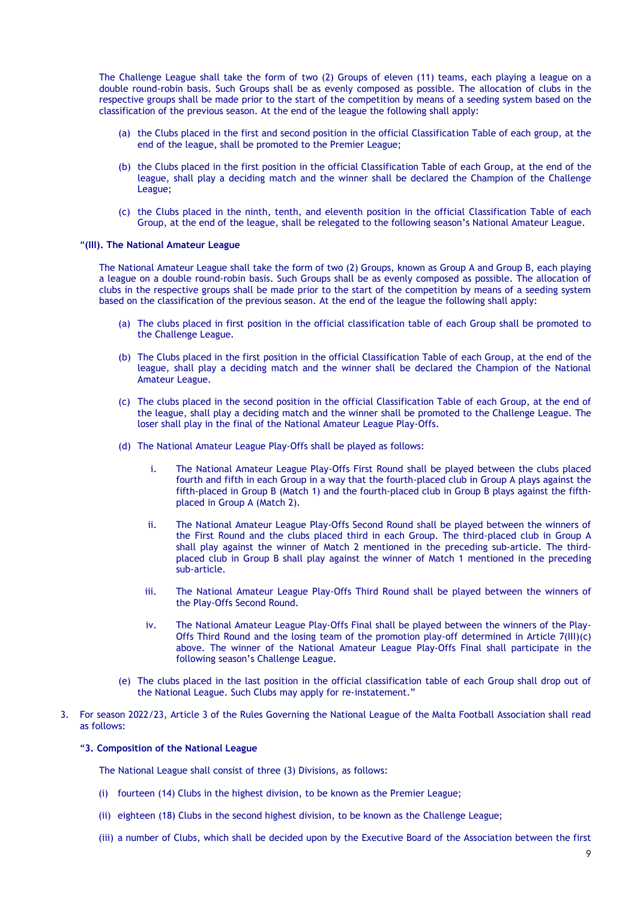The Challenge League shall take the form of two (2) Groups of eleven (11) teams, each playing a league on a double round-robin basis. Such Groups shall be as evenly composed as possible. The allocation of clubs in the respective groups shall be made prior to the start of the competition by means of a seeding system based on the classification of the previous season. At the end of the league the following shall apply:

(a) the Clubs placed in the first and second position in the official Classification Table of each group, at the end of the league, shall be promoted to the Premier League;

(b) the Clubs placed in the first position in the official Classification Table of each Group, at the end of the league, shall play a deciding match and the winner shall be declared the Champion of the Challenge League;

(c) the Clubs placed in the ninth, tenth, and eleventh position in the official Classification Table of each Group, at the end of the league, shall be relegated to the following season's National Amateur League.

**"(III). The National Amateur League**

The National Amateur League shall take the form of two (2) Groups, known as Group A and Group B, each playing a league on a double round-robin basis. Such Groups shall be as evenly composed as possible. The allocation of clubs in the respective groups shall be made prior to the start of the competition by means of a seeding system based on the classification of the previous season. At the end of the league the following shall apply:

(a) The clubs placed in first position in the official classification table of each Group shall be promoted to the Challenge League.

(b) The Clubs placed in the first position in the official Classification Table of each Group, at the end of the league, shall play a deciding match and the winner shall be declared the Champion of the National Amateur League.

(c) The clubs placed in the second position in the official Classification Table of each Group, at the end of the league, shall play a deciding match and the winner shall be promoted to the Challenge League. The loser shall play in the final of the National Amateur League Play-Offs.

(d) The National Amateur League Play-Offs shall be played as follows:

i. The National Amateur League Play-Offs First Round shall be played between the clubs placed fourth and fifth in each Group in a way that the fourth-placed club in Group A plays against the fifth-placed in Group B (Match 1) and the fourth-placed club in Group B plays against the fifth-placed in Group A (Match 2).

ii. The National Amateur League Play-Offs Second Round shall be played between the winners of the First Round and the clubs placed third in each Group. The third-placed club in Group A shall play against the winner of Match 2 mentioned in the preceding sub-article. The third-placed club in Group B shall play against the winner of Match 1 mentioned in the preceding sub-article.

iii. The National Amateur League Play-Offs Third Round shall be played between the winners of the Play-Offs Second Round.

iv. The National Amateur League Play-Offs Final shall be played between the winners of the Play-Offs Third Round and the losing team of the promotion play-off determined in Article 7(III)(c) above. The winner of the National Amateur League Play-Offs Final shall participate in the following season's Challenge League.

(e) The clubs placed in the last position in the official classification table of each Group shall drop out of the National League. Such Clubs may apply for re-instatement."

3. For season 2022/23, Article 3 of the Rules Governing the National League of the Malta Football Association shall read as follows:

**"3. Composition of the National League**

The National League shall consist of three (3) Divisions, as follows:

(i) fourteen (14) Clubs in the highest division, to be known as the Premier League;

(ii) eighteen (18) Clubs in the second highest division, to be known as the Challenge League;

(iii) a number of Clubs, which shall be decided upon by the Executive Board of the Association between the first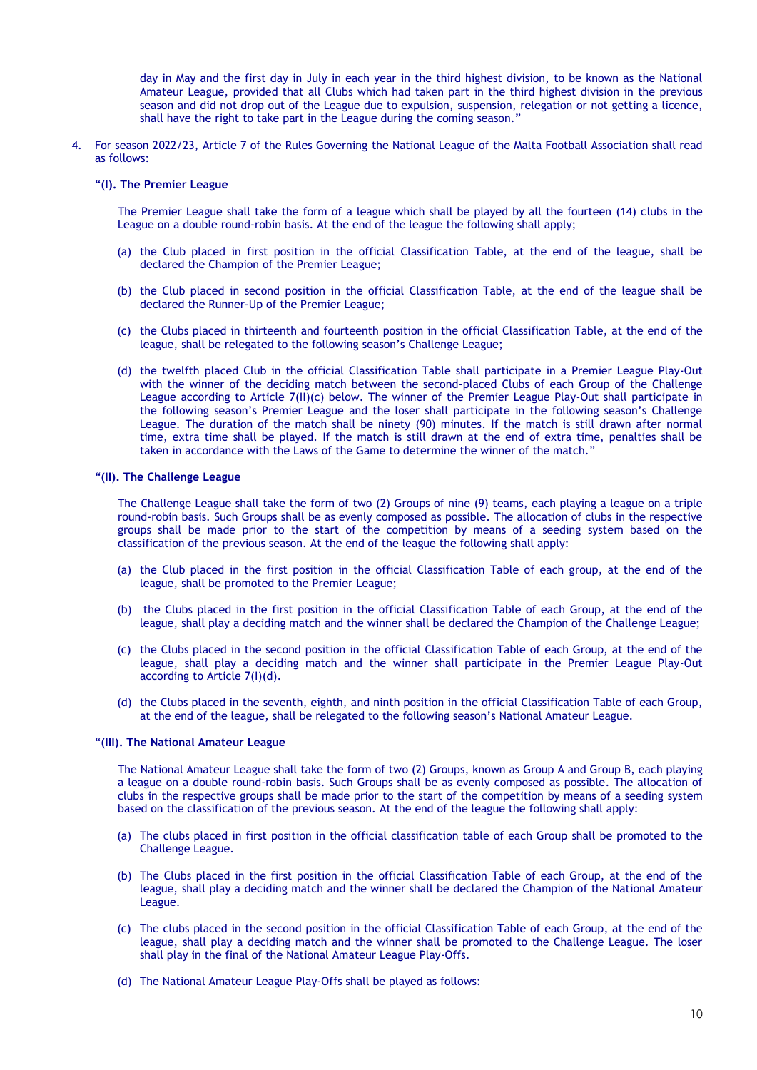day in May and the first day in July in each year in the third highest division, to be known as the National Amateur League, provided that all Clubs which had taken part in the third highest division in the previous season and did not drop out of the League due to expulsion, suspension, relegation or not getting a licence, shall have the right to take part in the League during the coming season."

4. For season 2022/23, Article 7 of the Rules Governing the National League of the Malta Football Association shall read as follows:

"**(I). The Premier League**

The Premier League shall take the form of a league which shall be played by all the fourteen (14) clubs in the League on a double round-robin basis. At the end of the league the following shall apply;

(a) the Club placed in first position in the official Classification Table, at the end of the league, shall be declared the Champion of the Premier League;

(b) the Club placed in second position in the official Classification Table, at the end of the league shall be declared the Runner-Up of the Premier League;

(c) the Clubs placed in thirteenth and fourteenth position in the official Classification Table, at the end of the league, shall be relegated to the following season's Challenge League;

(d) the twelfth placed Club in the official Classification Table shall participate in a Premier League Play-Out with the winner of the deciding match between the second-placed Clubs of each Group of the Challenge League according to Article 7(II)(c) below. The winner of the Premier League Play-Out shall participate in the following season's Premier League and the loser shall participate in the following season's Challenge League. The duration of the match shall be ninety (90) minutes. If the match is still drawn after normal time, extra time shall be played. If the match is still drawn at the end of extra time, penalties shall be taken in accordance with the Laws of the Game to determine the winner of the match."

"**(II). The Challenge League**

The Challenge League shall take the form of two (2) Groups of nine (9) teams, each playing a league on a triple round-robin basis. Such Groups shall be as evenly composed as possible. The allocation of clubs in the respective groups shall be made prior to the start of the competition by means of a seeding system based on the classification of the previous season. At the end of the league the following shall apply:

(a) the Club placed in the first position in the official Classification Table of each group, at the end of the league, shall be promoted to the Premier League;

(b) the Clubs placed in the first position in the official Classification Table of each Group, at the end of the league, shall play a deciding match and the winner shall be declared the Champion of the Challenge League;

(c) the Clubs placed in the second position in the official Classification Table of each Group, at the end of the league, shall play a deciding match and the winner shall participate in the Premier League Play-Out according to Article 7(I)(d).

(d) the Clubs placed in the seventh, eighth, and ninth position in the official Classification Table of each Group, at the end of the league, shall be relegated to the following season's National Amateur League.

"**(III). The National Amateur League**

The National Amateur League shall take the form of two (2) Groups, known as Group A and Group B, each playing a league on a double round-robin basis. Such Groups shall be as evenly composed as possible. The allocation of clubs in the respective groups shall be made prior to the start of the competition by means of a seeding system based on the classification of the previous season. At the end of the league the following shall apply:

(a) The clubs placed in first position in the official classification table of each Group shall be promoted to the Challenge League.

(b) The Clubs placed in the first position in the official Classification Table of each Group, at the end of the league, shall play a deciding match and the winner shall be declared the Champion of the National Amateur League.

(c) The clubs placed in the second position in the official Classification Table of each Group, at the end of the league, shall play a deciding match and the winner shall be promoted to the Challenge League. The loser shall play in the final of the National Amateur League Play-Offs.

(d) The National Amateur League Play-Offs shall be played as follows: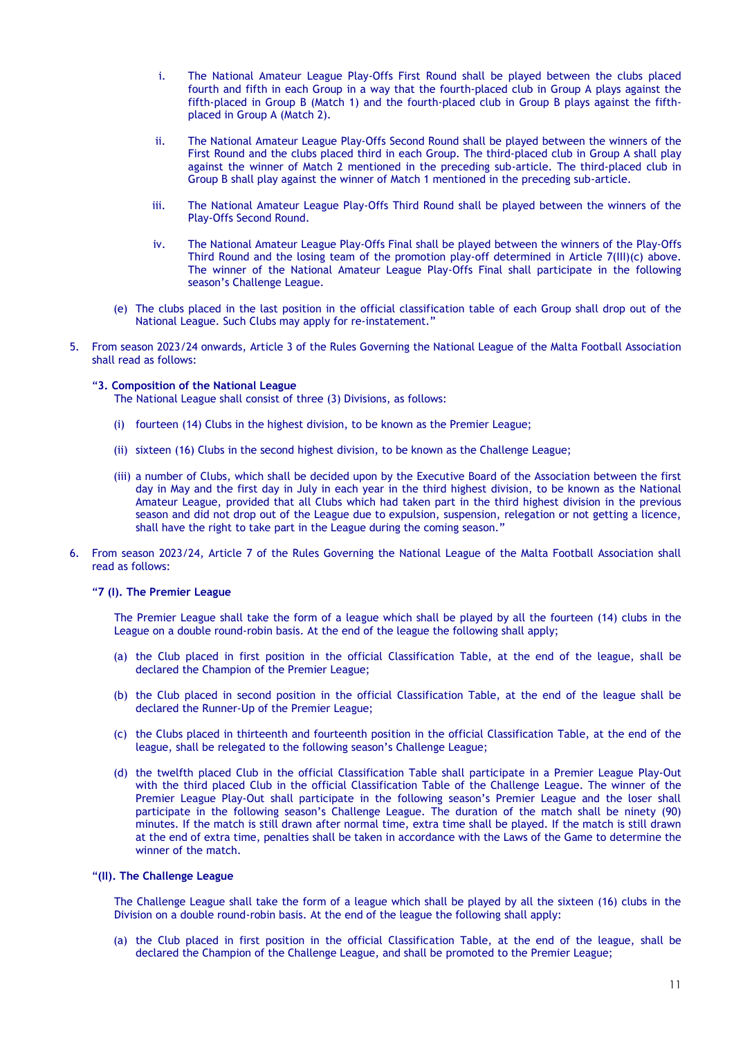i. The National Amateur League Play-Offs First Round shall be played between the clubs placed fourth and fifth in each Group in a way that the fourth-placed club in Group A plays against the fifth-placed in Group B (Match 1) and the fourth-placed club in Group B plays against the fifth-placed in Group A (Match 2).

ii. The National Amateur League Play-Offs Second Round shall be played between the winners of the First Round and the clubs placed third in each Group. The third-placed club in Group A shall play against the winner of Match 2 mentioned in the preceding sub-article. The third-placed club in Group B shall play against the winner of Match 1 mentioned in the preceding sub-article.

iii. The National Amateur League Play-Offs Third Round shall be played between the winners of the Play-Offs Second Round.

iv. The National Amateur League Play-Offs Final shall be played between the winners of the Play-Offs Third Round and the losing team of the promotion play-off determined in Article 7(III)(c) above. The winner of the National Amateur League Play-Offs Final shall participate in the following season's Challenge League.

(e) The clubs placed in the last position in the official classification table of each Group shall drop out of the National League. Such Clubs may apply for re-instatement."

5. From season 2023/24 onwards, Article 3 of the Rules Governing the National League of the Malta Football Association shall read as follows:

"**3. Composition of the National League**
The National League shall consist of three (3) Divisions, as follows:

(i) fourteen (14) Clubs in the highest division, to be known as the Premier League;

(ii) sixteen (16) Clubs in the second highest division, to be known as the Challenge League;

(iii) a number of Clubs, which shall be decided upon by the Executive Board of the Association between the first day in May and the first day in July in each year in the third highest division, to be known as the National Amateur League, provided that all Clubs which had taken part in the third highest division in the previous season and did not drop out of the League due to expulsion, suspension, relegation or not getting a licence, shall have the right to take part in the League during the coming season."

6. From season 2023/24, Article 7 of the Rules Governing the National League of the Malta Football Association shall read as follows:

"**7 (I). The Premier League**

The Premier League shall take the form of a league which shall be played by all the fourteen (14) clubs in the League on a double round-robin basis. At the end of the league the following shall apply;

(a) the Club placed in first position in the official Classification Table, at the end of the league, shall be declared the Champion of the Premier League;

(b) the Club placed in second position in the official Classification Table, at the end of the league shall be declared the Runner-Up of the Premier League;

(c) the Clubs placed in thirteenth and fourteenth position in the official Classification Table, at the end of the league, shall be relegated to the following season's Challenge League;

(d) the twelfth placed Club in the official Classification Table shall participate in a Premier League Play-Out with the third placed Club in the official Classification Table of the Challenge League. The winner of the Premier League Play-Out shall participate in the following season's Premier League and the loser shall participate in the following season's Challenge League. The duration of the match shall be ninety (90) minutes. If the match is still drawn after normal time, extra time shall be played. If the match is still drawn at the end of extra time, penalties shall be taken in accordance with the Laws of the Game to determine the winner of the match.

"**(II). The Challenge League**

The Challenge League shall take the form of a league which shall be played by all the sixteen (16) clubs in the Division on a double round-robin basis. At the end of the league the following shall apply:

(a) the Club placed in first position in the official Classification Table, at the end of the league, shall be declared the Champion of the Challenge League, and shall be promoted to the Premier League;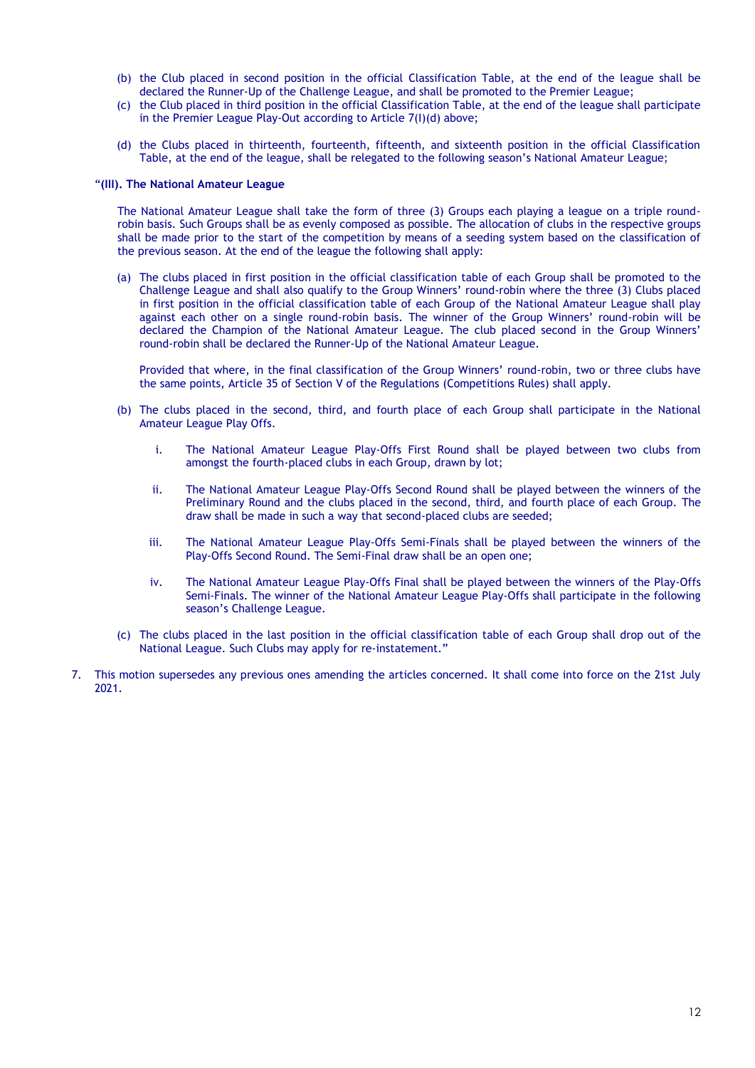(b) the Club placed in second position in the official Classification Table, at the end of the league shall be declared the Runner-Up of the Challenge League, and shall be promoted to the Premier League;

(c) the Club placed in third position in the official Classification Table, at the end of the league shall participate in the Premier League Play-Out according to Article 7(I)(d) above;

(d) the Clubs placed in thirteenth, fourteenth, fifteenth, and sixteenth position in the official Classification Table, at the end of the league, shall be relegated to the following season's National Amateur League;

"**(III). The National Amateur League**

The National Amateur League shall take the form of three (3) Groups each playing a league on a triple round-robin basis. Such Groups shall be as evenly composed as possible. The allocation of clubs in the respective groups shall be made prior to the start of the competition by means of a seeding system based on the classification of the previous season. At the end of the league the following shall apply:

(a) The clubs placed in first position in the official classification table of each Group shall be promoted to the Challenge League and shall also qualify to the Group Winners' round-robin where the three (3) Clubs placed in first position in the official classification table of each Group of the National Amateur League shall play against each other on a single round-robin basis. The winner of the Group Winners' round-robin will be declared the Champion of the National Amateur League. The club placed second in the Group Winners' round-robin shall be declared the Runner-Up of the National Amateur League.

Provided that where, in the final classification of the Group Winners' round-robin, two or three clubs have the same points, Article 35 of Section V of the Regulations (Competitions Rules) shall apply.

(b) The clubs placed in the second, third, and fourth place of each Group shall participate in the National Amateur League Play Offs.

i. The National Amateur League Play-Offs First Round shall be played between two clubs from amongst the fourth-placed clubs in each Group, drawn by lot;

ii. The National Amateur League Play-Offs Second Round shall be played between the winners of the Preliminary Round and the clubs placed in the second, third, and fourth place of each Group. The draw shall be made in such a way that second-placed clubs are seeded;

iii. The National Amateur League Play-Offs Semi-Finals shall be played between the winners of the Play-Offs Second Round. The Semi-Final draw shall be an open one;

iv. The National Amateur League Play-Offs Final shall be played between the winners of the Play-Offs Semi-Finals. The winner of the National Amateur League Play-Offs shall participate in the following season's Challenge League.

(c) The clubs placed in the last position in the official classification table of each Group shall drop out of the National League. Such Clubs may apply for re-instatement."

7. This motion supersedes any previous ones amending the articles concerned. It shall come into force on the 21st July 2021.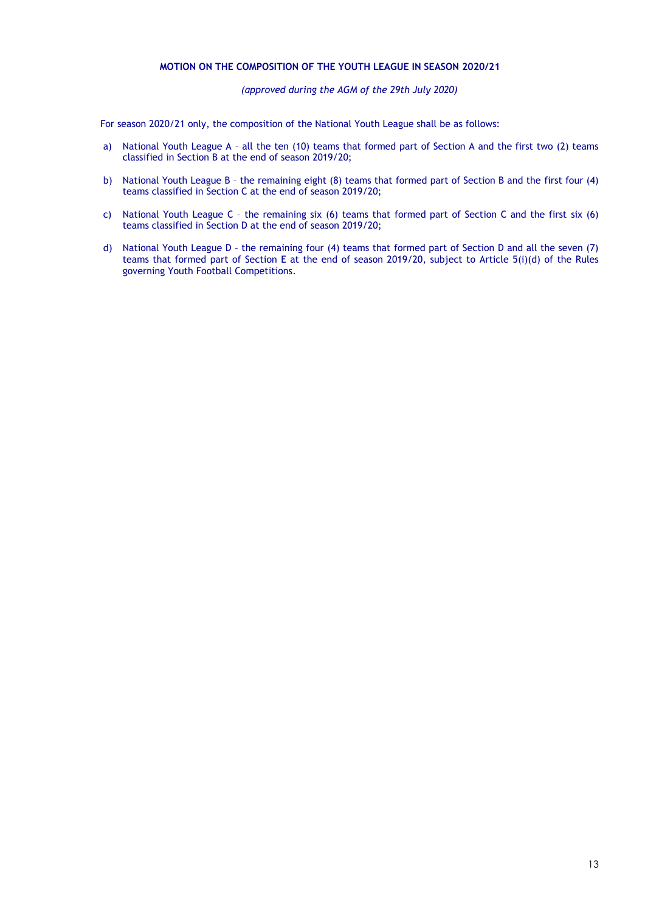## MOTION ON THE COMPOSITION OF THE YOUTH LEAGUE IN SEASON 2020/21

*(approved during the AGM of the 29th July 2020)*

For season 2020/21 only, the composition of the National Youth League shall be as follows:

a) National Youth League A – all the ten (10) teams that formed part of Section A and the first two (2) teams classified in Section B at the end of season 2019/20;

b) National Youth League B – the remaining eight (8) teams that formed part of Section B and the first four (4) teams classified in Section C at the end of season 2019/20;

c) National Youth League C – the remaining six (6) teams that formed part of Section C and the first six (6) teams classified in Section D at the end of season 2019/20;

d) National Youth League D – the remaining four (4) teams that formed part of Section D and all the seven (7) teams that formed part of Section E at the end of season 2019/20, subject to Article 5(i)(d) of the Rules governing Youth Football Competitions.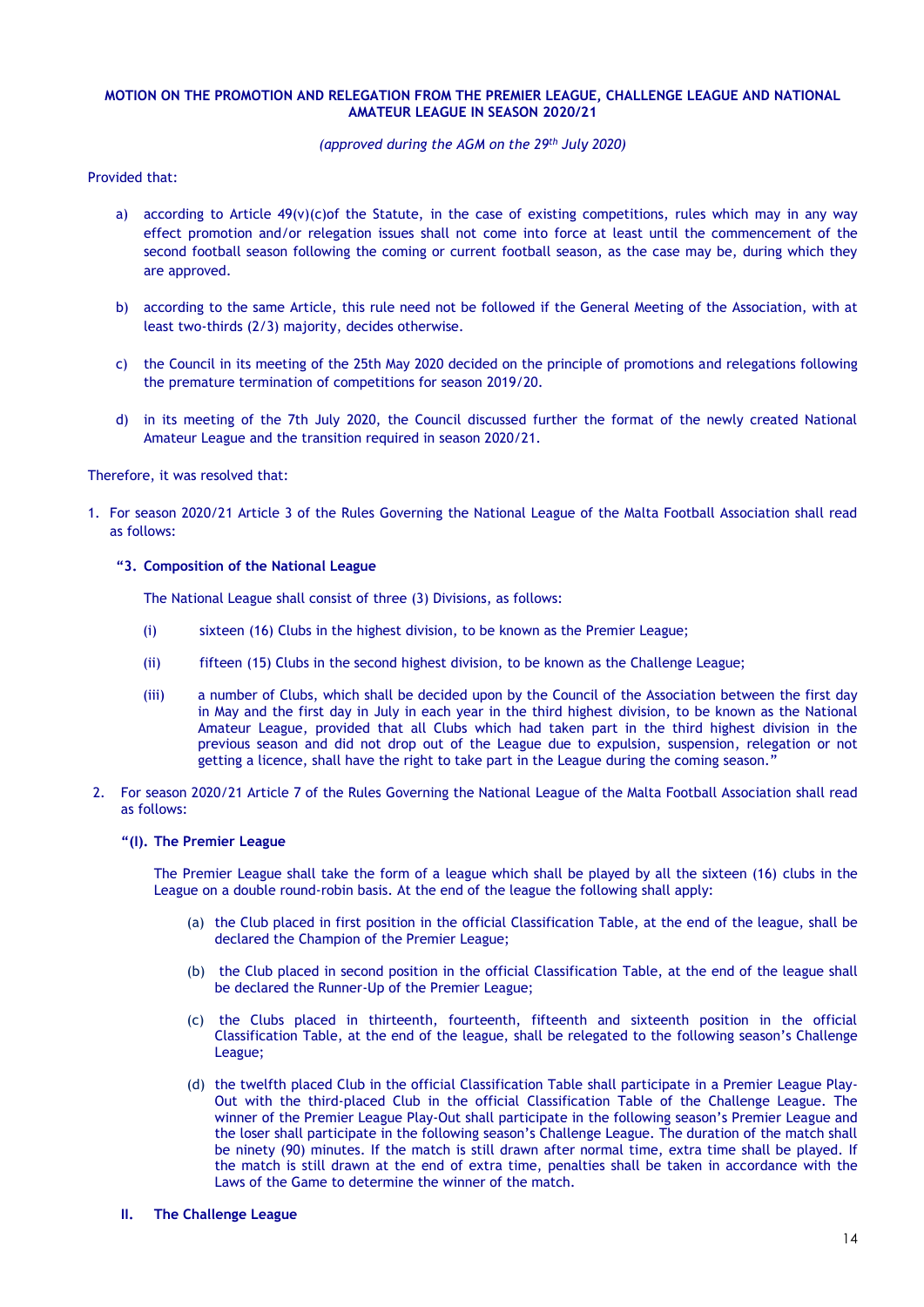**MOTION ON THE PROMOTION AND RELEGATION FROM THE PREMIER LEAGUE, CHALLENGE LEAGUE AND NATIONAL AMATEUR LEAGUE IN SEASON 2020/21**

*(approved during the AGM on the 29th July 2020)*

Provided that:

a) according to Article 49(v)(c)of the Statute, in the case of existing competitions, rules which may in any way effect promotion and/or relegation issues shall not come into force at least until the commencement of the second football season following the coming or current football season, as the case may be, during which they are approved.

b) according to the same Article, this rule need not be followed if the General Meeting of the Association, with at least two-thirds (2/3) majority, decides otherwise.

c) the Council in its meeting of the 25th May 2020 decided on the principle of promotions and relegations following the premature termination of competitions for season 2019/20.

d) in its meeting of the 7th July 2020, the Council discussed further the format of the newly created National Amateur League and the transition required in season 2020/21.

Therefore, it was resolved that:

1. For season 2020/21 Article 3 of the Rules Governing the National League of the Malta Football Association shall read as follows:

   **"3. Composition of the National League**

   The National League shall consist of three (3) Divisions, as follows:

   (i) sixteen (16) Clubs in the highest division, to be known as the Premier League;

   (ii) fifteen (15) Clubs in the second highest division, to be known as the Challenge League;

   (iii) a number of Clubs, which shall be decided upon by the Council of the Association between the first day in May and the first day in July in each year in the third highest division, to be known as the National Amateur League, provided that all Clubs which had taken part in the third highest division in the previous season and did not drop out of the League due to expulsion, suspension, relegation or not getting a licence, shall have the right to take part in the League during the coming season."

2. For season 2020/21 Article 7 of the Rules Governing the National League of the Malta Football Association shall read as follows:

   **"(I). The Premier League**

   The Premier League shall take the form of a league which shall be played by all the sixteen (16) clubs in the League on a double round-robin basis. At the end of the league the following shall apply:

   (a) the Club placed in first position in the official Classification Table, at the end of the league, shall be declared the Champion of the Premier League;

   (b) the Club placed in second position in the official Classification Table, at the end of the league shall be declared the Runner-Up of the Premier League;

   (c) the Clubs placed in thirteenth, fourteenth, fifteenth and sixteenth position in the official Classification Table, at the end of the league, shall be relegated to the following season's Challenge League;

   (d) the twelfth placed Club in the official Classification Table shall participate in a Premier League Play-Out with the third-placed Club in the official Classification Table of the Challenge League. The winner of the Premier League Play-Out shall participate in the following season's Premier League and the loser shall participate in the following season's Challenge League. The duration of the match shall be ninety (90) minutes. If the match is still drawn after normal time, extra time shall be played. If the match is still drawn at the end of extra time, penalties shall be taken in accordance with the Laws of the Game to determine the winner of the match.

   **II. The Challenge League**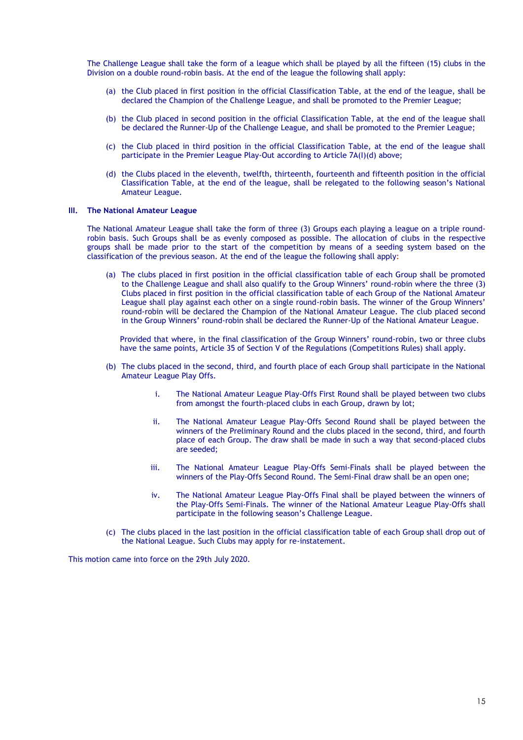The Challenge League shall take the form of a league which shall be played by all the fifteen (15) clubs in the Division on a double round-robin basis. At the end of the league the following shall apply:

(a) the Club placed in first position in the official Classification Table, at the end of the league, shall be declared the Champion of the Challenge League, and shall be promoted to the Premier League;

(b) the Club placed in second position in the official Classification Table, at the end of the league shall be declared the Runner-Up of the Challenge League, and shall be promoted to the Premier League;

(c) the Club placed in third position in the official Classification Table, at the end of the league shall participate in the Premier League Play-Out according to Article 7A(I)(d) above;

(d) the Clubs placed in the eleventh, twelfth, thirteenth, fourteenth and fifteenth position in the official Classification Table, at the end of the league, shall be relegated to the following season's National Amateur League.

### III. The National Amateur League

The National Amateur League shall take the form of three (3) Groups each playing a league on a triple round-robin basis. Such Groups shall be as evenly composed as possible. The allocation of clubs in the respective groups shall be made prior to the start of the competition by means of a seeding system based on the classification of the previous season. At the end of the league the following shall apply:

(a) The clubs placed in first position in the official classification table of each Group shall be promoted to the Challenge League and shall also qualify to the Group Winners' round-robin where the three (3) Clubs placed in first position in the official classification table of each Group of the National Amateur League shall play against each other on a single round-robin basis. The winner of the Group Winners' round-robin will be declared the Champion of the National Amateur League. The club placed second in the Group Winners' round-robin shall be declared the Runner-Up of the National Amateur League.

 Provided that where, in the final classification of the Group Winners' round-robin, two or three clubs have the same points, Article 35 of Section V of the Regulations (Competitions Rules) shall apply.

(b) The clubs placed in the second, third, and fourth place of each Group shall participate in the National Amateur League Play Offs.

 i. The National Amateur League Play-Offs First Round shall be played between two clubs from amongst the fourth-placed clubs in each Group, drawn by lot;

 ii. The National Amateur League Play-Offs Second Round shall be played between the winners of the Preliminary Round and the clubs placed in the second, third, and fourth place of each Group. The draw shall be made in such a way that second-placed clubs are seeded;

 iii. The National Amateur League Play-Offs Semi-Finals shall be played between the winners of the Play-Offs Second Round. The Semi-Final draw shall be an open one;

 iv. The National Amateur League Play-Offs Final shall be played between the winners of the Play-Offs Semi-Finals. The winner of the National Amateur League Play-Offs shall participate in the following season's Challenge League.

(c) The clubs placed in the last position in the official classification table of each Group shall drop out of the National League. Such Clubs may apply for re-instatement.

This motion came into force on the 29th July 2020.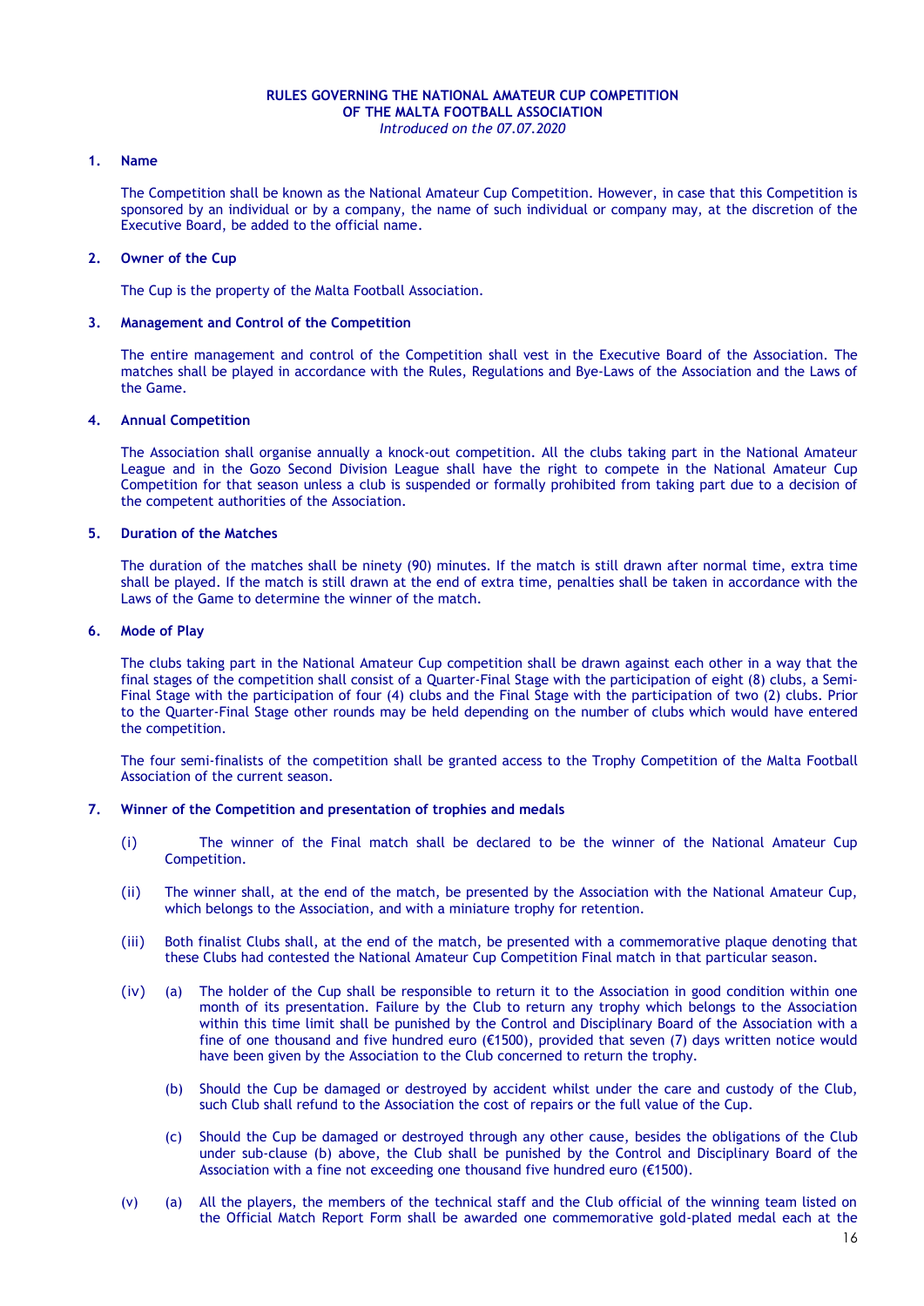**RULES GOVERNING THE NATIONAL AMATEUR CUP COMPETITION**
**OF THE MALTA FOOTBALL ASSOCIATION**
*Introduced on the 07.07.2020*

**1. Name**

The Competition shall be known as the National Amateur Cup Competition. However, in case that this Competition is sponsored by an individual or by a company, the name of such individual or company may, at the discretion of the Executive Board, be added to the official name.

**2. Owner of the Cup**

The Cup is the property of the Malta Football Association.

**3. Management and Control of the Competition**

The entire management and control of the Competition shall vest in the Executive Board of the Association. The matches shall be played in accordance with the Rules, Regulations and Bye-Laws of the Association and the Laws of the Game.

**4. Annual Competition**

The Association shall organise annually a knock-out competition. All the clubs taking part in the National Amateur League and in the Gozo Second Division League shall have the right to compete in the National Amateur Cup Competition for that season unless a club is suspended or formally prohibited from taking part due to a decision of the competent authorities of the Association.

**5. Duration of the Matches**

The duration of the matches shall be ninety (90) minutes. If the match is still drawn after normal time, extra time shall be played. If the match is still drawn at the end of extra time, penalties shall be taken in accordance with the Laws of the Game to determine the winner of the match.

**6. Mode of Play**

The clubs taking part in the National Amateur Cup competition shall be drawn against each other in a way that the final stages of the competition shall consist of a Quarter-Final Stage with the participation of eight (8) clubs, a Semi-Final Stage with the participation of four (4) clubs and the Final Stage with the participation of two (2) clubs. Prior to the Quarter-Final Stage other rounds may be held depending on the number of clubs which would have entered the competition.

The four semi-finalists of the competition shall be granted access to the Trophy Competition of the Malta Football Association of the current season.

**7. Winner of the Competition and presentation of trophies and medals**

(i) The winner of the Final match shall be declared to be the winner of the National Amateur Cup Competition.

(ii) The winner shall, at the end of the match, be presented by the Association with the National Amateur Cup, which belongs to the Association, and with a miniature trophy for retention.

(iii) Both finalist Clubs shall, at the end of the match, be presented with a commemorative plaque denoting that these Clubs had contested the National Amateur Cup Competition Final match in that particular season.

(iv) (a) The holder of the Cup shall be responsible to return it to the Association in good condition within one month of its presentation. Failure by the Club to return any trophy which belongs to the Association within this time limit shall be punished by the Control and Disciplinary Board of the Association with a fine of one thousand and five hundred euro (€1500), provided that seven (7) days written notice would have been given by the Association to the Club concerned to return the trophy.

(b) Should the Cup be damaged or destroyed by accident whilst under the care and custody of the Club, such Club shall refund to the Association the cost of repairs or the full value of the Cup.

(c) Should the Cup be damaged or destroyed through any other cause, besides the obligations of the Club under sub-clause (b) above, the Club shall be punished by the Control and Disciplinary Board of the Association with a fine not exceeding one thousand five hundred euro (€1500).

(v) (a) All the players, the members of the technical staff and the Club official of the winning team listed on the Official Match Report Form shall be awarded one commemorative gold-plated medal each at the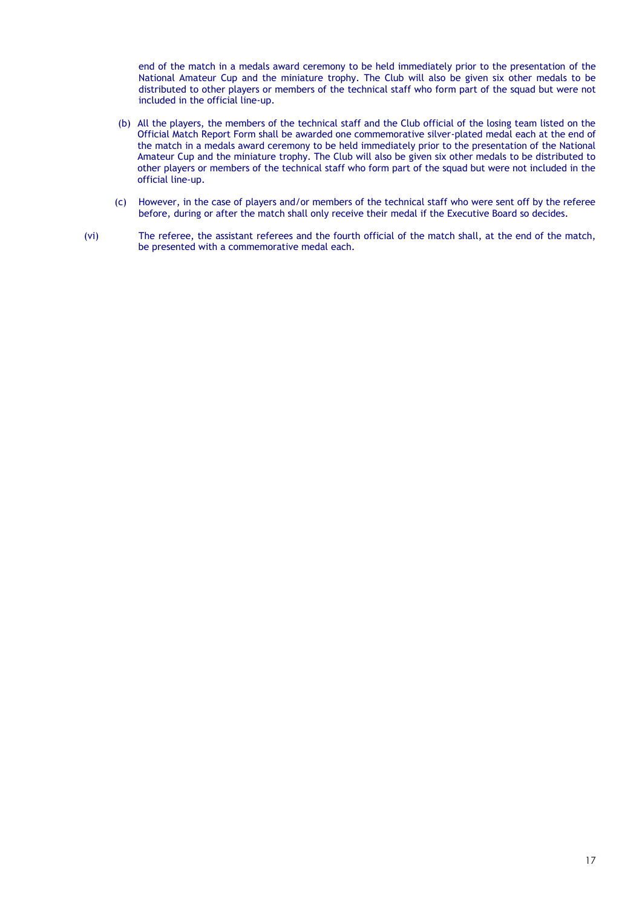end of the match in a medals award ceremony to be held immediately prior to the presentation of the National Amateur Cup and the miniature trophy. The Club will also be given six other medals to be distributed to other players or members of the technical staff who form part of the squad but were not included in the official line-up.

(b) All the players, the members of the technical staff and the Club official of the losing team listed on the Official Match Report Form shall be awarded one commemorative silver-plated medal each at the end of the match in a medals award ceremony to be held immediately prior to the presentation of the National Amateur Cup and the miniature trophy. The Club will also be given six other medals to be distributed to other players or members of the technical staff who form part of the squad but were not included in the official line-up.

(c) However, in the case of players and/or members of the technical staff who were sent off by the referee before, during or after the match shall only receive their medal if the Executive Board so decides.

(vi) The referee, the assistant referees and the fourth official of the match shall, at the end of the match, be presented with a commemorative medal each.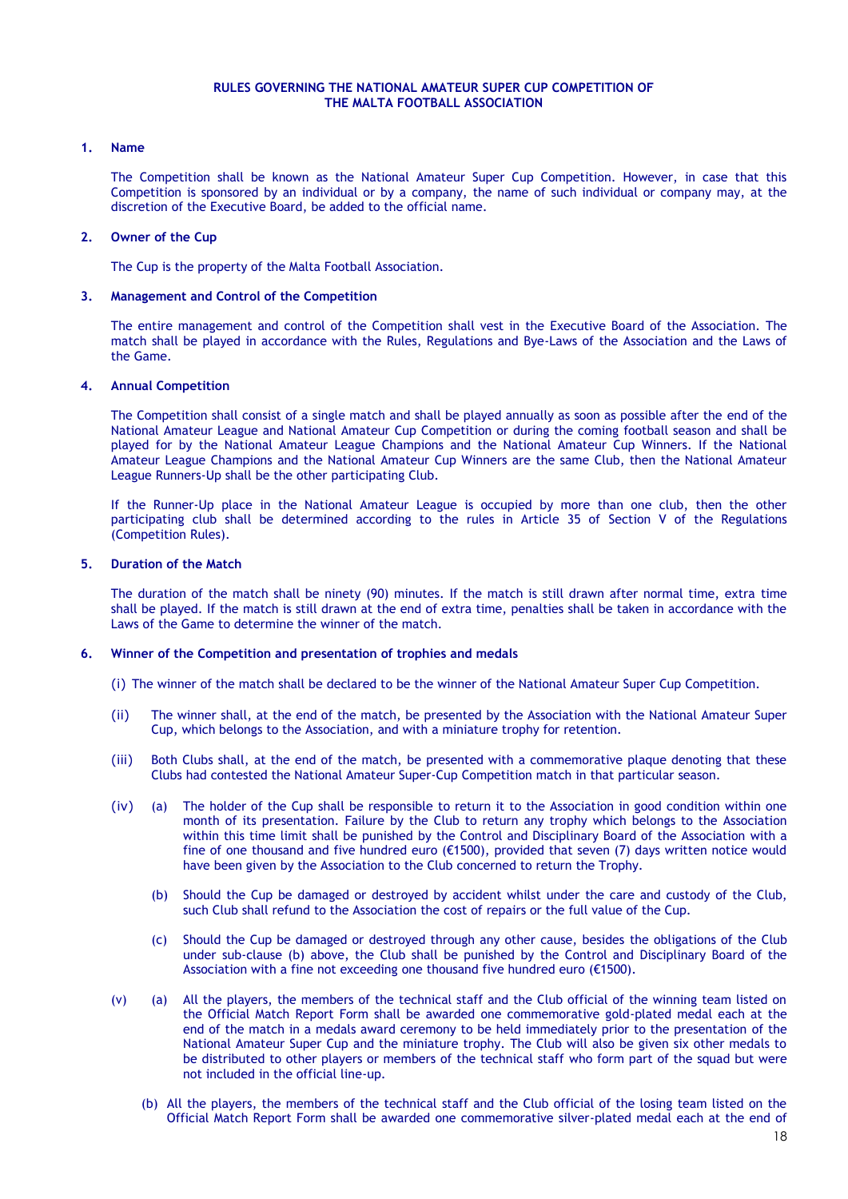**RULES GOVERNING THE NATIONAL AMATEUR SUPER CUP COMPETITION OF THE MALTA FOOTBALL ASSOCIATION**

## 1. Name

The Competition shall be known as the National Amateur Super Cup Competition. However, in case that this Competition is sponsored by an individual or by a company, the name of such individual or company may, at the discretion of the Executive Board, be added to the official name.

## 2. Owner of the Cup

The Cup is the property of the Malta Football Association.

## 3. Management and Control of the Competition

The entire management and control of the Competition shall vest in the Executive Board of the Association. The match shall be played in accordance with the Rules, Regulations and Bye-Laws of the Association and the Laws of the Game.

## 4. Annual Competition

The Competition shall consist of a single match and shall be played annually as soon as possible after the end of the National Amateur League and National Amateur Cup Competition or during the coming football season and shall be played for by the National Amateur League Champions and the National Amateur Cup Winners. If the National Amateur League Champions and the National Amateur Cup Winners are the same Club, then the National Amateur League Runners-Up shall be the other participating Club.

If the Runner-Up place in the National Amateur League is occupied by more than one club, then the other participating club shall be determined according to the rules in Article 35 of Section V of the Regulations (Competition Rules).

## 5. Duration of the Match

The duration of the match shall be ninety (90) minutes. If the match is still drawn after normal time, extra time shall be played. If the match is still drawn at the end of extra time, penalties shall be taken in accordance with the Laws of the Game to determine the winner of the match.

## 6. Winner of the Competition and presentation of trophies and medals

(i) The winner of the match shall be declared to be the winner of the National Amateur Super Cup Competition.

(ii) The winner shall, at the end of the match, be presented by the Association with the National Amateur Super Cup, which belongs to the Association, and with a miniature trophy for retention.

(iii) Both Clubs shall, at the end of the match, be presented with a commemorative plaque denoting that these Clubs had contested the National Amateur Super-Cup Competition match in that particular season.

(iv) (a) The holder of the Cup shall be responsible to return it to the Association in good condition within one month of its presentation. Failure by the Club to return any trophy which belongs to the Association within this time limit shall be punished by the Control and Disciplinary Board of the Association with a fine of one thousand and five hundred euro (€1500), provided that seven (7) days written notice would have been given by the Association to the Club concerned to return the Trophy.

(b) Should the Cup be damaged or destroyed by accident whilst under the care and custody of the Club, such Club shall refund to the Association the cost of repairs or the full value of the Cup.

(c) Should the Cup be damaged or destroyed through any other cause, besides the obligations of the Club under sub-clause (b) above, the Club shall be punished by the Control and Disciplinary Board of the Association with a fine not exceeding one thousand five hundred euro (€1500).

(v) (a) All the players, the members of the technical staff and the Club official of the winning team listed on the Official Match Report Form shall be awarded one commemorative gold-plated medal each at the end of the match in a medals award ceremony to be held immediately prior to the presentation of the National Amateur Super Cup and the miniature trophy. The Club will also be given six other medals to be distributed to other players or members of the technical staff who form part of the squad but were not included in the official line-up.

(b) All the players, the members of the technical staff and the Club official of the losing team listed on the Official Match Report Form shall be awarded one commemorative silver-plated medal each at the end of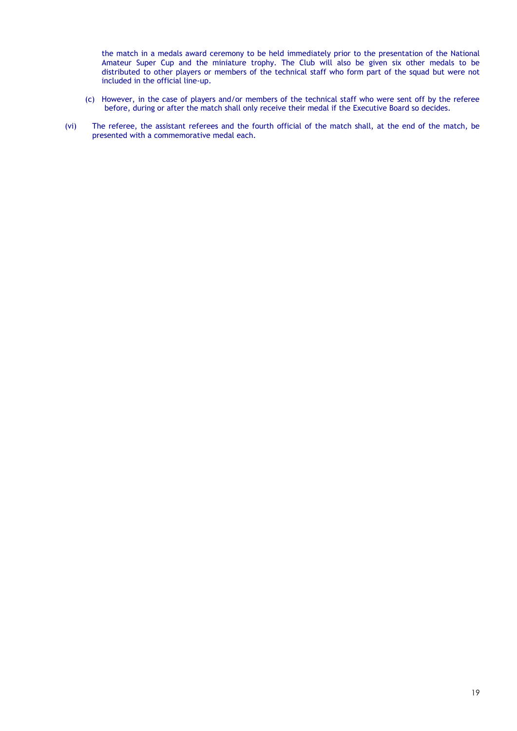the match in a medals award ceremony to be held immediately prior to the presentation of the National Amateur Super Cup and the miniature trophy. The Club will also be given six other medals to be distributed to other players or members of the technical staff who form part of the squad but were not included in the official line-up.

(c) However, in the case of players and/or members of the technical staff who were sent off by the referee before, during or after the match shall only receive their medal if the Executive Board so decides.

(vi) The referee, the assistant referees and the fourth official of the match shall, at the end of the match, be presented with a commemorative medal each.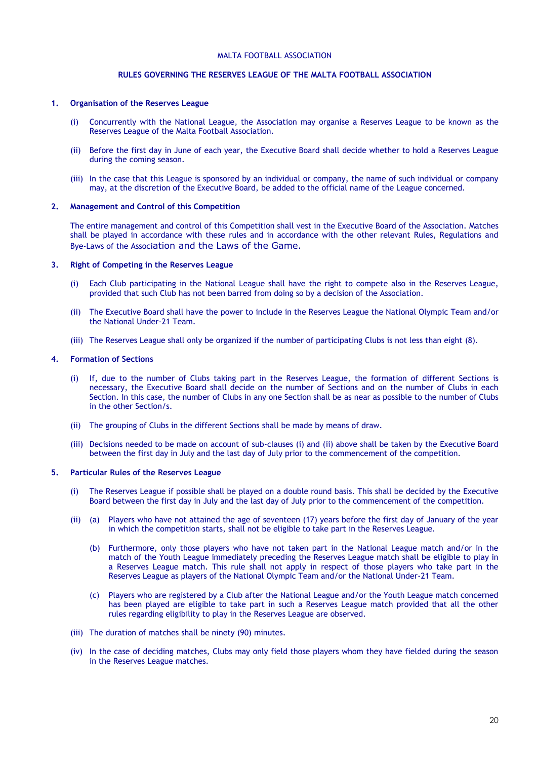MALTA FOOTBALL ASSOCIATION

## RULES GOVERNING THE RESERVES LEAGUE OF THE MALTA FOOTBALL ASSOCIATION

### 1. Organisation of the Reserves League

(i) Concurrently with the National League, the Association may organise a Reserves League to be known as the Reserves League of the Malta Football Association.

(ii) Before the first day in June of each year, the Executive Board shall decide whether to hold a Reserves League during the coming season.

(iii) In the case that this League is sponsored by an individual or company, the name of such individual or company may, at the discretion of the Executive Board, be added to the official name of the League concerned.

### 2. Management and Control of this Competition

The entire management and control of this Competition shall vest in the Executive Board of the Association. Matches shall be played in accordance with these rules and in accordance with the other relevant Rules, Regulations and Bye-Laws of the Association and the Laws of the Game.

### 3. Right of Competing in the Reserves League

(i) Each Club participating in the National League shall have the right to compete also in the Reserves League, provided that such Club has not been barred from doing so by a decision of the Association.

(ii) The Executive Board shall have the power to include in the Reserves League the National Olympic Team and/or the National Under-21 Team.

(iii) The Reserves League shall only be organized if the number of participating Clubs is not less than eight (8).

### 4. Formation of Sections

(i) If, due to the number of Clubs taking part in the Reserves League, the formation of different Sections is necessary, the Executive Board shall decide on the number of Sections and on the number of Clubs in each Section. In this case, the number of Clubs in any one Section shall be as near as possible to the number of Clubs in the other Section/s.

(ii) The grouping of Clubs in the different Sections shall be made by means of draw.

(iii) Decisions needed to be made on account of sub-clauses (i) and (ii) above shall be taken by the Executive Board between the first day in July and the last day of July prior to the commencement of the competition.

### 5. Particular Rules of the Reserves League

(i) The Reserves League if possible shall be played on a double round basis. This shall be decided by the Executive Board between the first day in July and the last day of July prior to the commencement of the competition.

(ii) (a) Players who have not attained the age of seventeen (17) years before the first day of January of the year in which the competition starts, shall not be eligible to take part in the Reserves League.

(b) Furthermore, only those players who have not taken part in the National League match and/or in the match of the Youth League immediately preceding the Reserves League match shall be eligible to play in a Reserves League match. This rule shall not apply in respect of those players who take part in the Reserves League as players of the National Olympic Team and/or the National Under-21 Team.

(c) Players who are registered by a Club after the National League and/or the Youth League match concerned has been played are eligible to take part in such a Reserves League match provided that all the other rules regarding eligibility to play in the Reserves League are observed.

(iii) The duration of matches shall be ninety (90) minutes.

(iv) In the case of deciding matches, Clubs may only field those players whom they have fielded during the season in the Reserves League matches.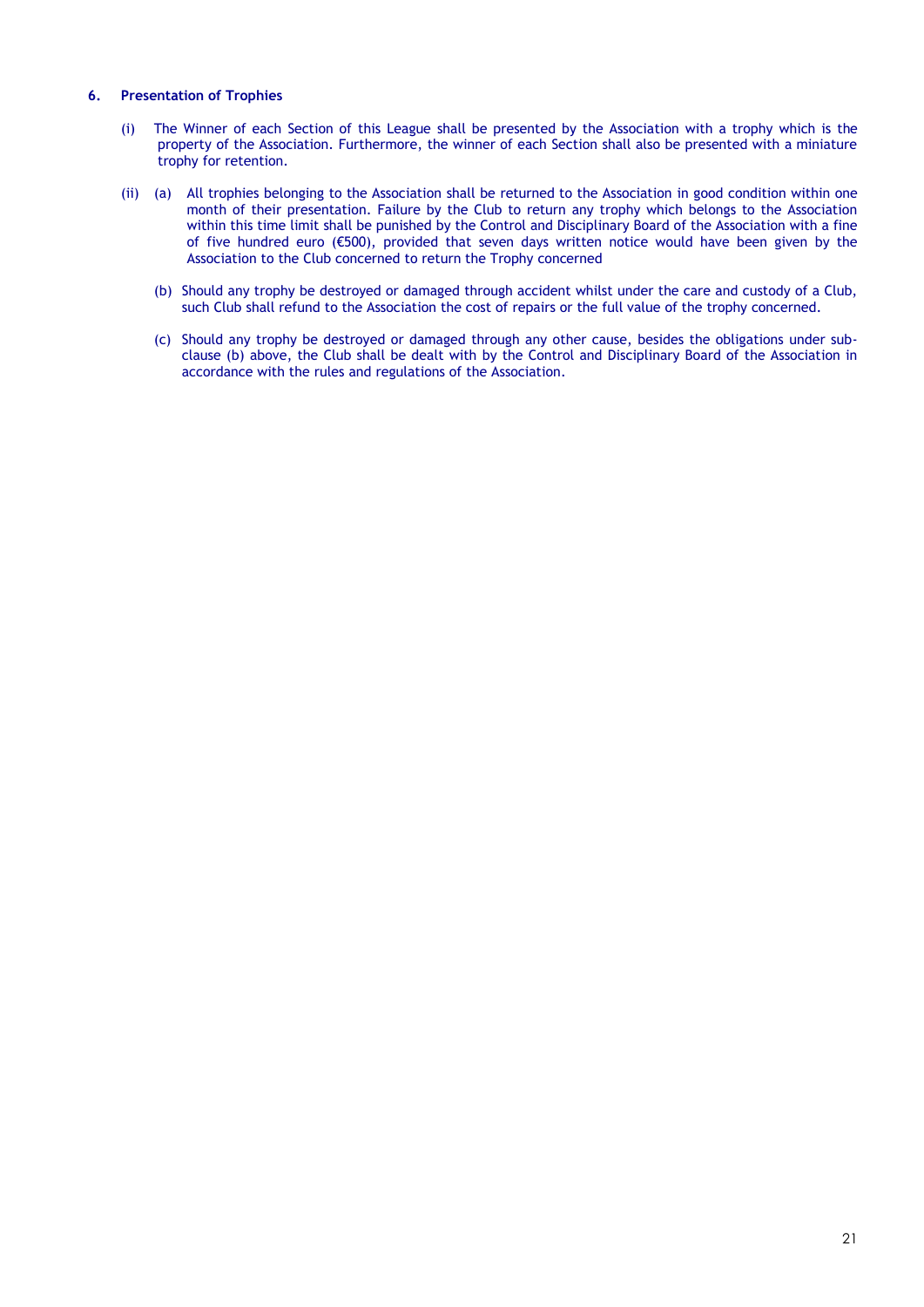### 6. Presentation of Trophies

(i) The Winner of each Section of this League shall be presented by the Association with a trophy which is the property of the Association. Furthermore, the winner of each Section shall also be presented with a miniature trophy for retention.

(ii) (a) All trophies belonging to the Association shall be returned to the Association in good condition within one month of their presentation. Failure by the Club to return any trophy which belongs to the Association within this time limit shall be punished by the Control and Disciplinary Board of the Association with a fine of five hundred euro (€500), provided that seven days written notice would have been given by the Association to the Club concerned to return the Trophy concerned

(b) Should any trophy be destroyed or damaged through accident whilst under the care and custody of a Club, such Club shall refund to the Association the cost of repairs or the full value of the trophy concerned.

(c) Should any trophy be destroyed or damaged through any other cause, besides the obligations under sub-clause (b) above, the Club shall be dealt with by the Control and Disciplinary Board of the Association in accordance with the rules and regulations of the Association.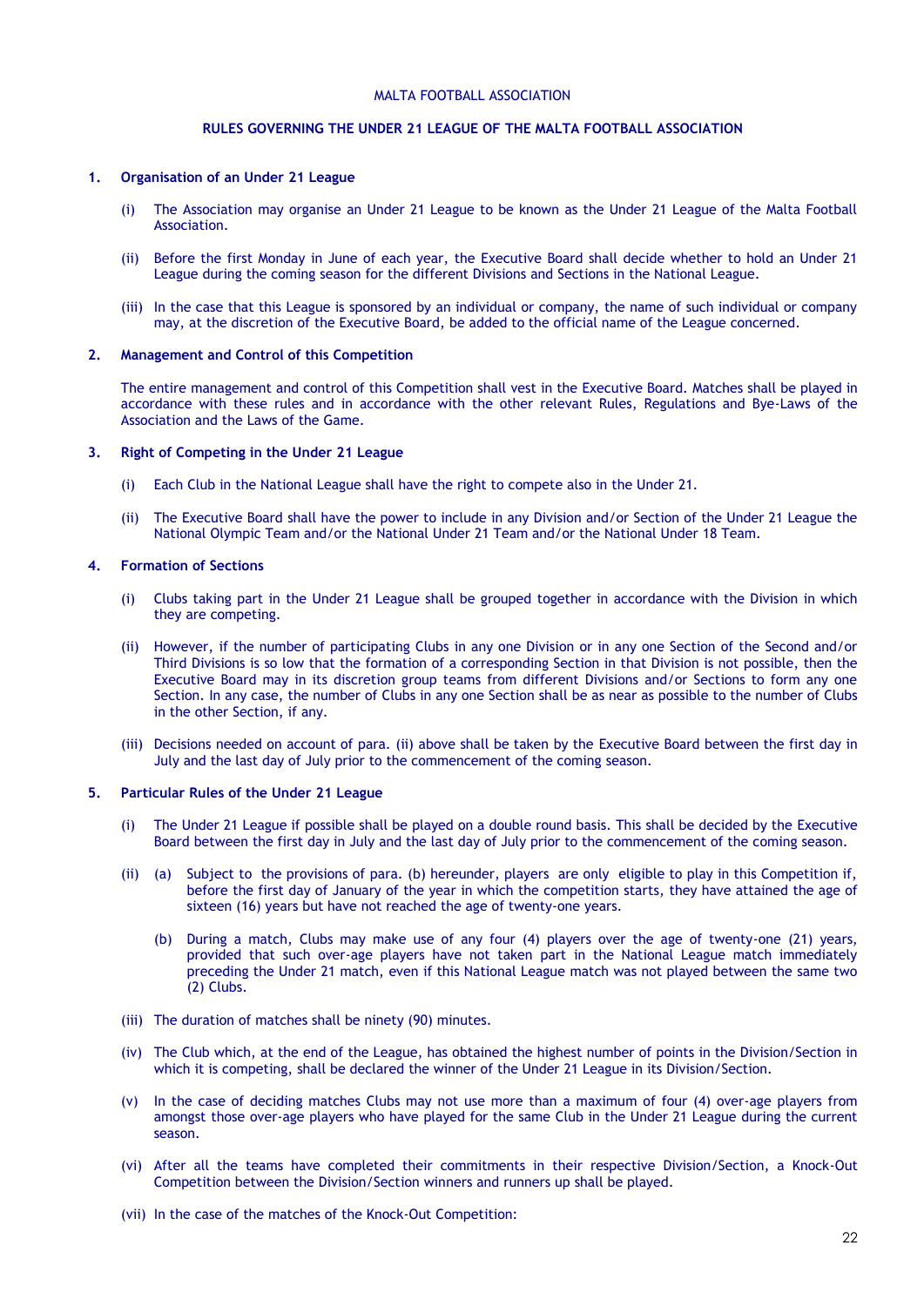MALTA FOOTBALL ASSOCIATION

## RULES GOVERNING THE UNDER 21 LEAGUE OF THE MALTA FOOTBALL ASSOCIATION

### 1. Organisation of an Under 21 League

(i) The Association may organise an Under 21 League to be known as the Under 21 League of the Malta Football Association.

(ii) Before the first Monday in June of each year, the Executive Board shall decide whether to hold an Under 21 League during the coming season for the different Divisions and Sections in the National League.

(iii) In the case that this League is sponsored by an individual or company, the name of such individual or company may, at the discretion of the Executive Board, be added to the official name of the League concerned.

### 2. Management and Control of this Competition

The entire management and control of this Competition shall vest in the Executive Board. Matches shall be played in accordance with these rules and in accordance with the other relevant Rules, Regulations and Bye-Laws of the Association and the Laws of the Game.

### 3. Right of Competing in the Under 21 League

(i) Each Club in the National League shall have the right to compete also in the Under 21.

(ii) The Executive Board shall have the power to include in any Division and/or Section of the Under 21 League the National Olympic Team and/or the National Under 21 Team and/or the National Under 18 Team.

### 4. Formation of Sections

(i) Clubs taking part in the Under 21 League shall be grouped together in accordance with the Division in which they are competing.

(ii) However, if the number of participating Clubs in any one Division or in any one Section of the Second and/or Third Divisions is so low that the formation of a corresponding Section in that Division is not possible, then the Executive Board may in its discretion group teams from different Divisions and/or Sections to form any one Section. In any case, the number of Clubs in any one Section shall be as near as possible to the number of Clubs in the other Section, if any.

(iii) Decisions needed on account of para. (ii) above shall be taken by the Executive Board between the first day in July and the last day of July prior to the commencement of the coming season.

### 5. Particular Rules of the Under 21 League

(i) The Under 21 League if possible shall be played on a double round basis. This shall be decided by the Executive Board between the first day in July and the last day of July prior to the commencement of the coming season.

(ii) (a) Subject to the provisions of para. (b) hereunder, players are only eligible to play in this Competition if, before the first day of January of the year in which the competition starts, they have attained the age of sixteen (16) years but have not reached the age of twenty-one years.

(b) During a match, Clubs may make use of any four (4) players over the age of twenty-one (21) years, provided that such over-age players have not taken part in the National League match immediately preceding the Under 21 match, even if this National League match was not played between the same two (2) Clubs.

(iii) The duration of matches shall be ninety (90) minutes.

(iv) The Club which, at the end of the League, has obtained the highest number of points in the Division/Section in which it is competing, shall be declared the winner of the Under 21 League in its Division/Section.

(v) In the case of deciding matches Clubs may not use more than a maximum of four (4) over-age players from amongst those over-age players who have played for the same Club in the Under 21 League during the current season.

(vi) After all the teams have completed their commitments in their respective Division/Section, a Knock-Out Competition between the Division/Section winners and runners up shall be played.

(vii) In the case of the matches of the Knock-Out Competition: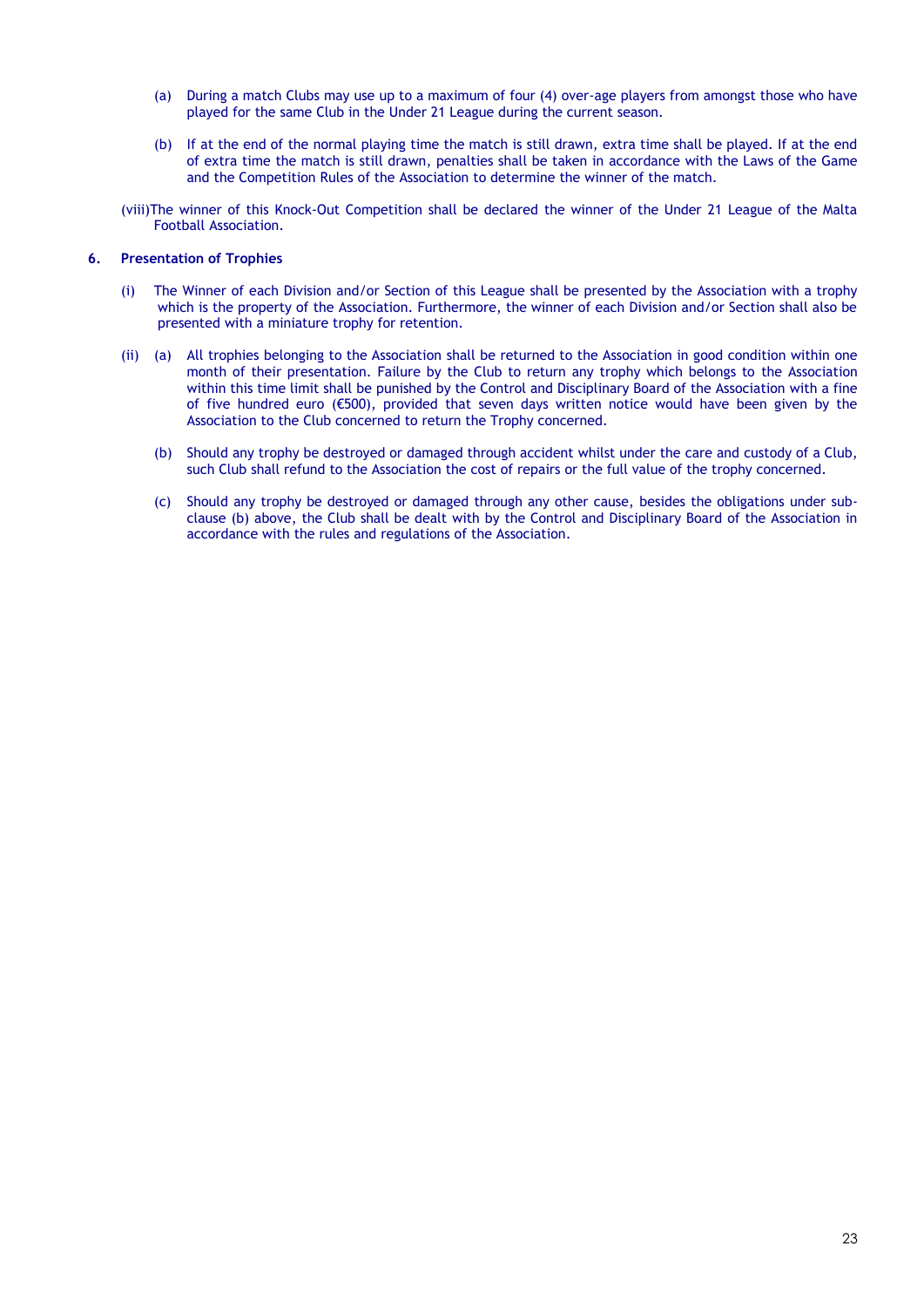(a) During a match Clubs may use up to a maximum of four (4) over-age players from amongst those who have played for the same Club in the Under 21 League during the current season.

(b) If at the end of the normal playing time the match is still drawn, extra time shall be played. If at the end of extra time the match is still drawn, penalties shall be taken in accordance with the Laws of the Game and the Competition Rules of the Association to determine the winner of the match.

(viii) The winner of this Knock-Out Competition shall be declared the winner of the Under 21 League of the Malta Football Association.

**6. Presentation of Trophies**

(i) The Winner of each Division and/or Section of this League shall be presented by the Association with a trophy which is the property of the Association. Furthermore, the winner of each Division and/or Section shall also be presented with a miniature trophy for retention.

(ii) (a) All trophies belonging to the Association shall be returned to the Association in good condition within one month of their presentation. Failure by the Club to return any trophy which belongs to the Association within this time limit shall be punished by the Control and Disciplinary Board of the Association with a fine of five hundred euro (€500), provided that seven days written notice would have been given by the Association to the Club concerned to return the Trophy concerned.

(b) Should any trophy be destroyed or damaged through accident whilst under the care and custody of a Club, such Club shall refund to the Association the cost of repairs or the full value of the trophy concerned.

(c) Should any trophy be destroyed or damaged through any other cause, besides the obligations under sub-clause (b) above, the Club shall be dealt with by the Control and Disciplinary Board of the Association in accordance with the rules and regulations of the Association.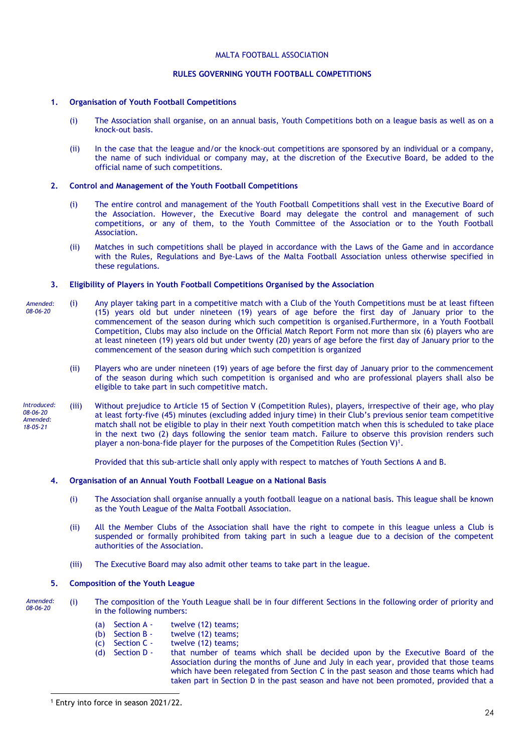MALTA FOOTBALL ASSOCIATION

**RULES GOVERNING YOUTH FOOTBALL COMPETITIONS**

**1. Organisation of Youth Football Competitions**

(i) The Association shall organise, on an annual basis, Youth Competitions both on a league basis as well as on a knock-out basis.

(ii) In the case that the league and/or the knock-out competitions are sponsored by an individual or a company, the name of such individual or company may, at the discretion of the Executive Board, be added to the official name of such competitions.

**2. Control and Management of the Youth Football Competitions**

(i) The entire control and management of the Youth Football Competitions shall vest in the Executive Board of the Association. However, the Executive Board may delegate the control and management of such competitions, or any of them, to the Youth Committee of the Association or to the Youth Football Association.

(ii) Matches in such competitions shall be played in accordance with the Laws of the Game and in accordance with the Rules, Regulations and Bye-Laws of the Malta Football Association unless otherwise specified in these regulations.

**3. Eligibility of Players in Youth Football Competitions Organised by the Association**

*Amended: 08-06-20*

(i) Any player taking part in a competitive match with a Club of the Youth Competitions must be at least fifteen (15) years old but under nineteen (19) years of age before the first day of January prior to the commencement of the season during which such competition is organised.Furthermore, in a Youth Football Competition, Clubs may also include on the Official Match Report Form not more than six (6) players who are at least nineteen (19) years old but under twenty (20) years of age before the first day of January prior to the commencement of the season during which such competition is organized

(ii) Players who are under nineteen (19) years of age before the first day of January prior to the commencement of the season during which such competition is organised and who are professional players shall also be eligible to take part in such competitive match.

*Introduced: 08-06-20*
*Amended: 18-05-21*

(iii) Without prejudice to Article 15 of Section V (Competition Rules), players, irrespective of their age, who play at least forty-five (45) minutes (excluding added injury time) in their Club's previous senior team competitive match shall not be eligible to play in their next Youth competition match when this is scheduled to take place in the next two (2) days following the senior team match. Failure to observe this provision renders such player a non-bona-fide player for the purposes of the Competition Rules (Section V)[1].

Provided that this sub-article shall only apply with respect to matches of Youth Sections A and B.

**4. Organisation of an Annual Youth Football League on a National Basis**

(i) The Association shall organise annually a youth football league on a national basis. This league shall be known as the Youth League of the Malta Football Association.

(ii) All the Member Clubs of the Association shall have the right to compete in this league unless a Club is suspended or formally prohibited from taking part in such a league due to a decision of the competent authorities of the Association.

(iii) The Executive Board may also admit other teams to take part in the league.

**5. Composition of the Youth League**

*Amended: 08-06-20*

(i) The composition of the Youth League shall be in four different Sections in the following order of priority and in the following numbers:

(a) Section A - twelve (12) teams;
(b) Section B - twelve (12) teams;
(c) Section C - twelve (12) teams;
(d) Section D - that number of teams which shall be decided upon by the Executive Board of the Association during the months of June and July in each year, provided that those teams which have been relegated from Section C in the past season and those teams which had taken part in Section D in the past season and have not been promoted, provided that a

[1] Entry into force in season 2021/22.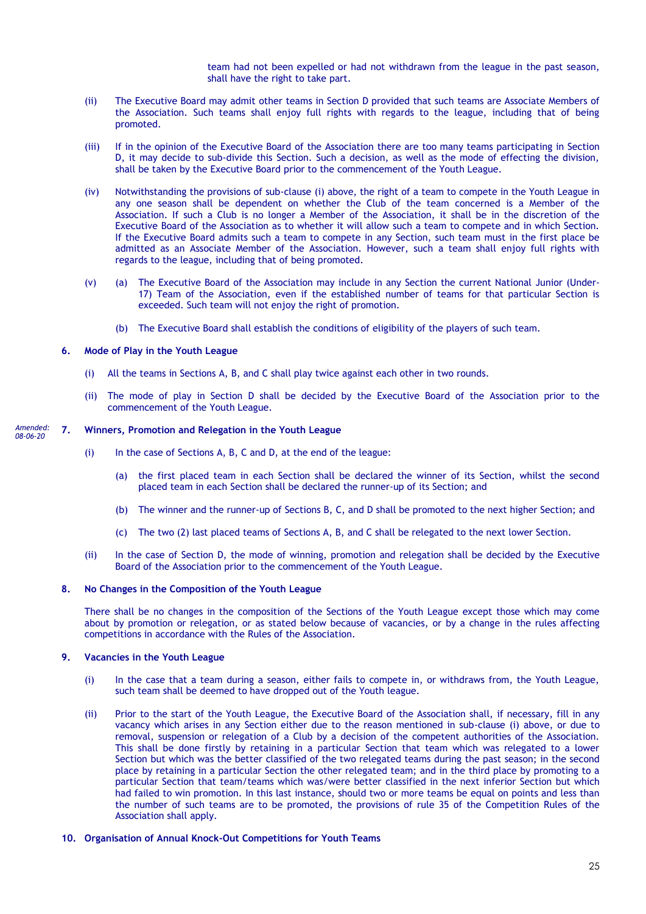team had not been expelled or had not withdrawn from the league in the past season, shall have the right to take part.

(ii) The Executive Board may admit other teams in Section D provided that such teams are Associate Members of the Association. Such teams shall enjoy full rights with regards to the league, including that of being promoted.

(iii) If in the opinion of the Executive Board of the Association there are too many teams participating in Section D, it may decide to sub-divide this Section. Such a decision, as well as the mode of effecting the division, shall be taken by the Executive Board prior to the commencement of the Youth League.

(iv) Notwithstanding the provisions of sub-clause (i) above, the right of a team to compete in the Youth League in any one season shall be dependent on whether the Club of the team concerned is a Member of the Association. If such a Club is no longer a Member of the Association, it shall be in the discretion of the Executive Board of the Association as to whether it will allow such a team to compete and in which Section. If the Executive Board admits such a team to compete in any Section, such team must in the first place be admitted as an Associate Member of the Association. However, such a team shall enjoy full rights with regards to the league, including that of being promoted.

(v) (a) The Executive Board of the Association may include in any Section the current National Junior (Under-17) Team of the Association, even if the established number of teams for that particular Section is exceeded. Such team will not enjoy the right of promotion.

(b) The Executive Board shall establish the conditions of eligibility of the players of such team.

**6. Mode of Play in the Youth League**

(i) All the teams in Sections A, B, and C shall play twice against each other in two rounds.

(ii) The mode of play in Section D shall be decided by the Executive Board of the Association prior to the commencement of the Youth League.

*Amended: 08-06-20*

**7. Winners, Promotion and Relegation in the Youth League**

(i) In the case of Sections A, B, C and D, at the end of the league:

(a) the first placed team in each Section shall be declared the winner of its Section, whilst the second placed team in each Section shall be declared the runner-up of its Section; and

(b) The winner and the runner-up of Sections B, C, and D shall be promoted to the next higher Section; and

(c) The two (2) last placed teams of Sections A, B, and C shall be relegated to the next lower Section.

(ii) In the case of Section D, the mode of winning, promotion and relegation shall be decided by the Executive Board of the Association prior to the commencement of the Youth League.

**8. No Changes in the Composition of the Youth League**

There shall be no changes in the composition of the Sections of the Youth League except those which may come about by promotion or relegation, or as stated below because of vacancies, or by a change in the rules affecting competitions in accordance with the Rules of the Association.

**9. Vacancies in the Youth League**

(i) In the case that a team during a season, either fails to compete in, or withdraws from, the Youth League, such team shall be deemed to have dropped out of the Youth league.

(ii) Prior to the start of the Youth League, the Executive Board of the Association shall, if necessary, fill in any vacancy which arises in any Section either due to the reason mentioned in sub-clause (i) above, or due to removal, suspension or relegation of a Club by a decision of the competent authorities of the Association. This shall be done firstly by retaining in a particular Section that team which was relegated to a lower Section but which was the better classified of the two relegated teams during the past season; in the second place by retaining in a particular Section the other relegated team; and in the third place by promoting to a particular Section that team/teams which was/were better classified in the next inferior Section but which had failed to win promotion. In this last instance, should two or more teams be equal on points and less than the number of such teams are to be promoted, the provisions of rule 35 of the Competition Rules of the Association shall apply.

**10. Organisation of Annual Knock-Out Competitions for Youth Teams**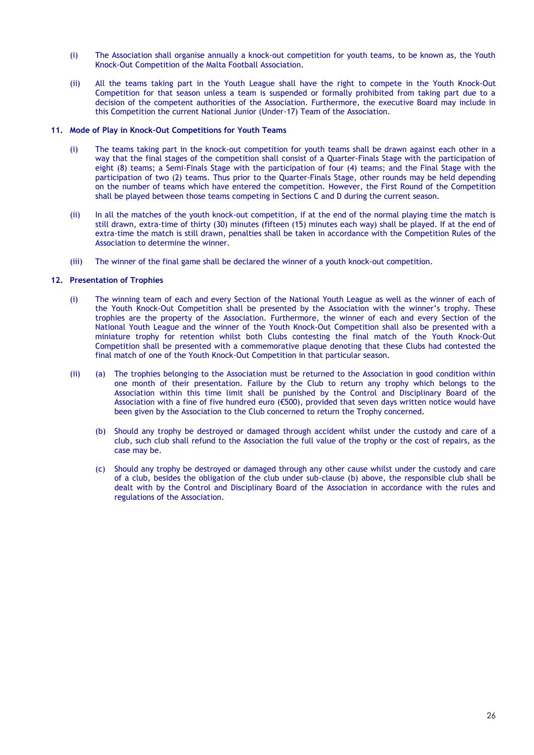(i) The Association shall organise annually a knock-out competition for youth teams, to be known as, the Youth Knock-Out Competition of the Malta Football Association.

(ii) All the teams taking part in the Youth League shall have the right to compete in the Youth Knock-Out Competition for that season unless a team is suspended or formally prohibited from taking part due to a decision of the competent authorities of the Association. Furthermore, the executive Board may include in this Competition the current National Junior (Under-17) Team of the Association.

**11. Mode of Play in Knock-Out Competitions for Youth Teams**

(i) The teams taking part in the knock-out competition for youth teams shall be drawn against each other in a way that the final stages of the competition shall consist of a Quarter-Finals Stage with the participation of eight (8) teams; a Semi-Finals Stage with the participation of four (4) teams; and the Final Stage with the participation of two (2) teams. Thus prior to the Quarter-Finals Stage, other rounds may be held depending on the number of teams which have entered the competition. However, the First Round of the Competition shall be played between those teams competing in Sections C and D during the current season.

(ii) In all the matches of the youth knock-out competition, if at the end of the normal playing time the match is still drawn, extra-time of thirty (30) minutes (fifteen (15) minutes each way) shall be played. If at the end of extra-time the match is still drawn, penalties shall be taken in accordance with the Competition Rules of the Association to determine the winner.

(iii) The winner of the final game shall be declared the winner of a youth knock-out competition.

**12. Presentation of Trophies**

(i) The winning team of each and every Section of the National Youth League as well as the winner of each of the Youth Knock-Out Competition shall be presented by the Association with the winner's trophy. These trophies are the property of the Association. Furthermore, the winner of each and every Section of the National Youth League and the winner of the Youth Knock-Out Competition shall also be presented with a miniature trophy for retention whilst both Clubs contesting the final match of the Youth Knock-Out Competition shall be presented with a commemorative plaque denoting that these Clubs had contested the final match of one of the Youth Knock-Out Competition in that particular season.

(ii) (a) The trophies belonging to the Association must be returned to the Association in good condition within one month of their presentation. Failure by the Club to return any trophy which belongs to the Association within this time limit shall be punished by the Control and Disciplinary Board of the Association with a fine of five hundred euro (€500), provided that seven days written notice would have been given by the Association to the Club concerned to return the Trophy concerned.

(b) Should any trophy be destroyed or damaged through accident whilst under the custody and care of a club, such club shall refund to the Association the full value of the trophy or the cost of repairs, as the case may be.

(c) Should any trophy be destroyed or damaged through any other cause whilst under the custody and care of a club, besides the obligation of the club under sub-clause (b) above, the responsible club shall be dealt with by the Control and Disciplinary Board of the Association in accordance with the rules and regulations of the Association.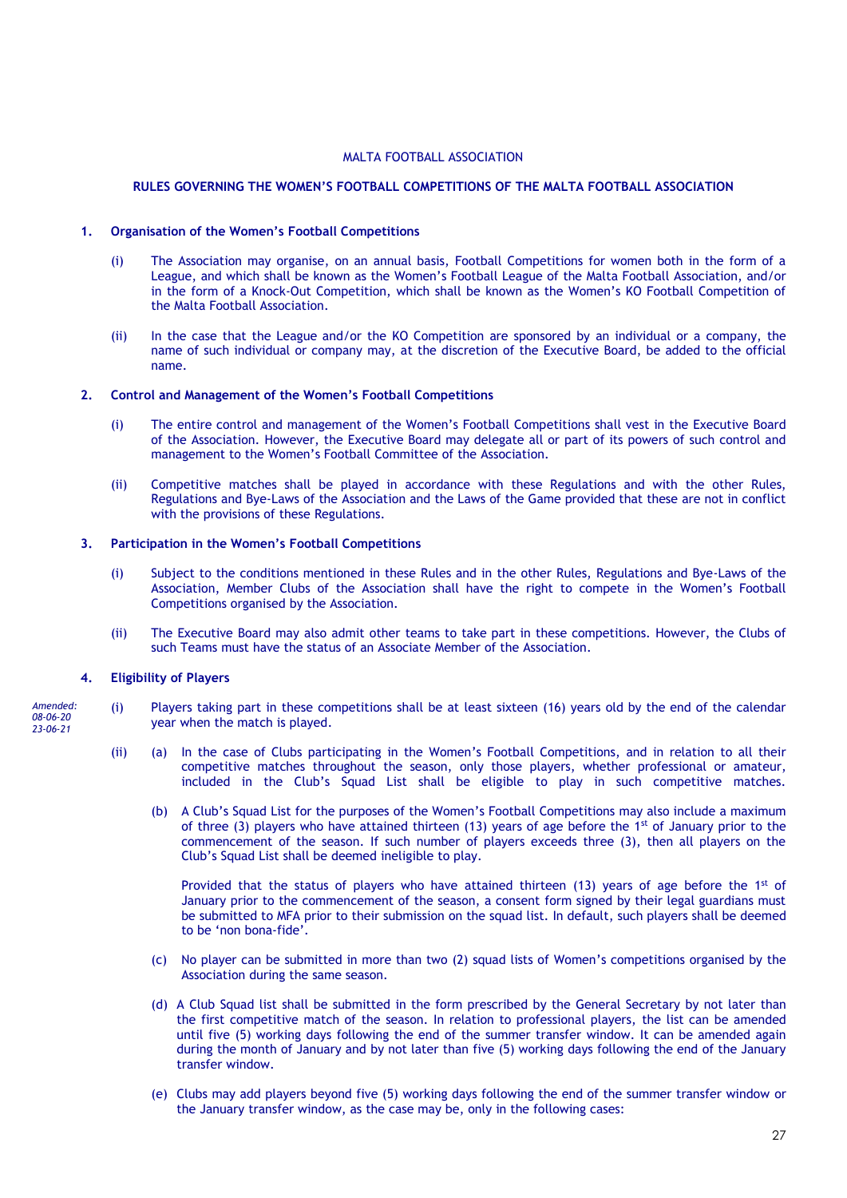MALTA FOOTBALL ASSOCIATION

## RULES GOVERNING THE WOMEN'S FOOTBALL COMPETITIONS OF THE MALTA FOOTBALL ASSOCIATION

### 1. Organisation of the Women's Football Competitions

(i) The Association may organise, on an annual basis, Football Competitions for women both in the form of a League, and which shall be known as the Women's Football League of the Malta Football Association, and/or in the form of a Knock-Out Competition, which shall be known as the Women's KO Football Competition of the Malta Football Association.

(ii) In the case that the League and/or the KO Competition are sponsored by an individual or a company, the name of such individual or company may, at the discretion of the Executive Board, be added to the official name.

### 2. Control and Management of the Women's Football Competitions

(i) The entire control and management of the Women's Football Competitions shall vest in the Executive Board of the Association. However, the Executive Board may delegate all or part of its powers of such control and management to the Women's Football Committee of the Association.

(ii) Competitive matches shall be played in accordance with these Regulations and with the other Rules, Regulations and Bye-Laws of the Association and the Laws of the Game provided that these are not in conflict with the provisions of these Regulations.

### 3. Participation in the Women's Football Competitions

(i) Subject to the conditions mentioned in these Rules and in the other Rules, Regulations and Bye-Laws of the Association, Member Clubs of the Association shall have the right to compete in the Women's Football Competitions organised by the Association.

(ii) The Executive Board may also admit other teams to take part in these competitions. However, the Clubs of such Teams must have the status of an Associate Member of the Association.

### 4. Eligibility of Players

*Amended: 08-06-20 23-06-21*

(i) Players taking part in these competitions shall be at least sixteen (16) years old by the end of the calendar year when the match is played.

(ii) (a) In the case of Clubs participating in the Women's Football Competitions, and in relation to all their competitive matches throughout the season, only those players, whether professional or amateur, included in the Club's Squad List shall be eligible to play in such competitive matches.

(b) A Club's Squad List for the purposes of the Women's Football Competitions may also include a maximum of three (3) players who have attained thirteen (13) years of age before the 1st of January prior to the commencement of the season. If such number of players exceeds three (3), then all players on the Club's Squad List shall be deemed ineligible to play.

Provided that the status of players who have attained thirteen (13) years of age before the 1st of January prior to the commencement of the season, a consent form signed by their legal guardians must be submitted to MFA prior to their submission on the squad list. In default, such players shall be deemed to be 'non bona-fide'.

(c) No player can be submitted in more than two (2) squad lists of Women's competitions organised by the Association during the same season.

(d) A Club Squad list shall be submitted in the form prescribed by the General Secretary by not later than the first competitive match of the season. In relation to professional players, the list can be amended until five (5) working days following the end of the summer transfer window. It can be amended again during the month of January and by not later than five (5) working days following the end of the January transfer window.

(e) Clubs may add players beyond five (5) working days following the end of the summer transfer window or the January transfer window, as the case may be, only in the following cases: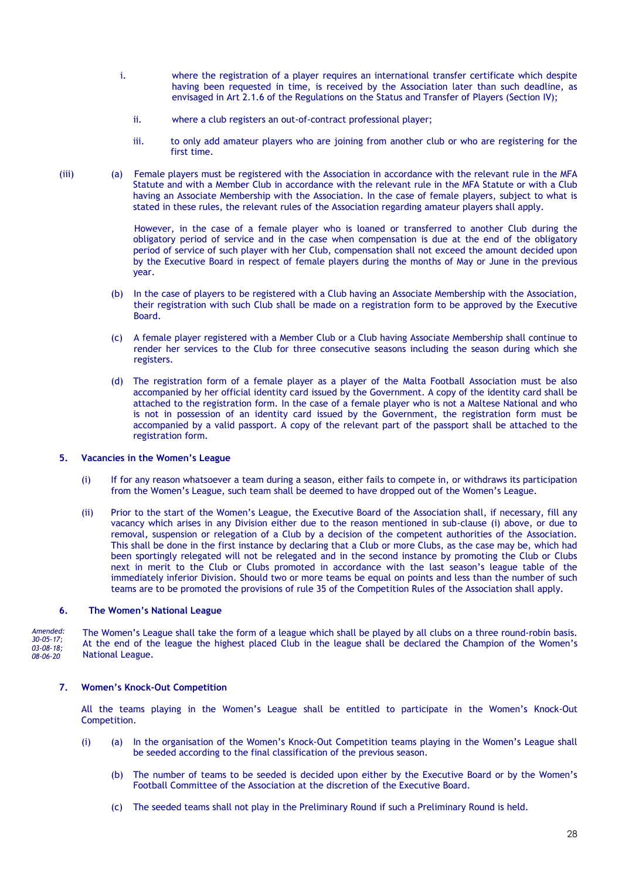i. where the registration of a player requires an international transfer certificate which despite having been requested in time, is received by the Association later than such deadline, as envisaged in Art 2.1.6 of the Regulations on the Status and Transfer of Players (Section IV);

ii. where a club registers an out-of-contract professional player;

iii. to only add amateur players who are joining from another club or who are registering for the first time.

(iii) (a) Female players must be registered with the Association in accordance with the relevant rule in the MFA Statute and with a Member Club in accordance with the relevant rule in the MFA Statute or with a Club having an Associate Membership with the Association. In the case of female players, subject to what is stated in these rules, the relevant rules of the Association regarding amateur players shall apply.

However, in the case of a female player who is loaned or transferred to another Club during the obligatory period of service and in the case when compensation is due at the end of the obligatory period of service of such player with her Club, compensation shall not exceed the amount decided upon by the Executive Board in respect of female players during the months of May or June in the previous year.

(b) In the case of players to be registered with a Club having an Associate Membership with the Association, their registration with such Club shall be made on a registration form to be approved by the Executive Board.

(c) A female player registered with a Member Club or a Club having Associate Membership shall continue to render her services to the Club for three consecutive seasons including the season during which she registers.

(d) The registration form of a female player as a player of the Malta Football Association must be also accompanied by her official identity card issued by the Government. A copy of the identity card shall be attached to the registration form. In the case of a female player who is not a Maltese National and who is not in possession of an identity card issued by the Government, the registration form must be accompanied by a valid passport. A copy of the relevant part of the passport shall be attached to the registration form.

### 5. Vacancies in the Women's League

(i) If for any reason whatsoever a team during a season, either fails to compete in, or withdraws its participation from the Women's League, such team shall be deemed to have dropped out of the Women's League.

(ii) Prior to the start of the Women's League, the Executive Board of the Association shall, if necessary, fill any vacancy which arises in any Division either due to the reason mentioned in sub-clause (i) above, or due to removal, suspension or relegation of a Club by a decision of the competent authorities of the Association. This shall be done in the first instance by declaring that a Club or more Clubs, as the case may be, which had been sportingly relegated will not be relegated and in the second instance by promoting the Club or Clubs next in merit to the Club or Clubs promoted in accordance with the last season's league table of the immediately inferior Division. Should two or more teams be equal on points and less than the number of such teams are to be promoted the provisions of rule 35 of the Competition Rules of the Association shall apply.

### 6. The Women's National League

*Amended: 30-05-17; 03-08-18; 08-06-20*

The Women's League shall take the form of a league which shall be played by all clubs on a three round-robin basis. At the end of the league the highest placed Club in the league shall be declared the Champion of the Women's National League.

### 7. Women's Knock-Out Competition

All the teams playing in the Women's League shall be entitled to participate in the Women's Knock-Out Competition.

(i) (a) In the organisation of the Women's Knock-Out Competition teams playing in the Women's League shall be seeded according to the final classification of the previous season.

(b) The number of teams to be seeded is decided upon either by the Executive Board or by the Women's Football Committee of the Association at the discretion of the Executive Board.

(c) The seeded teams shall not play in the Preliminary Round if such a Preliminary Round is held.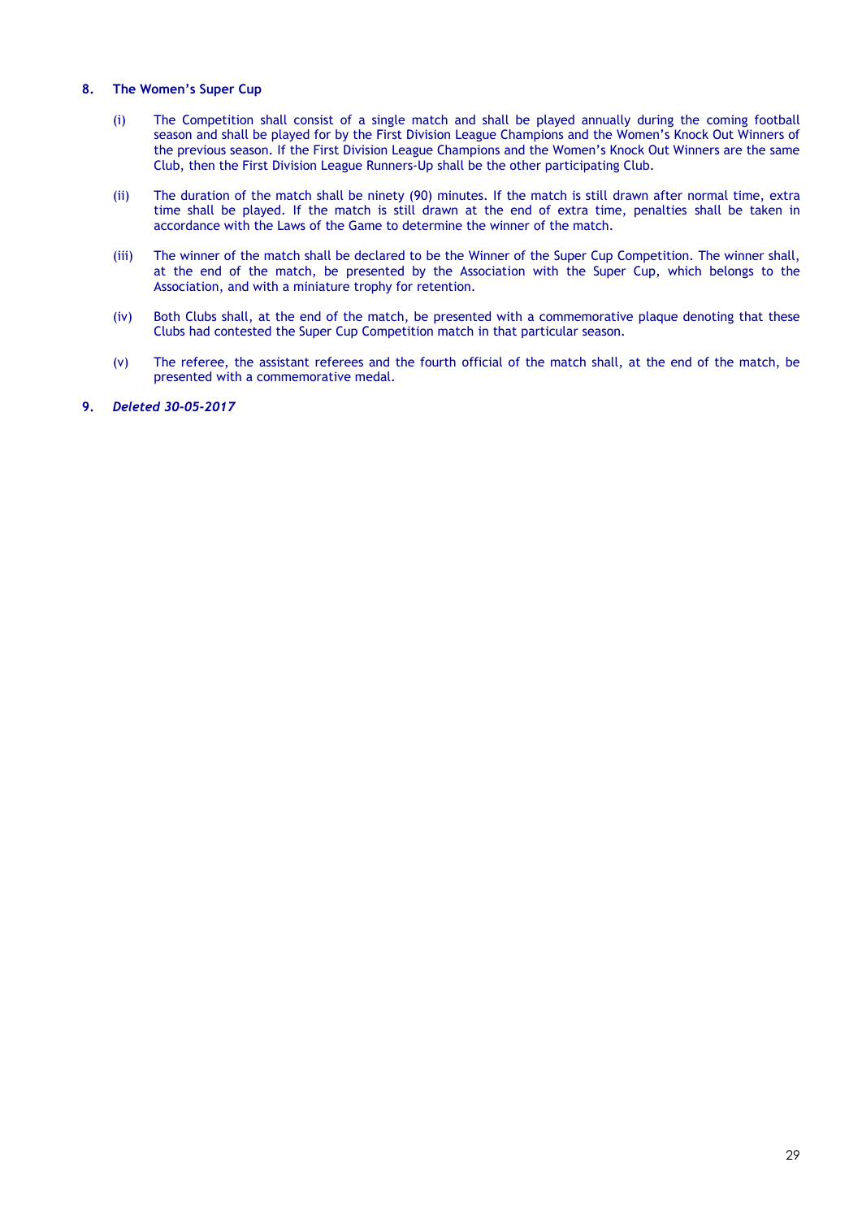**8. The Women's Super Cup**

(i) The Competition shall consist of a single match and shall be played annually during the coming football season and shall be played for by the First Division League Champions and the Women's Knock Out Winners of the previous season. If the First Division League Champions and the Women's Knock Out Winners are the same Club, then the First Division League Runners-Up shall be the other participating Club.

(ii) The duration of the match shall be ninety (90) minutes. If the match is still drawn after normal time, extra time shall be played. If the match is still drawn at the end of extra time, penalties shall be taken in accordance with the Laws of the Game to determine the winner of the match.

(iii) The winner of the match shall be declared to be the Winner of the Super Cup Competition. The winner shall, at the end of the match, be presented by the Association with the Super Cup, which belongs to the Association, and with a miniature trophy for retention.

(iv) Both Clubs shall, at the end of the match, be presented with a commemorative plaque denoting that these Clubs had contested the Super Cup Competition match in that particular season.

(v) The referee, the assistant referees and the fourth official of the match shall, at the end of the match, be presented with a commemorative medal.

**9. *Deleted 30-05-2017***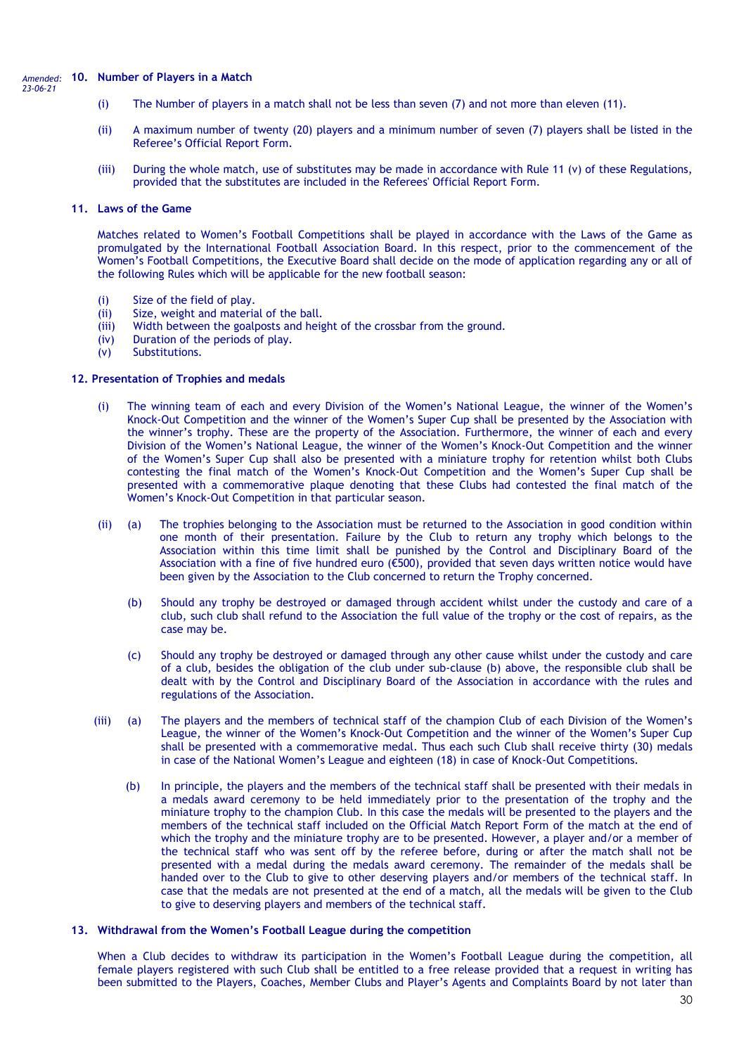*Amended: 23-06-21*

### 10. Number of Players in a Match

(i) The Number of players in a match shall not be less than seven (7) and not more than eleven (11).

(ii) A maximum number of twenty (20) players and a minimum number of seven (7) players shall be listed in the Referee's Official Report Form.

(iii) During the whole match, use of substitutes may be made in accordance with Rule 11 (v) of these Regulations, provided that the substitutes are included in the Referees' Official Report Form.

### 11. Laws of the Game

Matches related to Women's Football Competitions shall be played in accordance with the Laws of the Game as promulgated by the International Football Association Board. In this respect, prior to the commencement of the Women's Football Competitions, the Executive Board shall decide on the mode of application regarding any or all of the following Rules which will be applicable for the new football season:

(i) Size of the field of play.
(ii) Size, weight and material of the ball.
(iii) Width between the goalposts and height of the crossbar from the ground.
(iv) Duration of the periods of play.
(v) Substitutions.

### 12. Presentation of Trophies and medals

(i) The winning team of each and every Division of the Women's National League, the winner of the Women's Knock-Out Competition and the winner of the Women's Super Cup shall be presented by the Association with the winner's trophy. These are the property of the Association. Furthermore, the winner of each and every Division of the Women's National League, the winner of the Women's Knock-Out Competition and the winner of the Women's Super Cup shall also be presented with a miniature trophy for retention whilst both Clubs contesting the final match of the Women's Knock-Out Competition and the Women's Super Cup shall be presented with a commemorative plaque denoting that these Clubs had contested the final match of the Women's Knock-Out Competition in that particular season.

(ii) (a) The trophies belonging to the Association must be returned to the Association in good condition within one month of their presentation. Failure by the Club to return any trophy which belongs to the Association within this time limit shall be punished by the Control and Disciplinary Board of the Association with a fine of five hundred euro (€500), provided that seven days written notice would have been given by the Association to the Club concerned to return the Trophy concerned.

(b) Should any trophy be destroyed or damaged through accident whilst under the custody and care of a club, such club shall refund to the Association the full value of the trophy or the cost of repairs, as the case may be.

(c) Should any trophy be destroyed or damaged through any other cause whilst under the custody and care of a club, besides the obligation of the club under sub-clause (b) above, the responsible club shall be dealt with by the Control and Disciplinary Board of the Association in accordance with the rules and regulations of the Association.

(iii) (a) The players and the members of technical staff of the champion Club of each Division of the Women's League, the winner of the Women's Knock-Out Competition and the winner of the Women's Super Cup shall be presented with a commemorative medal. Thus each such Club shall receive thirty (30) medals in case of the National Women's League and eighteen (18) in case of Knock-Out Competitions.

(b) In principle, the players and the members of the technical staff shall be presented with their medals in a medals award ceremony to be held immediately prior to the presentation of the trophy and the miniature trophy to the champion Club. In this case the medals will be presented to the players and the members of the technical staff included on the Official Match Report Form of the match at the end of which the trophy and the miniature trophy are to be presented. However, a player and/or a member of the technical staff who was sent off by the referee before, during or after the match shall not be presented with a medal during the medals award ceremony. The remainder of the medals shall be handed over to the Club to give to other deserving players and/or members of the technical staff. In case that the medals are not presented at the end of a match, all the medals will be given to the Club to give to deserving players and members of the technical staff.

### 13. Withdrawal from the Women's Football League during the competition

When a Club decides to withdraw its participation in the Women's Football League during the competition, all female players registered with such Club shall be entitled to a free release provided that a request in writing has been submitted to the Players, Coaches, Member Clubs and Player's Agents and Complaints Board by not later than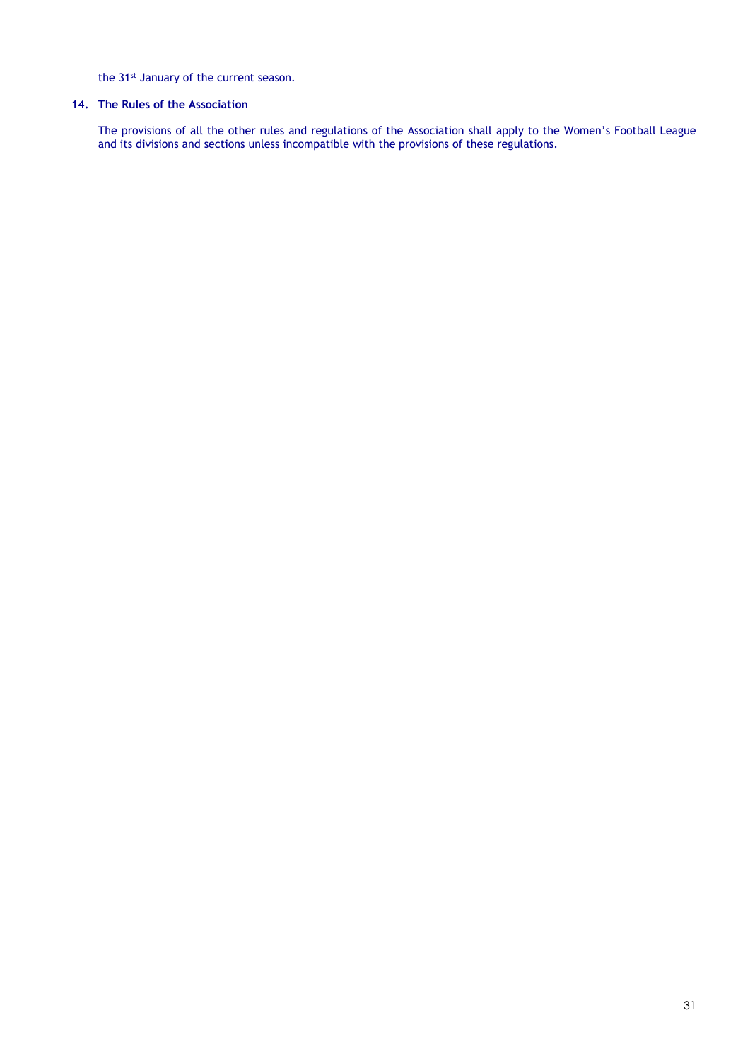the 31st January of the current season.

**14. The Rules of the Association**

The provisions of all the other rules and regulations of the Association shall apply to the Women's Football League and its divisions and sections unless incompatible with the provisions of these regulations.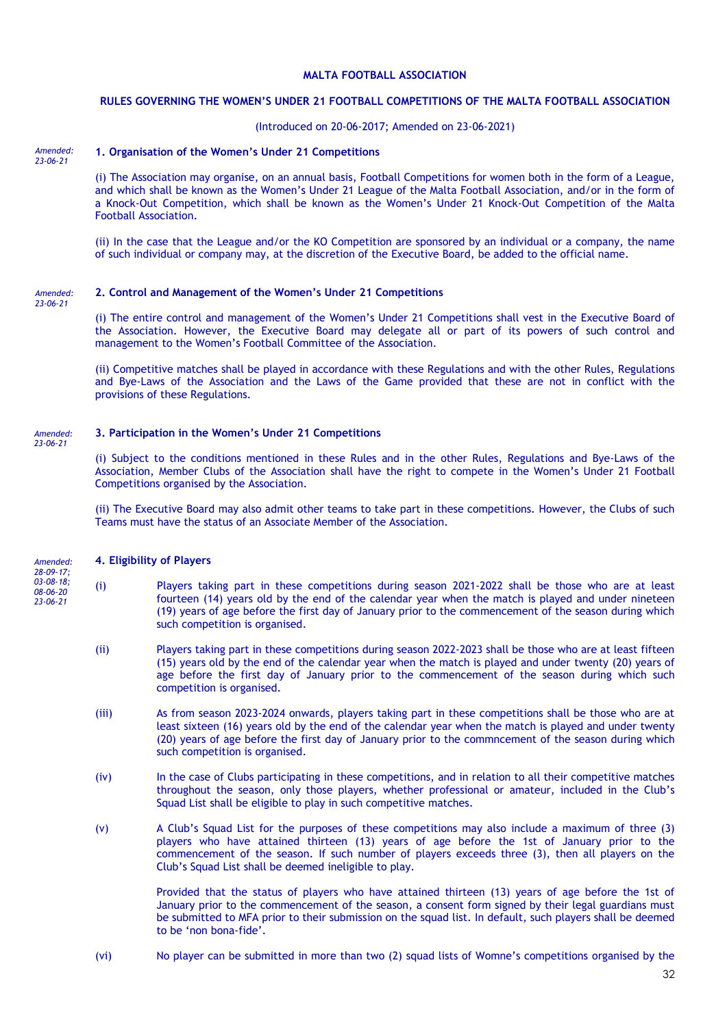**MALTA FOOTBALL ASSOCIATION**

**RULES GOVERNING THE WOMEN'S UNDER 21 FOOTBALL COMPETITIONS OF THE MALTA FOOTBALL ASSOCIATION**

(Introduced on 20-06-2017; Amended on 23-06-2021)

*Amended: 23-06-21*

**1. Organisation of the Women's Under 21 Competitions**

(i) The Association may organise, on an annual basis, Football Competitions for women both in the form of a League, and which shall be known as the Women's Under 21 League of the Malta Football Association, and/or in the form of a Knock-Out Competition, which shall be known as the Women's Under 21 Knock-Out Competition of the Malta Football Association.

(ii) In the case that the League and/or the KO Competition are sponsored by an individual or a company, the name of such individual or company may, at the discretion of the Executive Board, be added to the official name.

*Amended: 23-06-21*

**2. Control and Management of the Women's Under 21 Competitions**

(i) The entire control and management of the Women's Under 21 Competitions shall vest in the Executive Board of the Association. However, the Executive Board may delegate all or part of its powers of such control and management to the Women's Football Committee of the Association.

(ii) Competitive matches shall be played in accordance with these Regulations and with the other Rules, Regulations and Bye-Laws of the Association and the Laws of the Game provided that these are not in conflict with the provisions of these Regulations.

*Amended: 23-06-21*

**3. Participation in the Women's Under 21 Competitions**

(i) Subject to the conditions mentioned in these Rules and in the other Rules, Regulations and Bye-Laws of the Association, Member Clubs of the Association shall have the right to compete in the Women's Under 21 Football Competitions organised by the Association.

(ii) The Executive Board may also admit other teams to take part in these competitions. However, the Clubs of such Teams must have the status of an Associate Member of the Association.

*Amended: 28-09-17; 03-08-18; 08-06-20 23-06-21*

**4. Eligibility of Players**

(i) Players taking part in these competitions during season 2021-2022 shall be those who are at least fourteen (14) years old by the end of the calendar year when the match is played and under nineteen (19) years of age before the first day of January prior to the commencement of the season during which such competition is organised.

(ii) Players taking part in these competitions during season 2022-2023 shall be those who are at least fifteen (15) years old by the end of the calendar year when the match is played and under twenty (20) years of age before the first day of January prior to the commencement of the season during which such competition is organised.

(iii) As from season 2023-2024 onwards, players taking part in these competitions shall be those who are at least sixteen (16) years old by the end of the calendar year when the match is played and under twenty (20) years of age before the first day of January prior to the commncement of the season during which such competition is organised.

(iv) In the case of Clubs participating in these competitions, and in relation to all their competitive matches throughout the season, only those players, whether professional or amateur, included in the Club's Squad List shall be eligible to play in such competitive matches.

(v) A Club's Squad List for the purposes of these competitions may also include a maximum of three (3) players who have attained thirteen (13) years of age before the 1st of January prior to the commencement of the season. If such number of players exceeds three (3), then all players on the Club's Squad List shall be deemed ineligible to play.

Provided that the status of players who have attained thirteen (13) years of age before the 1st of January prior to the commencement of the season, a consent form signed by their legal guardians must be submitted to MFA prior to their submission on the squad list. In default, such players shall be deemed to be 'non bona-fide'.

(vi) No player can be submitted in more than two (2) squad lists of Womne's competitions organised by the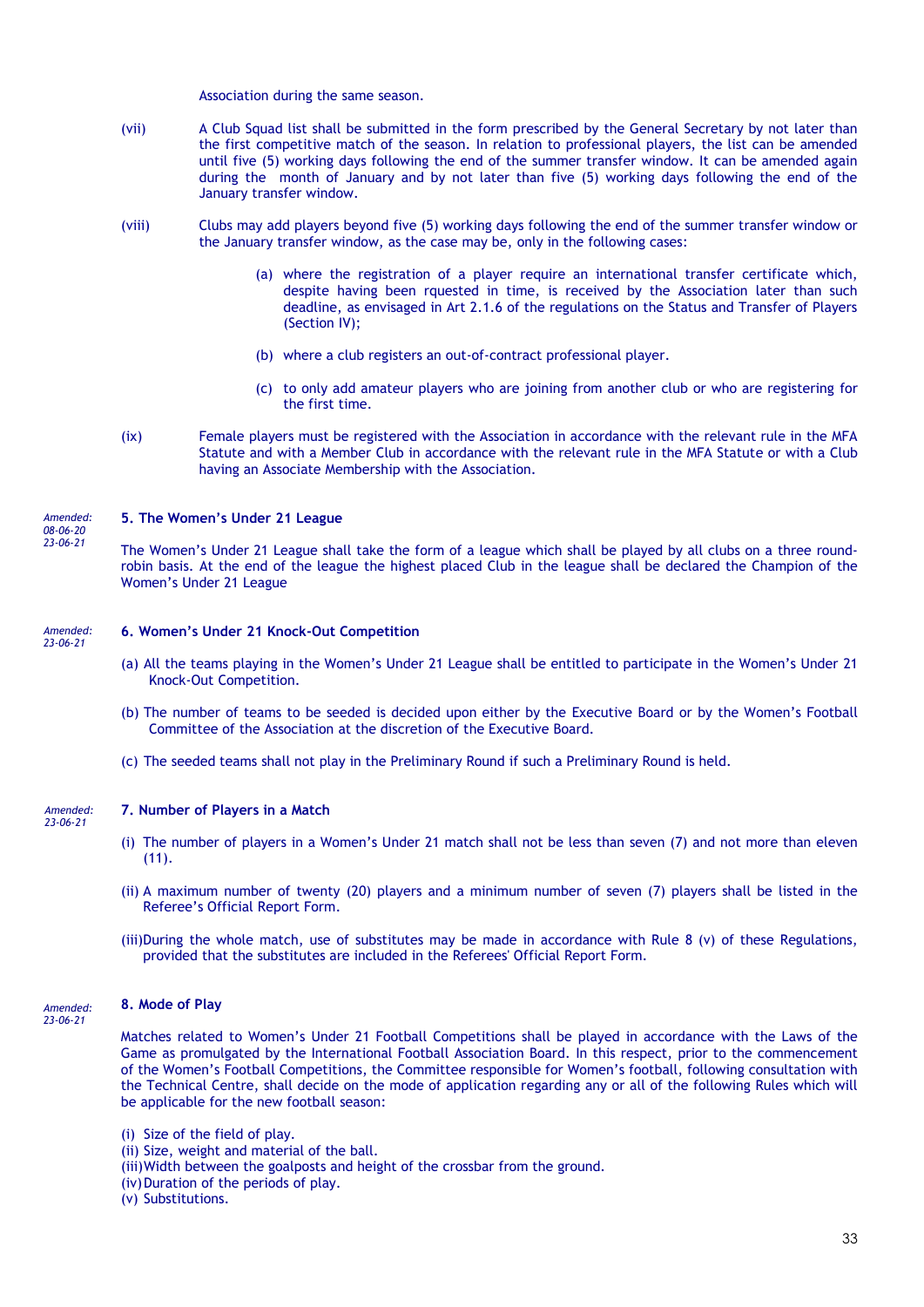Association during the same season.

(vii) A Club Squad list shall be submitted in the form prescribed by the General Secretary by not later than the first competitive match of the season. In relation to professional players, the list can be amended until five (5) working days following the end of the summer transfer window. It can be amended again during the month of January and by not later than five (5) working days following the end of the January transfer window.

(viii) Clubs may add players beyond five (5) working days following the end of the summer transfer window or the January transfer window, as the case may be, only in the following cases:

(a) where the registration of a player require an international transfer certificate which, despite having been rquested in time, is received by the Association later than such deadline, as envisaged in Art 2.1.6 of the regulations on the Status and Transfer of Players (Section IV);

(b) where a club registers an out-of-contract professional player.

(c) to only add amateur players who are joining from another club or who are registering for the first time.

(ix) Female players must be registered with the Association in accordance with the relevant rule in the MFA Statute and with a Member Club in accordance with the relevant rule in the MFA Statute or with a Club having an Associate Membership with the Association.

*Amended: 08-06-20 23-06-21*

### 5. The Women's Under 21 League

The Women's Under 21 League shall take the form of a league which shall be played by all clubs on a three round-robin basis. At the end of the league the highest placed Club in the league shall be declared the Champion of the Women's Under 21 League

*Amended: 23-06-21*

### 6. Women's Under 21 Knock-Out Competition

(a) All the teams playing in the Women's Under 21 League shall be entitled to participate in the Women's Under 21 Knock-Out Competition.

(b) The number of teams to be seeded is decided upon either by the Executive Board or by the Women's Football Committee of the Association at the discretion of the Executive Board.

(c) The seeded teams shall not play in the Preliminary Round if such a Preliminary Round is held.

*Amended: 23-06-21*

### 7. Number of Players in a Match

(i) The number of players in a Women's Under 21 match shall not be less than seven (7) and not more than eleven (11).

(ii) A maximum number of twenty (20) players and a minimum number of seven (7) players shall be listed in the Referee's Official Report Form.

(iii) During the whole match, use of substitutes may be made in accordance with Rule 8 (v) of these Regulations, provided that the substitutes are included in the Referees' Official Report Form.

*Amended: 23-06-21*

### 8. Mode of Play

Matches related to Women's Under 21 Football Competitions shall be played in accordance with the Laws of the Game as promulgated by the International Football Association Board. In this respect, prior to the commencement of the Women's Football Competitions, the Committee responsible for Women's football, following consultation with the Technical Centre, shall decide on the mode of application regarding any or all of the following Rules which will be applicable for the new football season:

(i) Size of the field of play.
(ii) Size, weight and material of the ball.
(iii) Width between the goalposts and height of the crossbar from the ground.
(iv) Duration of the periods of play.
(v) Substitutions.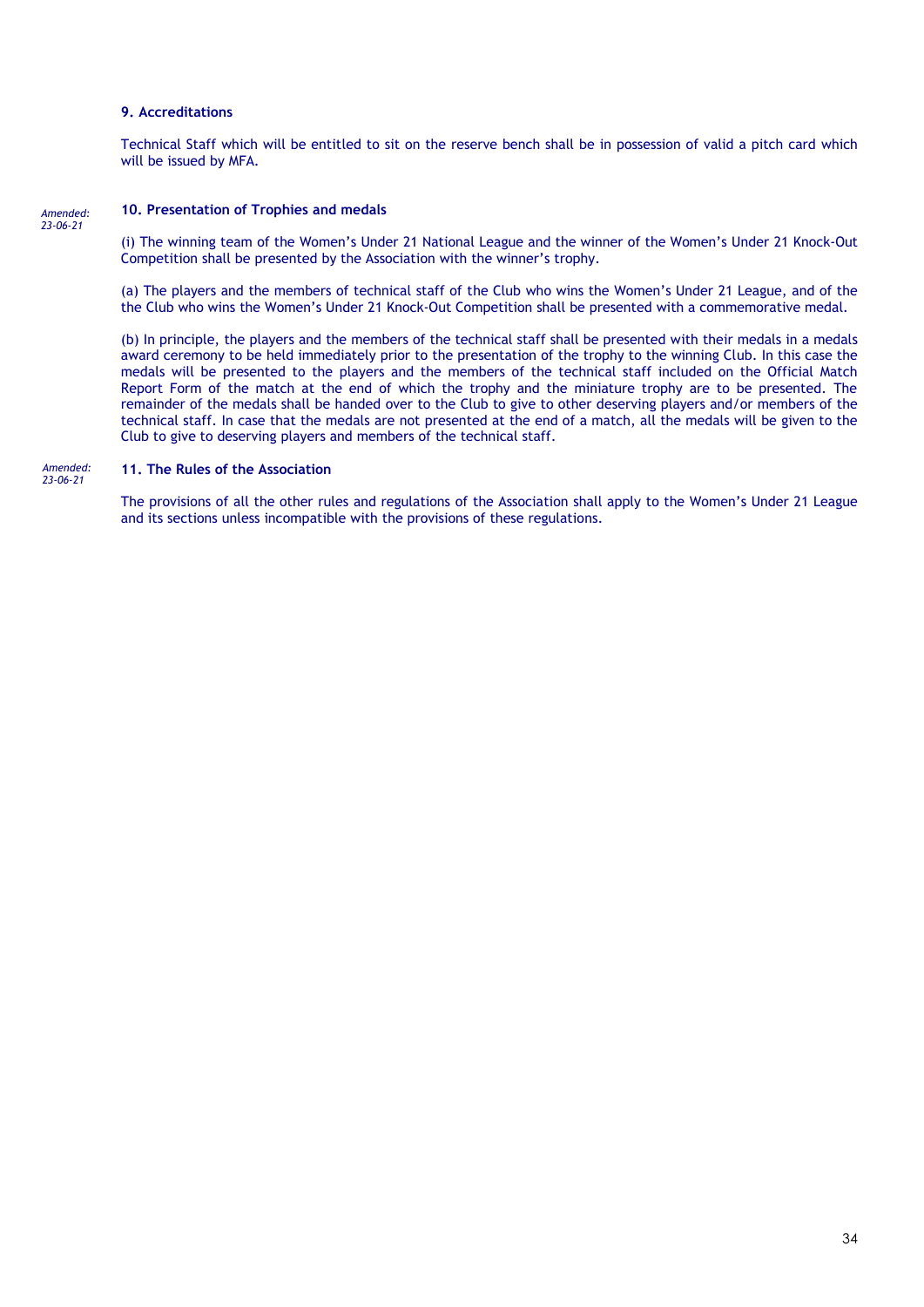### 9. Accreditations

Technical Staff which will be entitled to sit on the reserve bench shall be in possession of valid a pitch card which will be issued by MFA.

*Amended: 23-06-21*

### 10. Presentation of Trophies and medals

(i) The winning team of the Women's Under 21 National League and the winner of the Women's Under 21 Knock-Out Competition shall be presented by the Association with the winner's trophy.

(a) The players and the members of technical staff of the Club who wins the Women's Under 21 League, and of the the Club who wins the Women's Under 21 Knock-Out Competition shall be presented with a commemorative medal.

(b) In principle, the players and the members of the technical staff shall be presented with their medals in a medals award ceremony to be held immediately prior to the presentation of the trophy to the winning Club. In this case the medals will be presented to the players and the members of the technical staff included on the Official Match Report Form of the match at the end of which the trophy and the miniature trophy are to be presented. The remainder of the medals shall be handed over to the Club to give to other deserving players and/or members of the technical staff. In case that the medals are not presented at the end of a match, all the medals will be given to the Club to give to deserving players and members of the technical staff.

*Amended: 23-06-21*

### 11. The Rules of the Association

The provisions of all the other rules and regulations of the Association shall apply to the Women's Under 21 League and its sections unless incompatible with the provisions of these regulations.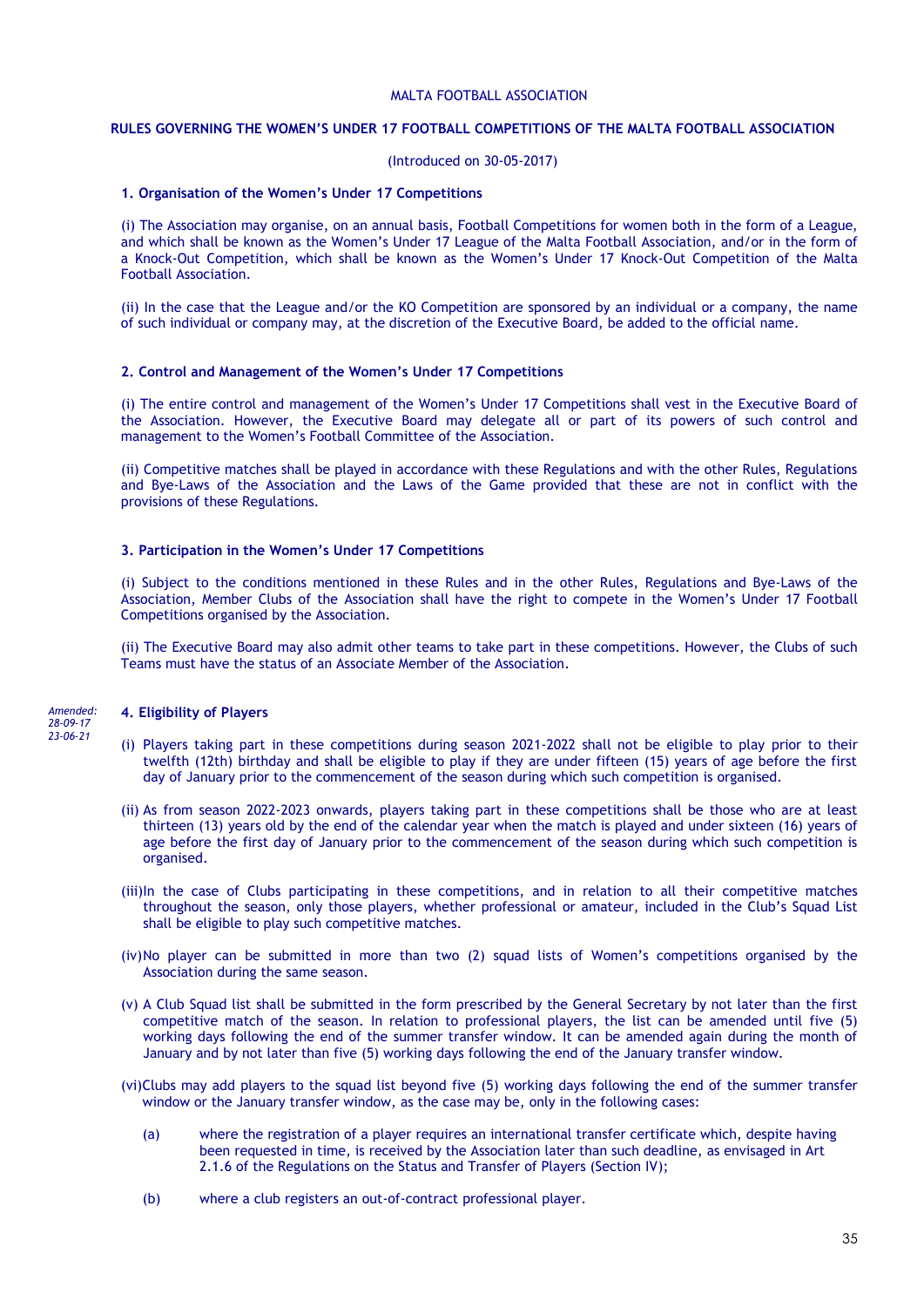MALTA FOOTBALL ASSOCIATION

## RULES GOVERNING THE WOMEN'S UNDER 17 FOOTBALL COMPETITIONS OF THE MALTA FOOTBALL ASSOCIATION

(Introduced on 30-05-2017)

### 1. Organisation of the Women's Under 17 Competitions

(i) The Association may organise, on an annual basis, Football Competitions for women both in the form of a League, and which shall be known as the Women's Under 17 League of the Malta Football Association, and/or in the form of a Knock-Out Competition, which shall be known as the Women's Under 17 Knock-Out Competition of the Malta Football Association.

(ii) In the case that the League and/or the KO Competition are sponsored by an individual or a company, the name of such individual or company may, at the discretion of the Executive Board, be added to the official name.

### 2. Control and Management of the Women's Under 17 Competitions

(i) The entire control and management of the Women's Under 17 Competitions shall vest in the Executive Board of the Association. However, the Executive Board may delegate all or part of its powers of such control and management to the Women's Football Committee of the Association.

(ii) Competitive matches shall be played in accordance with these Regulations and with the other Rules, Regulations and Bye-Laws of the Association and the Laws of the Game provided that these are not in conflict with the provisions of these Regulations.

### 3. Participation in the Women's Under 17 Competitions

(i) Subject to the conditions mentioned in these Rules and in the other Rules, Regulations and Bye-Laws of the Association, Member Clubs of the Association shall have the right to compete in the Women's Under 17 Football Competitions organised by the Association.

(ii) The Executive Board may also admit other teams to take part in these competitions. However, the Clubs of such Teams must have the status of an Associate Member of the Association.

*Amended: 28-09-17 23-06-21*

### 4. Eligibility of Players

(i) Players taking part in these competitions during season 2021-2022 shall not be eligible to play prior to their twelfth (12th) birthday and shall be eligible to play if they are under fifteen (15) years of age before the first day of January prior to the commencement of the season during which such competition is organised.

(ii) As from season 2022-2023 onwards, players taking part in these competitions shall be those who are at least thirteen (13) years old by the end of the calendar year when the match is played and under sixteen (16) years of age before the first day of January prior to the commencement of the season during which such competition is organised.

(iii) In the case of Clubs participating in these competitions, and in relation to all their competitive matches throughout the season, only those players, whether professional or amateur, included in the Club's Squad List shall be eligible to play such competitive matches.

(iv) No player can be submitted in more than two (2) squad lists of Women's competitions organised by the Association during the same season.

(v) A Club Squad list shall be submitted in the form prescribed by the General Secretary by not later than the first competitive match of the season. In relation to professional players, the list can be amended until five (5) working days following the end of the summer transfer window. It can be amended again during the month of January and by not later than five (5) working days following the end of the January transfer window.

(vi) Clubs may add players to the squad list beyond five (5) working days following the end of the summer transfer window or the January transfer window, as the case may be, only in the following cases:

(a) where the registration of a player requires an international transfer certificate which, despite having been requested in time, is received by the Association later than such deadline, as envisaged in Art 2.1.6 of the Regulations on the Status and Transfer of Players (Section IV);

(b) where a club registers an out-of-contract professional player.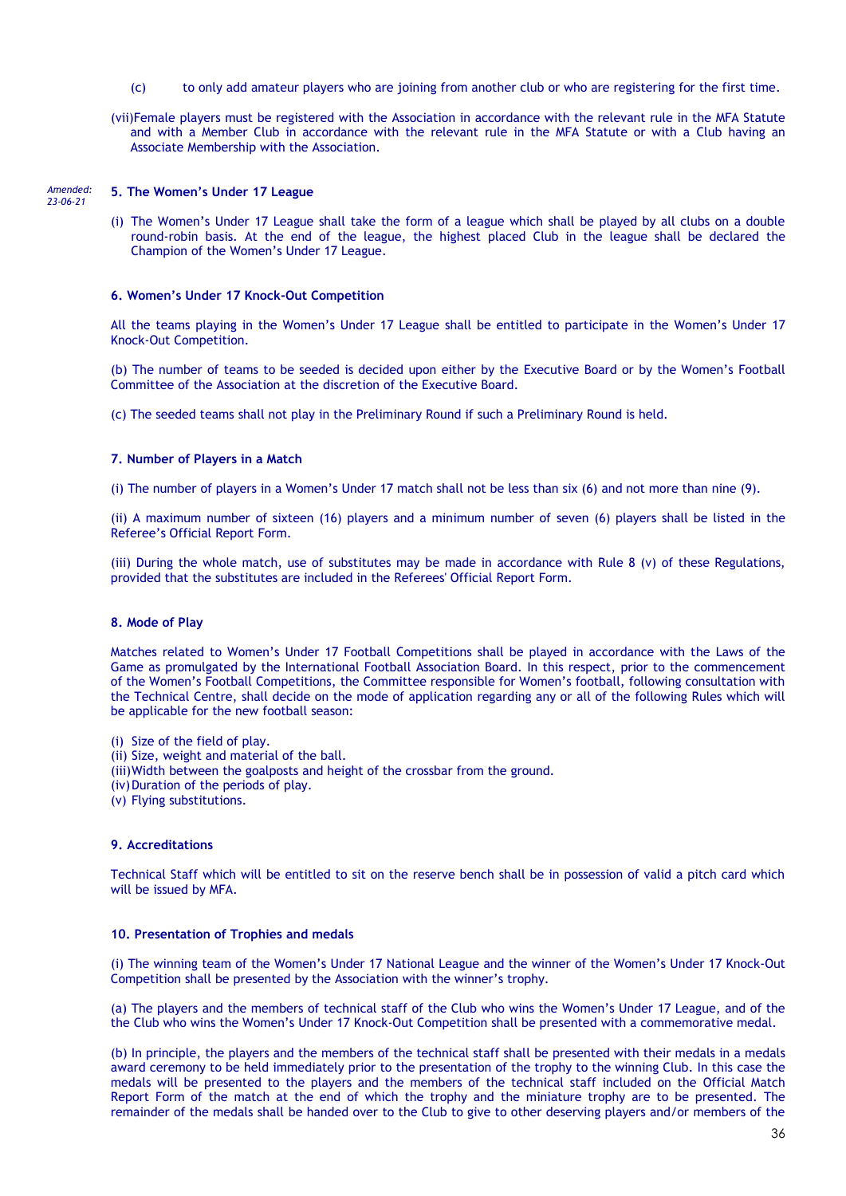(c) to only add amateur players who are joining from another club or who are registering for the first time.

(vii)Female players must be registered with the Association in accordance with the relevant rule in the MFA Statute and with a Member Club in accordance with the relevant rule in the MFA Statute or with a Club having an Associate Membership with the Association.

*Amended: 23-06-21*

### 5. The Women's Under 17 League

(i) The Women's Under 17 League shall take the form of a league which shall be played by all clubs on a double round-robin basis. At the end of the league, the highest placed Club in the league shall be declared the Champion of the Women's Under 17 League.

### 6. Women's Under 17 Knock-Out Competition

All the teams playing in the Women's Under 17 League shall be entitled to participate in the Women's Under 17 Knock-Out Competition.

(b) The number of teams to be seeded is decided upon either by the Executive Board or by the Women's Football Committee of the Association at the discretion of the Executive Board.

(c) The seeded teams shall not play in the Preliminary Round if such a Preliminary Round is held.

### 7. Number of Players in a Match

(i) The number of players in a Women's Under 17 match shall not be less than six (6) and not more than nine (9).

(ii) A maximum number of sixteen (16) players and a minimum number of seven (6) players shall be listed in the Referee's Official Report Form.

(iii) During the whole match, use of substitutes may be made in accordance with Rule 8 (v) of these Regulations, provided that the substitutes are included in the Referees' Official Report Form.

### 8. Mode of Play

Matches related to Women's Under 17 Football Competitions shall be played in accordance with the Laws of the Game as promulgated by the International Football Association Board. In this respect, prior to the commencement of the Women's Football Competitions, the Committee responsible for Women's football, following consultation with the Technical Centre, shall decide on the mode of application regarding any or all of the following Rules which will be applicable for the new football season:

(i) Size of the field of play.
(ii) Size, weight and material of the ball.
(iii) Width between the goalposts and height of the crossbar from the ground.
(iv) Duration of the periods of play.
(v) Flying substitutions.

### 9. Accreditations

Technical Staff which will be entitled to sit on the reserve bench shall be in possession of valid a pitch card which will be issued by MFA.

### 10. Presentation of Trophies and medals

(i) The winning team of the Women's Under 17 National League and the winner of the Women's Under 17 Knock-Out Competition shall be presented by the Association with the winner's trophy.

(a) The players and the members of technical staff of the Club who wins the Women's Under 17 League, and of the the Club who wins the Women's Under 17 Knock-Out Competition shall be presented with a commemorative medal.

(b) In principle, the players and the members of the technical staff shall be presented with their medals in a medals award ceremony to be held immediately prior to the presentation of the trophy to the winning Club. In this case the medals will be presented to the players and the members of the technical staff included on the Official Match Report Form of the match at the end of which the trophy and the miniature trophy are to be presented. The remainder of the medals shall be handed over to the Club to give to other deserving players and/or members of the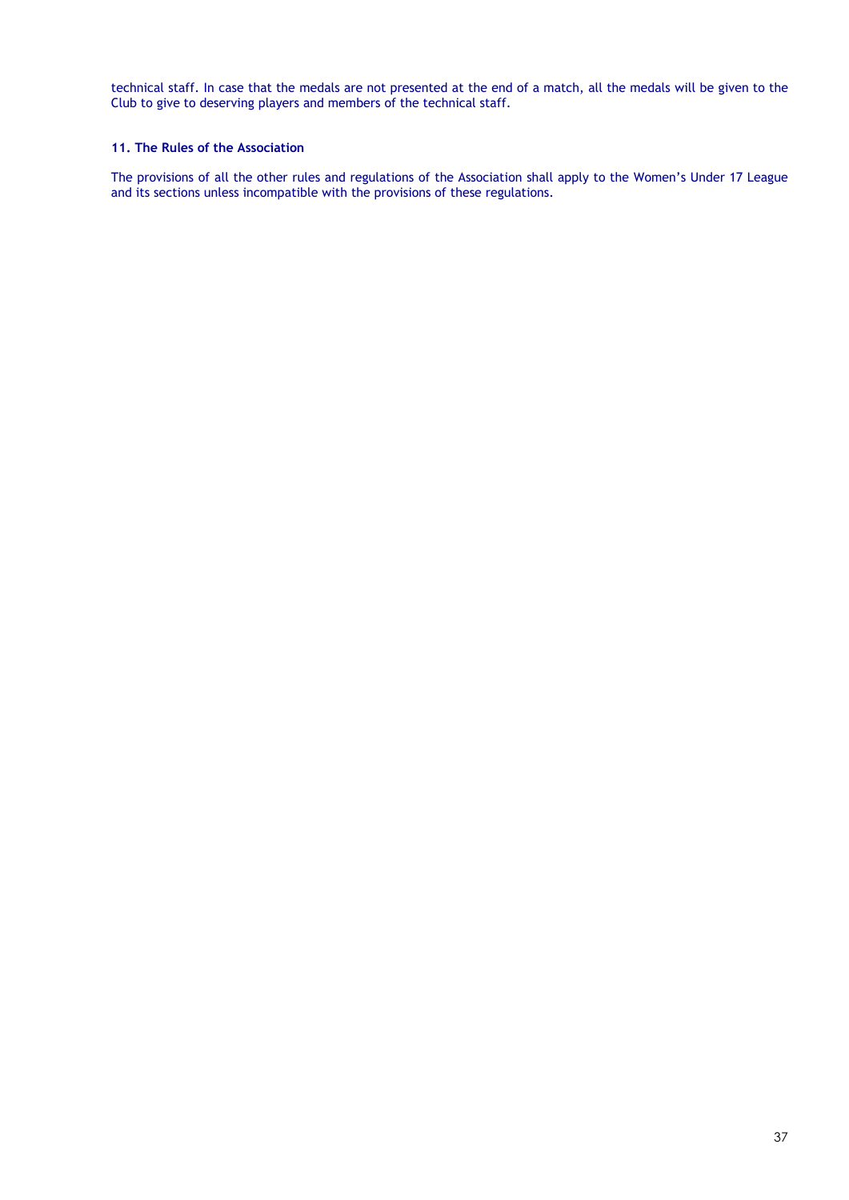technical staff. In case that the medals are not presented at the end of a match, all the medals will be given to the Club to give to deserving players and members of the technical staff.

**11. The Rules of the Association**

The provisions of all the other rules and regulations of the Association shall apply to the Women's Under 17 League and its sections unless incompatible with the provisions of these regulations.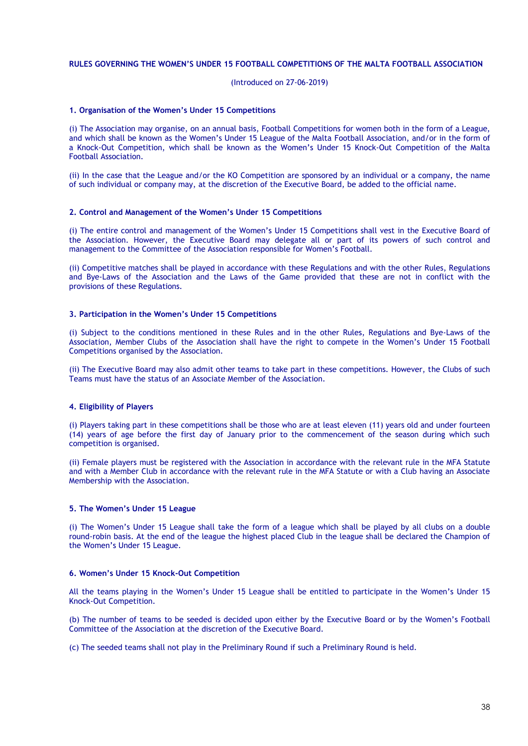# RULES GOVERNING THE WOMEN'S UNDER 15 FOOTBALL COMPETITIONS OF THE MALTA FOOTBALL ASSOCIATION

(Introduced on 27-06-2019)

## 1. Organisation of the Women's Under 15 Competitions

(i) The Association may organise, on an annual basis, Football Competitions for women both in the form of a League, and which shall be known as the Women's Under 15 League of the Malta Football Association, and/or in the form of a Knock-Out Competition, which shall be known as the Women's Under 15 Knock-Out Competition of the Malta Football Association.

(ii) In the case that the League and/or the KO Competition are sponsored by an individual or a company, the name of such individual or company may, at the discretion of the Executive Board, be added to the official name.

## 2. Control and Management of the Women's Under 15 Competitions

(i) The entire control and management of the Women's Under 15 Competitions shall vest in the Executive Board of the Association. However, the Executive Board may delegate all or part of its powers of such control and management to the Committee of the Association responsible for Women's Football.

(ii) Competitive matches shall be played in accordance with these Regulations and with the other Rules, Regulations and Bye-Laws of the Association and the Laws of the Game provided that these are not in conflict with the provisions of these Regulations.

## 3. Participation in the Women's Under 15 Competitions

(i) Subject to the conditions mentioned in these Rules and in the other Rules, Regulations and Bye-Laws of the Association, Member Clubs of the Association shall have the right to compete in the Women's Under 15 Football Competitions organised by the Association.

(ii) The Executive Board may also admit other teams to take part in these competitions. However, the Clubs of such Teams must have the status of an Associate Member of the Association.

## 4. Eligibility of Players

(i) Players taking part in these competitions shall be those who are at least eleven (11) years old and under fourteen (14) years of age before the first day of January prior to the commencement of the season during which such competition is organised.

(ii) Female players must be registered with the Association in accordance with the relevant rule in the MFA Statute and with a Member Club in accordance with the relevant rule in the MFA Statute or with a Club having an Associate Membership with the Association.

## 5. The Women's Under 15 League

(i) The Women's Under 15 League shall take the form of a league which shall be played by all clubs on a double round-robin basis. At the end of the league the highest placed Club in the league shall be declared the Champion of the Women's Under 15 League.

## 6. Women's Under 15 Knock-Out Competition

All the teams playing in the Women's Under 15 League shall be entitled to participate in the Women's Under 15 Knock-Out Competition.

(b) The number of teams to be seeded is decided upon either by the Executive Board or by the Women's Football Committee of the Association at the discretion of the Executive Board.

(c) The seeded teams shall not play in the Preliminary Round if such a Preliminary Round is held.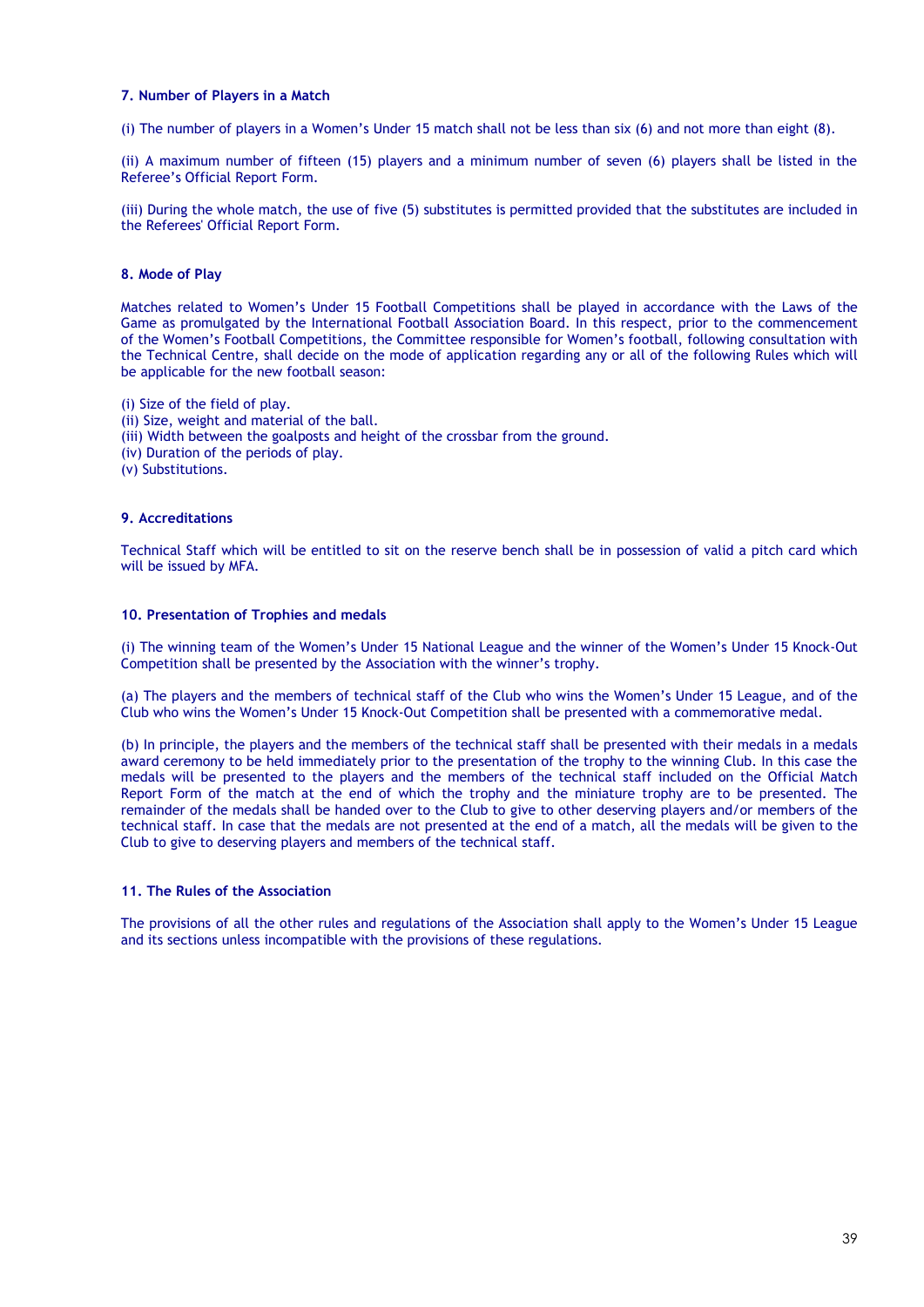**7. Number of Players in a Match**

(i) The number of players in a Women's Under 15 match shall not be less than six (6) and not more than eight (8).

(ii) A maximum number of fifteen (15) players and a minimum number of seven (6) players shall be listed in the Referee's Official Report Form.

(iii) During the whole match, the use of five (5) substitutes is permitted provided that the substitutes are included in the Referees' Official Report Form.

**8. Mode of Play**

Matches related to Women's Under 15 Football Competitions shall be played in accordance with the Laws of the Game as promulgated by the International Football Association Board. In this respect, prior to the commencement of the Women's Football Competitions, the Committee responsible for Women's football, following consultation with the Technical Centre, shall decide on the mode of application regarding any or all of the following Rules which will be applicable for the new football season:

(i) Size of the field of play.
(ii) Size, weight and material of the ball.
(iii) Width between the goalposts and height of the crossbar from the ground.
(iv) Duration of the periods of play.
(v) Substitutions.

**9. Accreditations**

Technical Staff which will be entitled to sit on the reserve bench shall be in possession of valid a pitch card which will be issued by MFA.

**10. Presentation of Trophies and medals**

(i) The winning team of the Women's Under 15 National League and the winner of the Women's Under 15 Knock-Out Competition shall be presented by the Association with the winner's trophy.

(a) The players and the members of technical staff of the Club who wins the Women's Under 15 League, and of the Club who wins the Women's Under 15 Knock-Out Competition shall be presented with a commemorative medal.

(b) In principle, the players and the members of the technical staff shall be presented with their medals in a medals award ceremony to be held immediately prior to the presentation of the trophy to the winning Club. In this case the medals will be presented to the players and the members of the technical staff included on the Official Match Report Form of the match at the end of which the trophy and the miniature trophy are to be presented. The remainder of the medals shall be handed over to the Club to give to other deserving players and/or members of the technical staff. In case that the medals are not presented at the end of a match, all the medals will be given to the Club to give to deserving players and members of the technical staff.

**11. The Rules of the Association**

The provisions of all the other rules and regulations of the Association shall apply to the Women's Under 15 League and its sections unless incompatible with the provisions of these regulations.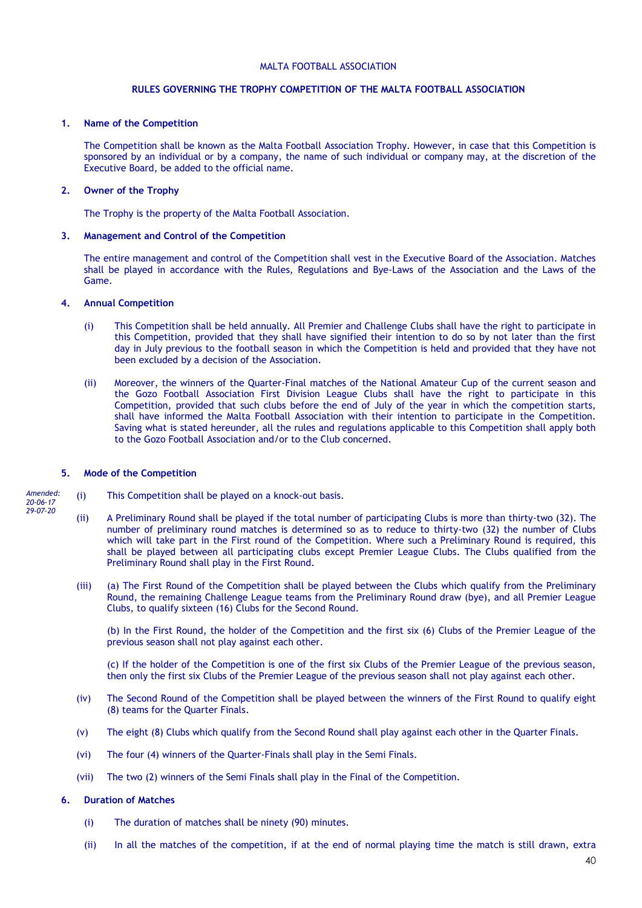MALTA FOOTBALL ASSOCIATION

## RULES GOVERNING THE TROPHY COMPETITION OF THE MALTA FOOTBALL ASSOCIATION

### 1. Name of the Competition

The Competition shall be known as the Malta Football Association Trophy. However, in case that this Competition is sponsored by an individual or by a company, the name of such individual or company may, at the discretion of the Executive Board, be added to the official name.

### 2. Owner of the Trophy

The Trophy is the property of the Malta Football Association.

### 3. Management and Control of the Competition

The entire management and control of the Competition shall vest in the Executive Board of the Association. Matches shall be played in accordance with the Rules, Regulations and Bye-Laws of the Association and the Laws of the Game.

### 4. Annual Competition

(i) This Competition shall be held annually. All Premier and Challenge Clubs shall have the right to participate in this Competition, provided that they shall have signified their intention to do so by not later than the first day in July previous to the football season in which the Competition is held and provided that they have not been excluded by a decision of the Association.

(ii) Moreover, the winners of the Quarter-Final matches of the National Amateur Cup of the current season and the Gozo Football Association First Division League Clubs shall have the right to participate in this Competition, provided that such clubs before the end of July of the year in which the competition starts, shall have informed the Malta Football Association with their intention to participate in the Competition. Saving what is stated hereunder, all the rules and regulations applicable to this Competition shall apply both to the Gozo Football Association and/or to the Club concerned.

### 5. Mode of the Competition

*Amended: 20-06-17 29-07-20*

(i) This Competition shall be played on a knock-out basis.

(ii) A Preliminary Round shall be played if the total number of participating Clubs is more than thirty-two (32). The number of preliminary round matches is determined so as to reduce to thirty-two (32) the number of Clubs which will take part in the First round of the Competition. Where such a Preliminary Round is required, this shall be played between all participating clubs except Premier League Clubs. The Clubs qualified from the Preliminary Round shall play in the First Round.

(iii) (a) The First Round of the Competition shall be played between the Clubs which qualify from the Preliminary Round, the remaining Challenge League teams from the Preliminary Round draw (bye), and all Premier League Clubs, to qualify sixteen (16) Clubs for the Second Round.

(b) In the First Round, the holder of the Competition and the first six (6) Clubs of the Premier League of the previous season shall not play against each other.

(c) If the holder of the Competition is one of the first six Clubs of the Premier League of the previous season, then only the first six Clubs of the Premier League of the previous season shall not play against each other.

(iv) The Second Round of the Competition shall be played between the winners of the First Round to qualify eight (8) teams for the Quarter Finals.

(v) The eight (8) Clubs which qualify from the Second Round shall play against each other in the Quarter Finals.

(vi) The four (4) winners of the Quarter-Finals shall play in the Semi Finals.

(vii) The two (2) winners of the Semi Finals shall play in the Final of the Competition.

### 6. Duration of Matches

(i) The duration of matches shall be ninety (90) minutes.

(ii) In all the matches of the competition, if at the end of normal playing time the match is still drawn, extra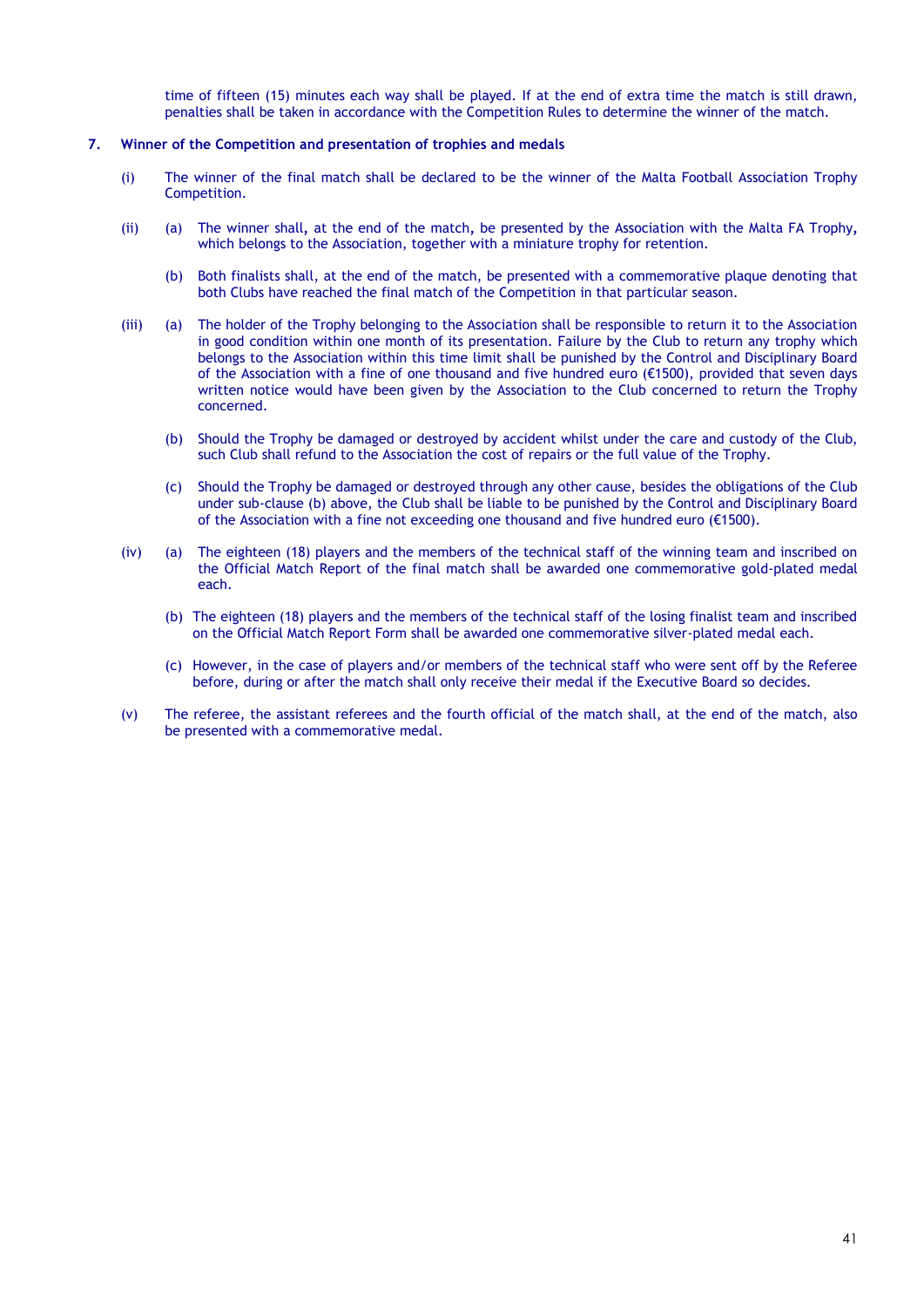time of fifteen (15) minutes each way shall be played. If at the end of extra time the match is still drawn, penalties shall be taken in accordance with the Competition Rules to determine the winner of the match.

**7. Winner of the Competition and presentation of trophies and medals**

(i) The winner of the final match shall be declared to be the winner of the Malta Football Association Trophy Competition.

(ii) (a) The winner shall, at the end of the match, be presented by the Association with the Malta FA Trophy, which belongs to the Association, together with a miniature trophy for retention.

(b) Both finalists shall, at the end of the match, be presented with a commemorative plaque denoting that both Clubs have reached the final match of the Competition in that particular season.

(iii) (a) The holder of the Trophy belonging to the Association shall be responsible to return it to the Association in good condition within one month of its presentation. Failure by the Club to return any trophy which belongs to the Association within this time limit shall be punished by the Control and Disciplinary Board of the Association with a fine of one thousand and five hundred euro (€1500), provided that seven days written notice would have been given by the Association to the Club concerned to return the Trophy concerned.

(b) Should the Trophy be damaged or destroyed by accident whilst under the care and custody of the Club, such Club shall refund to the Association the cost of repairs or the full value of the Trophy.

(c) Should the Trophy be damaged or destroyed through any other cause, besides the obligations of the Club under sub-clause (b) above, the Club shall be liable to be punished by the Control and Disciplinary Board of the Association with a fine not exceeding one thousand and five hundred euro (€1500).

(iv) (a) The eighteen (18) players and the members of the technical staff of the winning team and inscribed on the Official Match Report of the final match shall be awarded one commemorative gold-plated medal each.

(b) The eighteen (18) players and the members of the technical staff of the losing finalist team and inscribed on the Official Match Report Form shall be awarded one commemorative silver-plated medal each.

(c) However, in the case of players and/or members of the technical staff who were sent off by the Referee before, during or after the match shall only receive their medal if the Executive Board so decides.

(v) The referee, the assistant referees and the fourth official of the match shall, at the end of the match, also be presented with a commemorative medal.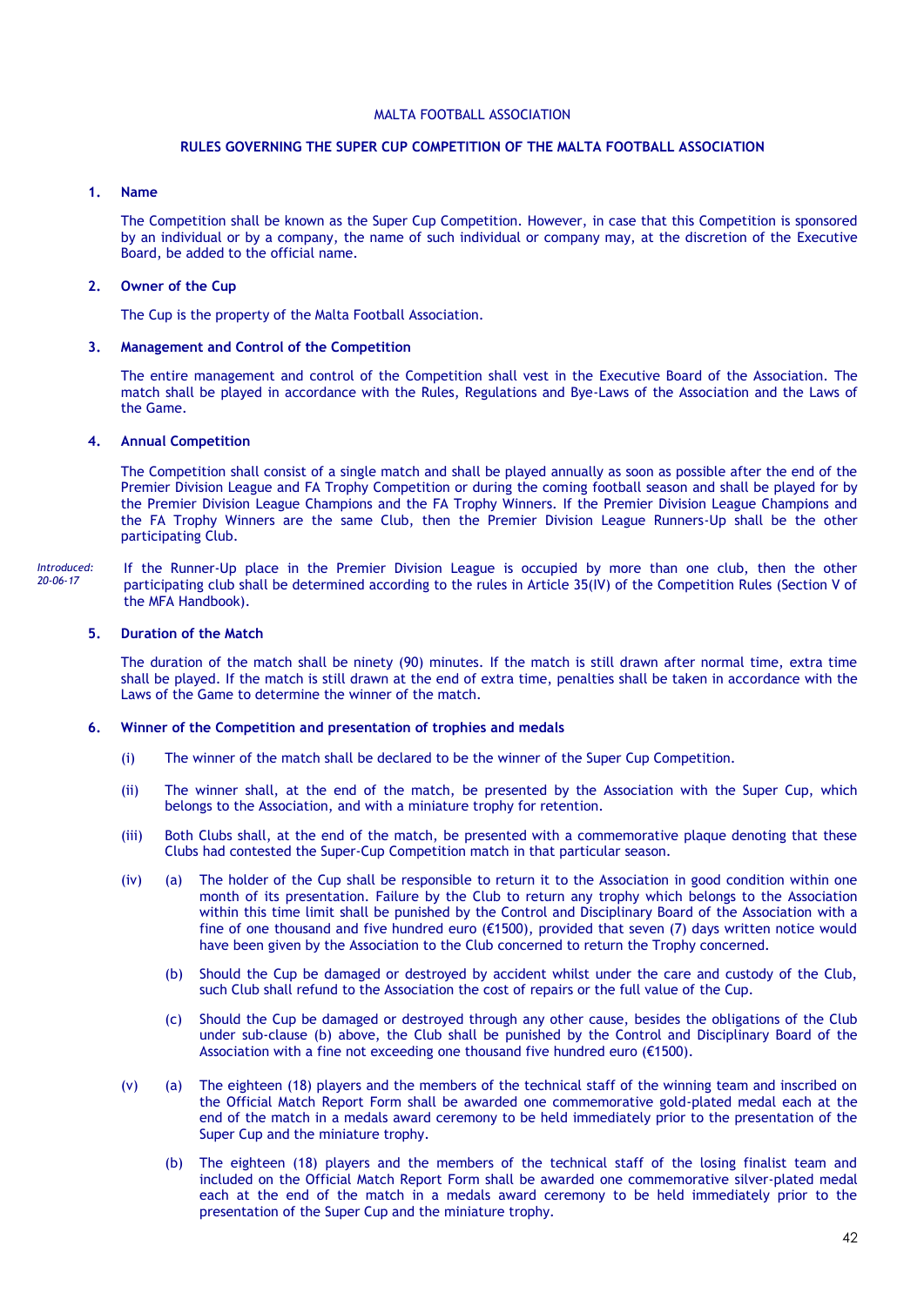MALTA FOOTBALL ASSOCIATION

## RULES GOVERNING THE SUPER CUP COMPETITION OF THE MALTA FOOTBALL ASSOCIATION

### 1. Name

The Competition shall be known as the Super Cup Competition. However, in case that this Competition is sponsored by an individual or by a company, the name of such individual or company may, at the discretion of the Executive Board, be added to the official name.

### 2. Owner of the Cup

The Cup is the property of the Malta Football Association.

### 3. Management and Control of the Competition

The entire management and control of the Competition shall vest in the Executive Board of the Association. The match shall be played in accordance with the Rules, Regulations and Bye-Laws of the Association and the Laws of the Game.

### 4. Annual Competition

The Competition shall consist of a single match and shall be played annually as soon as possible after the end of the Premier Division League and FA Trophy Competition or during the coming football season and shall be played for by the Premier Division League Champions and the FA Trophy Winners. If the Premier Division League Champions and the FA Trophy Winners are the same Club, then the Premier Division League Runners-Up shall be the other participating Club.

*Introduced: 20-06-17*

If the Runner-Up place in the Premier Division League is occupied by more than one club, then the other participating club shall be determined according to the rules in Article 35(IV) of the Competition Rules (Section V of the MFA Handbook).

### 5. Duration of the Match

The duration of the match shall be ninety (90) minutes. If the match is still drawn after normal time, extra time shall be played. If the match is still drawn at the end of extra time, penalties shall be taken in accordance with the Laws of the Game to determine the winner of the match.

### 6. Winner of the Competition and presentation of trophies and medals

(i) The winner of the match shall be declared to be the winner of the Super Cup Competition.

(ii) The winner shall, at the end of the match, be presented by the Association with the Super Cup, which belongs to the Association, and with a miniature trophy for retention.

(iii) Both Clubs shall, at the end of the match, be presented with a commemorative plaque denoting that these Clubs had contested the Super-Cup Competition match in that particular season.

(iv) (a) The holder of the Cup shall be responsible to return it to the Association in good condition within one month of its presentation. Failure by the Club to return any trophy which belongs to the Association within this time limit shall be punished by the Control and Disciplinary Board of the Association with a fine of one thousand and five hundred euro (€1500), provided that seven (7) days written notice would have been given by the Association to the Club concerned to return the Trophy concerned.

(b) Should the Cup be damaged or destroyed by accident whilst under the care and custody of the Club, such Club shall refund to the Association the cost of repairs or the full value of the Cup.

(c) Should the Cup be damaged or destroyed through any other cause, besides the obligations of the Club under sub-clause (b) above, the Club shall be punished by the Control and Disciplinary Board of the Association with a fine not exceeding one thousand five hundred euro (€1500).

(v) (a) The eighteen (18) players and the members of the technical staff of the winning team and inscribed on the Official Match Report Form shall be awarded one commemorative gold-plated medal each at the end of the match in a medals award ceremony to be held immediately prior to the presentation of the Super Cup and the miniature trophy.

(b) The eighteen (18) players and the members of the technical staff of the losing finalist team and included on the Official Match Report Form shall be awarded one commemorative silver-plated medal each at the end of the match in a medals award ceremony to be held immediately prior to the presentation of the Super Cup and the miniature trophy.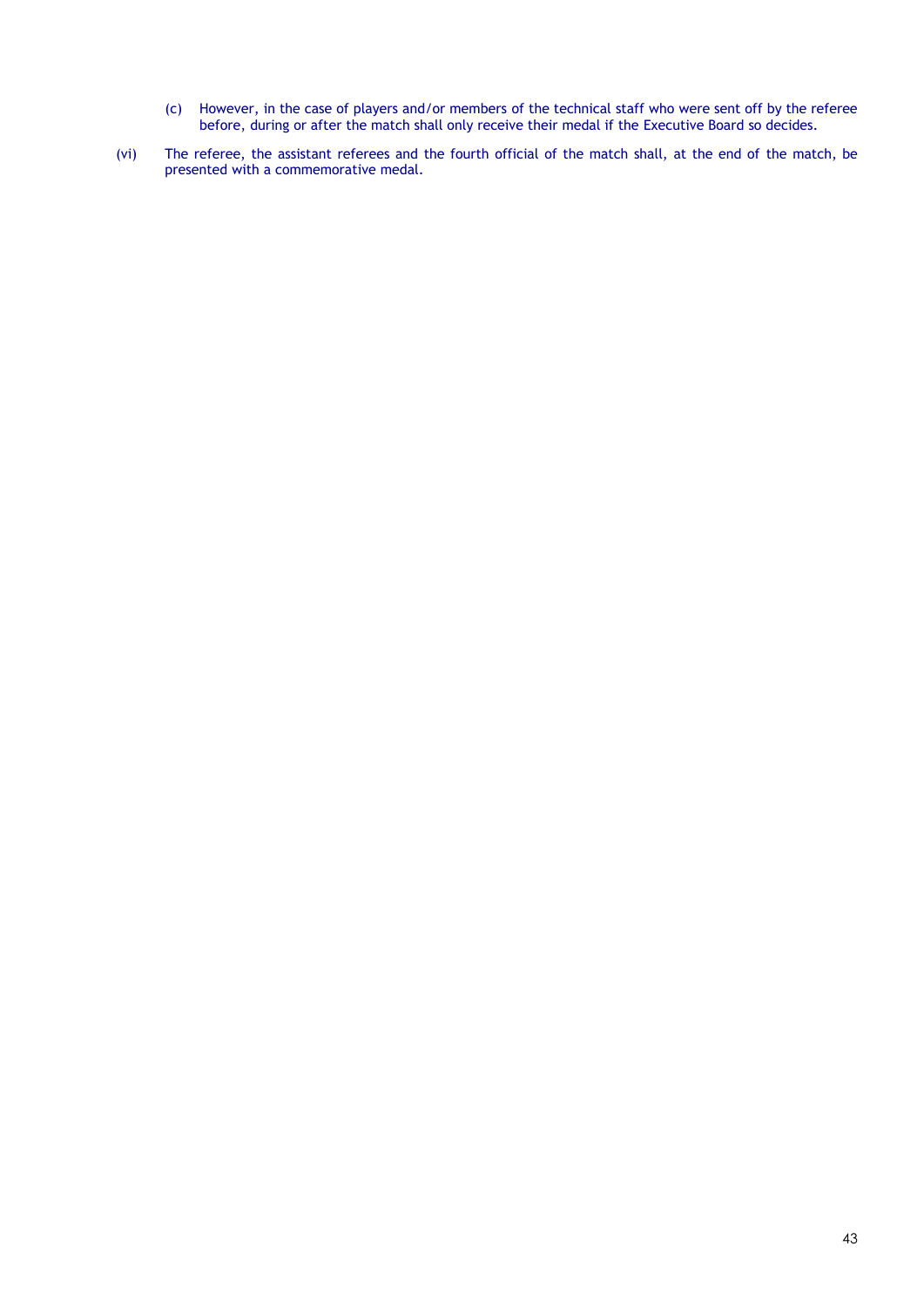(c) However, in the case of players and/or members of the technical staff who were sent off by the referee before, during or after the match shall only receive their medal if the Executive Board so decides.

(vi) The referee, the assistant referees and the fourth official of the match shall, at the end of the match, be presented with a commemorative medal.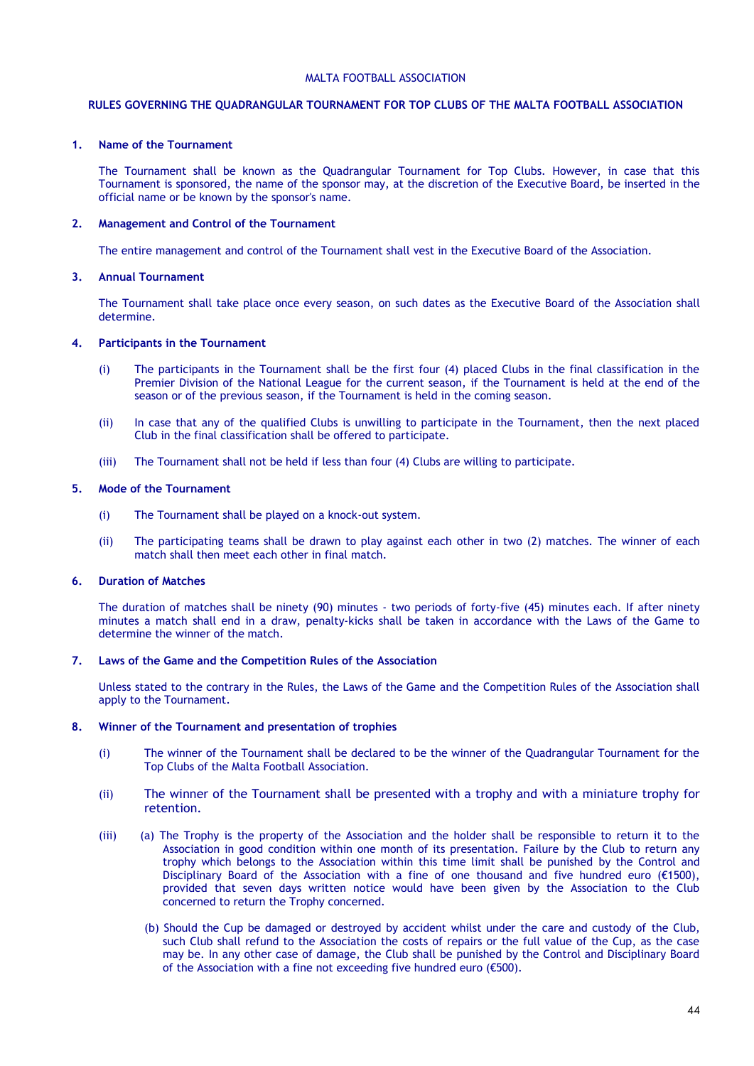MALTA FOOTBALL ASSOCIATION

## RULES GOVERNING THE QUADRANGULAR TOURNAMENT FOR TOP CLUBS OF THE MALTA FOOTBALL ASSOCIATION

### 1. Name of the Tournament

The Tournament shall be known as the Quadrangular Tournament for Top Clubs. However, in case that this Tournament is sponsored, the name of the sponsor may, at the discretion of the Executive Board, be inserted in the official name or be known by the sponsor's name.

### 2. Management and Control of the Tournament

The entire management and control of the Tournament shall vest in the Executive Board of the Association.

### 3. Annual Tournament

The Tournament shall take place once every season, on such dates as the Executive Board of the Association shall determine.

### 4. Participants in the Tournament

(i) The participants in the Tournament shall be the first four (4) placed Clubs in the final classification in the Premier Division of the National League for the current season, if the Tournament is held at the end of the season or of the previous season, if the Tournament is held in the coming season.

(ii) In case that any of the qualified Clubs is unwilling to participate in the Tournament, then the next placed Club in the final classification shall be offered to participate.

(iii) The Tournament shall not be held if less than four (4) Clubs are willing to participate.

### 5. Mode of the Tournament

(i) The Tournament shall be played on a knock-out system.

(ii) The participating teams shall be drawn to play against each other in two (2) matches. The winner of each match shall then meet each other in final match.

### 6. Duration of Matches

The duration of matches shall be ninety (90) minutes - two periods of forty-five (45) minutes each. If after ninety minutes a match shall end in a draw, penalty-kicks shall be taken in accordance with the Laws of the Game to determine the winner of the match.

### 7. Laws of the Game and the Competition Rules of the Association

Unless stated to the contrary in the Rules, the Laws of the Game and the Competition Rules of the Association shall apply to the Tournament.

### 8. Winner of the Tournament and presentation of trophies

(i) The winner of the Tournament shall be declared to be the winner of the Quadrangular Tournament for the Top Clubs of the Malta Football Association.

(ii) The winner of the Tournament shall be presented with a trophy and with a miniature trophy for retention.

(iii) (a) The Trophy is the property of the Association and the holder shall be responsible to return it to the Association in good condition within one month of its presentation. Failure by the Club to return any trophy which belongs to the Association within this time limit shall be punished by the Control and Disciplinary Board of the Association with a fine of one thousand and five hundred euro (€1500), provided that seven days written notice would have been given by the Association to the Club concerned to return the Trophy concerned.

(b) Should the Cup be damaged or destroyed by accident whilst under the care and custody of the Club, such Club shall refund to the Association the costs of repairs or the full value of the Cup, as the case may be. In any other case of damage, the Club shall be punished by the Control and Disciplinary Board of the Association with a fine not exceeding five hundred euro (€500).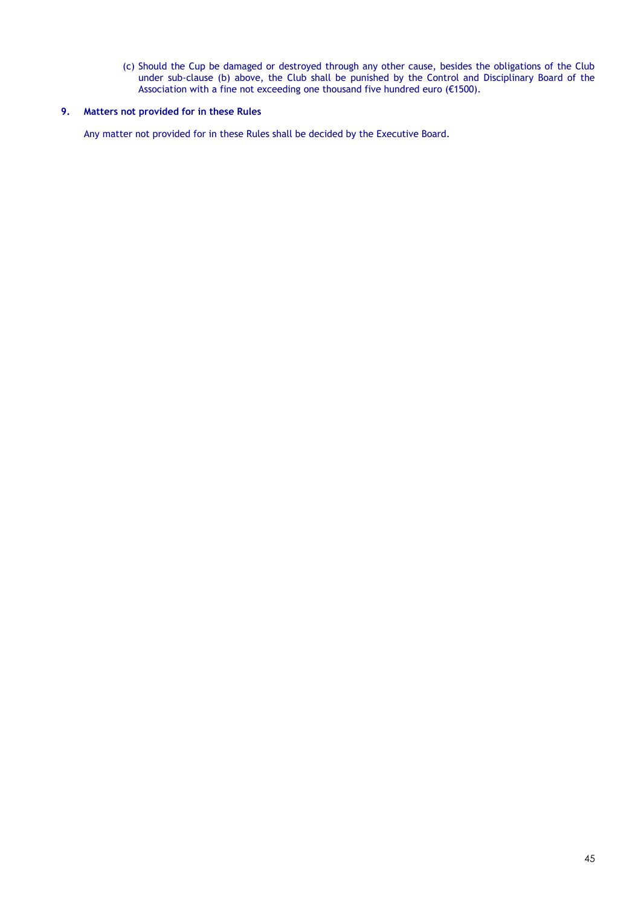(c) Should the Cup be damaged or destroyed through any other cause, besides the obligations of the Club under sub-clause (b) above, the Club shall be punished by the Control and Disciplinary Board of the Association with a fine not exceeding one thousand five hundred euro (€1500).

## 9. Matters not provided for in these Rules

Any matter not provided for in these Rules shall be decided by the Executive Board.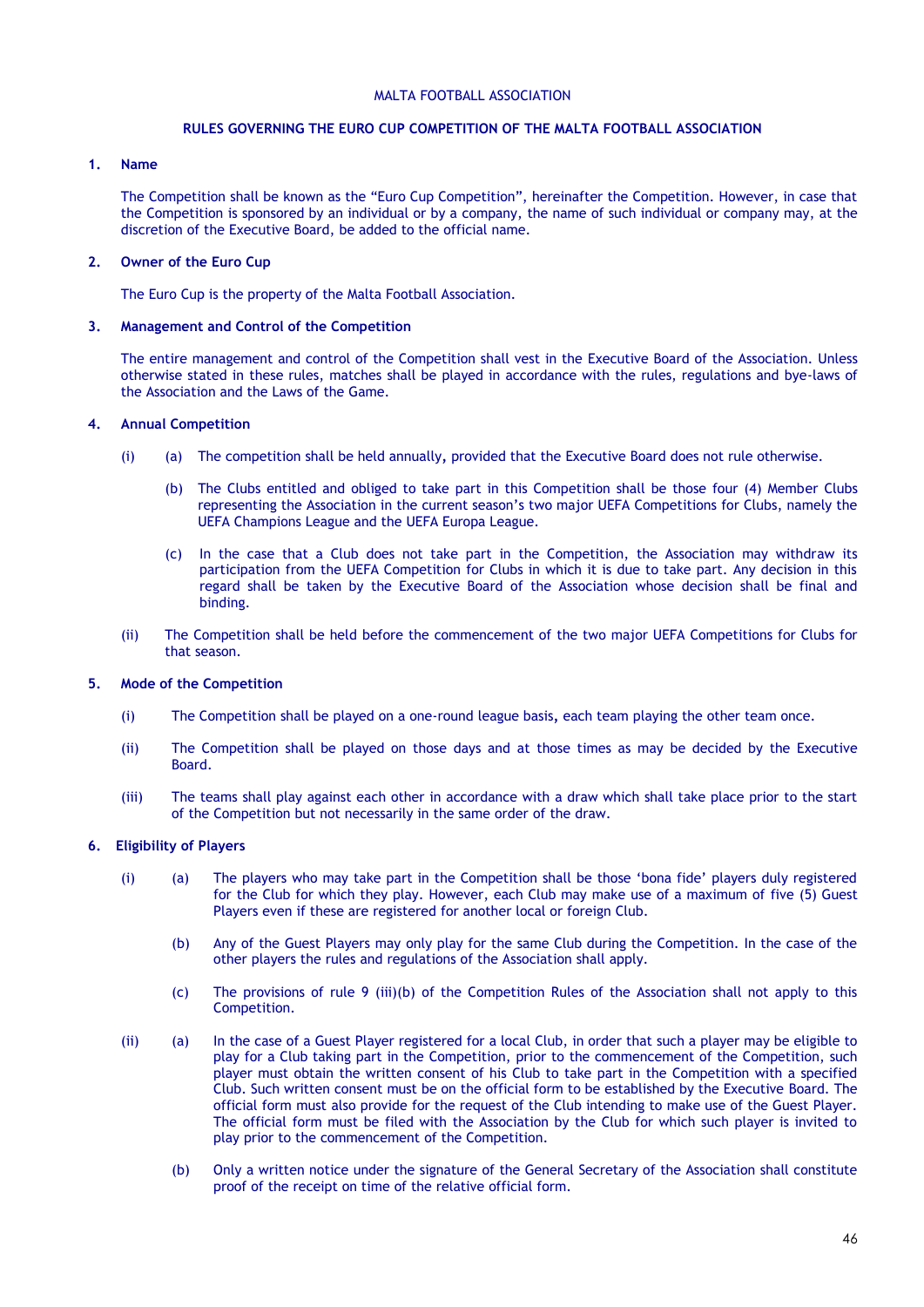MALTA FOOTBALL ASSOCIATION

## RULES GOVERNING THE EURO CUP COMPETITION OF THE MALTA FOOTBALL ASSOCIATION

### 1. Name

The Competition shall be known as the "Euro Cup Competition", hereinafter the Competition. However, in case that the Competition is sponsored by an individual or by a company, the name of such individual or company may, at the discretion of the Executive Board, be added to the official name.

### 2. Owner of the Euro Cup

The Euro Cup is the property of the Malta Football Association.

### 3. Management and Control of the Competition

The entire management and control of the Competition shall vest in the Executive Board of the Association. Unless otherwise stated in these rules, matches shall be played in accordance with the rules, regulations and bye-laws of the Association and the Laws of the Game.

### 4. Annual Competition

(i) (a) The competition shall be held annually, provided that the Executive Board does not rule otherwise.

(b) The Clubs entitled and obliged to take part in this Competition shall be those four (4) Member Clubs representing the Association in the current season's two major UEFA Competitions for Clubs, namely the UEFA Champions League and the UEFA Europa League.

(c) In the case that a Club does not take part in the Competition, the Association may withdraw its participation from the UEFA Competition for Clubs in which it is due to take part. Any decision in this regard shall be taken by the Executive Board of the Association whose decision shall be final and binding.

(ii) The Competition shall be held before the commencement of the two major UEFA Competitions for Clubs for that season.

### 5. Mode of the Competition

(i) The Competition shall be played on a one-round league basis, each team playing the other team once.

(ii) The Competition shall be played on those days and at those times as may be decided by the Executive Board.

(iii) The teams shall play against each other in accordance with a draw which shall take place prior to the start of the Competition but not necessarily in the same order of the draw.

### 6. Eligibility of Players

(i) (a) The players who may take part in the Competition shall be those 'bona fide' players duly registered for the Club for which they play. However, each Club may make use of a maximum of five (5) Guest Players even if these are registered for another local or foreign Club.

(b) Any of the Guest Players may only play for the same Club during the Competition. In the case of the other players the rules and regulations of the Association shall apply.

(c) The provisions of rule 9 (iii)(b) of the Competition Rules of the Association shall not apply to this Competition.

(ii) (a) In the case of a Guest Player registered for a local Club, in order that such a player may be eligible to play for a Club taking part in the Competition, prior to the commencement of the Competition, such player must obtain the written consent of his Club to take part in the Competition with a specified Club. Such written consent must be on the official form to be established by the Executive Board. The official form must also provide for the request of the Club intending to make use of the Guest Player. The official form must be filed with the Association by the Club for which such player is invited to play prior to the commencement of the Competition.

(b) Only a written notice under the signature of the General Secretary of the Association shall constitute proof of the receipt on time of the relative official form.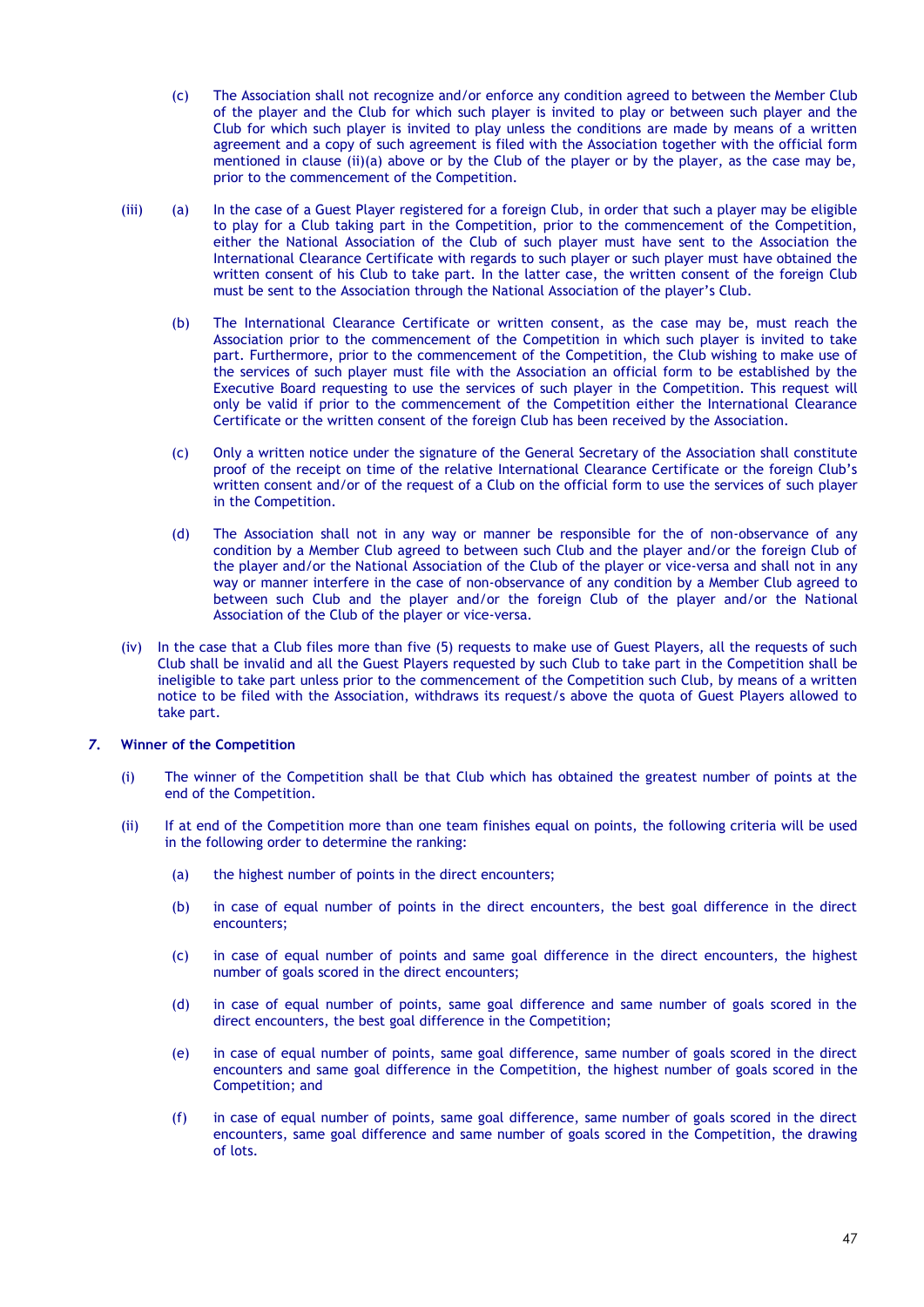(c) The Association shall not recognize and/or enforce any condition agreed to between the Member Club of the player and the Club for which such player is invited to play or between such player and the Club for which such player is invited to play unless the conditions are made by means of a written agreement and a copy of such agreement is filed with the Association together with the official form mentioned in clause (ii)(a) above or by the Club of the player or by the player, as the case may be, prior to the commencement of the Competition.

(iii) (a) In the case of a Guest Player registered for a foreign Club, in order that such a player may be eligible to play for a Club taking part in the Competition, prior to the commencement of the Competition, either the National Association of the Club of such player must have sent to the Association the International Clearance Certificate with regards to such player or such player must have obtained the written consent of his Club to take part. In the latter case, the written consent of the foreign Club must be sent to the Association through the National Association of the player's Club.

(b) The International Clearance Certificate or written consent, as the case may be, must reach the Association prior to the commencement of the Competition in which such player is invited to take part. Furthermore, prior to the commencement of the Competition, the Club wishing to make use of the services of such player must file with the Association an official form to be established by the Executive Board requesting to use the services of such player in the Competition. This request will only be valid if prior to the commencement of the Competition either the International Clearance Certificate or the written consent of the foreign Club has been received by the Association.

(c) Only a written notice under the signature of the General Secretary of the Association shall constitute proof of the receipt on time of the relative International Clearance Certificate or the foreign Club's written consent and/or of the request of a Club on the official form to use the services of such player in the Competition.

(d) The Association shall not in any way or manner be responsible for the of non-observance of any condition by a Member Club agreed to between such Club and the player and/or the foreign Club of the player and/or the National Association of the Club of the player or vice-versa and shall not in any way or manner interfere in the case of non-observance of any condition by a Member Club agreed to between such Club and the player and/or the foreign Club of the player and/or the National Association of the Club of the player or vice-versa.

(iv) In the case that a Club files more than five (5) requests to make use of Guest Players, all the requests of such Club shall be invalid and all the Guest Players requested by such Club to take part in the Competition shall be ineligible to take part unless prior to the commencement of the Competition such Club, by means of a written notice to be filed with the Association, withdraws its request/s above the quota of Guest Players allowed to take part.

## *7.* Winner of the Competition

(i) The winner of the Competition shall be that Club which has obtained the greatest number of points at the end of the Competition.

(ii) If at end of the Competition more than one team finishes equal on points, the following criteria will be used in the following order to determine the ranking:

(a) the highest number of points in the direct encounters;

(b) in case of equal number of points in the direct encounters, the best goal difference in the direct encounters;

(c) in case of equal number of points and same goal difference in the direct encounters, the highest number of goals scored in the direct encounters;

(d) in case of equal number of points, same goal difference and same number of goals scored in the direct encounters, the best goal difference in the Competition;

(e) in case of equal number of points, same goal difference, same number of goals scored in the direct encounters and same goal difference in the Competition, the highest number of goals scored in the Competition; and

(f) in case of equal number of points, same goal difference, same number of goals scored in the direct encounters, same goal difference and same number of goals scored in the Competition, the drawing of lots.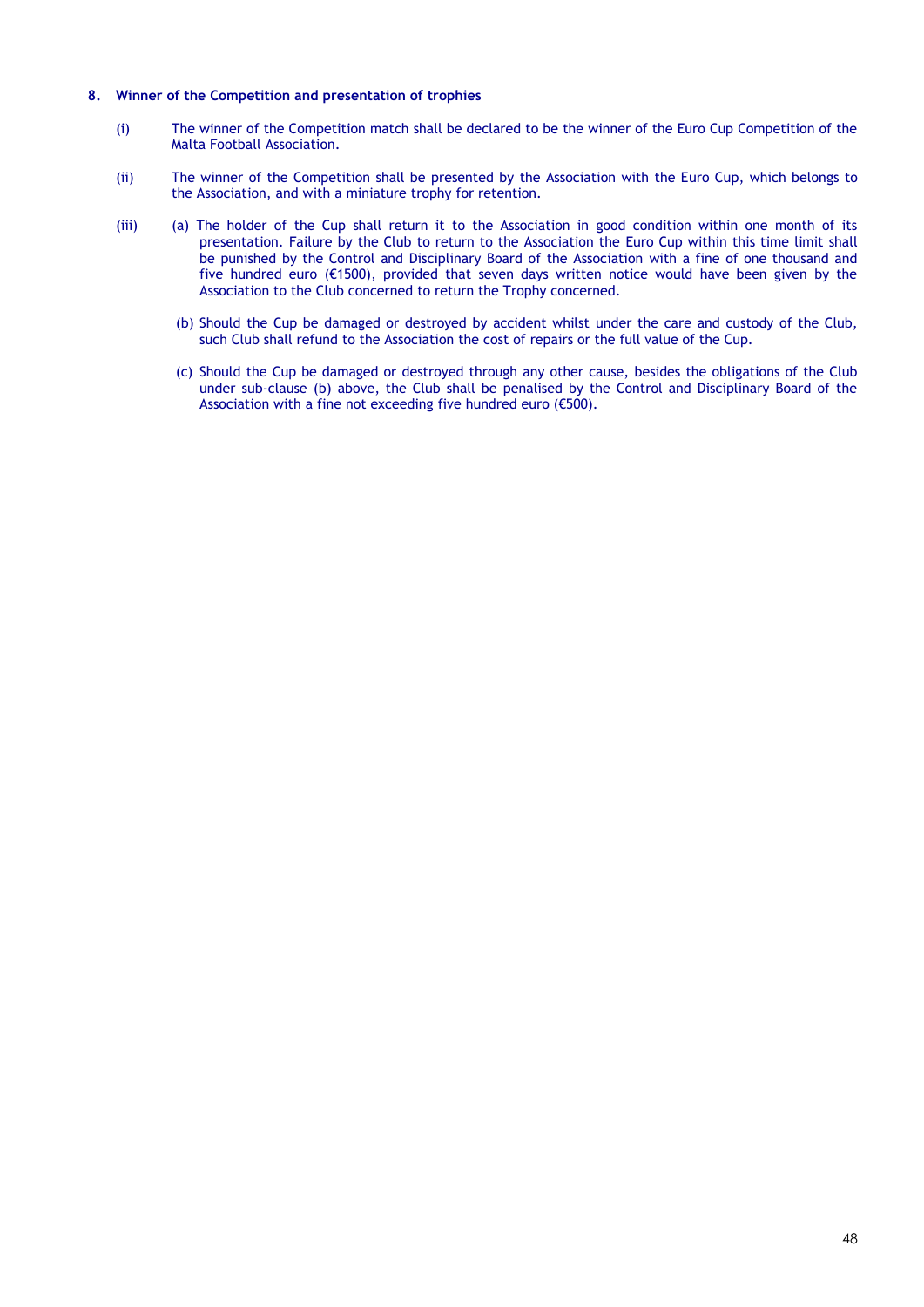## 8. Winner of the Competition and presentation of trophies

(i) The winner of the Competition match shall be declared to be the winner of the Euro Cup Competition of the Malta Football Association.

(ii) The winner of the Competition shall be presented by the Association with the Euro Cup, which belongs to the Association, and with a miniature trophy for retention.

(iii) (a) The holder of the Cup shall return it to the Association in good condition within one month of its presentation. Failure by the Club to return to the Association the Euro Cup within this time limit shall be punished by the Control and Disciplinary Board of the Association with a fine of one thousand and five hundred euro (€1500), provided that seven days written notice would have been given by the Association to the Club concerned to return the Trophy concerned.

(b) Should the Cup be damaged or destroyed by accident whilst under the care and custody of the Club, such Club shall refund to the Association the cost of repairs or the full value of the Cup.

(c) Should the Cup be damaged or destroyed through any other cause, besides the obligations of the Club under sub-clause (b) above, the Club shall be penalised by the Control and Disciplinary Board of the Association with a fine not exceeding five hundred euro (€500).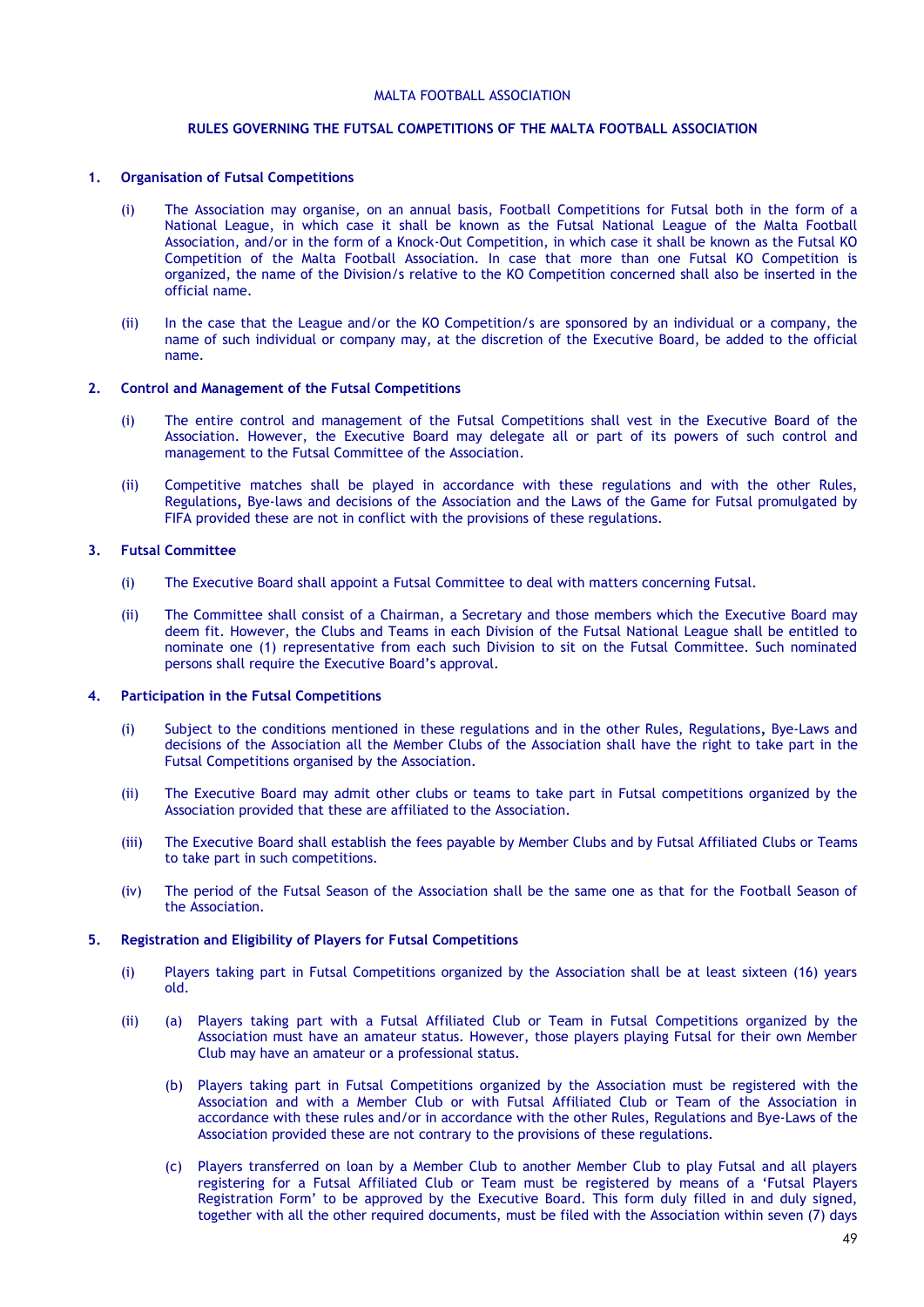MALTA FOOTBALL ASSOCIATION

# RULES GOVERNING THE FUTSAL COMPETITIONS OF THE MALTA FOOTBALL ASSOCIATION

## 1. Organisation of Futsal Competitions

(i) The Association may organise, on an annual basis, Football Competitions for Futsal both in the form of a National League, in which case it shall be known as the Futsal National League of the Malta Football Association, and/or in the form of a Knock-Out Competition, in which case it shall be known as the Futsal KO Competition of the Malta Football Association. In case that more than one Futsal KO Competition is organized, the name of the Division/s relative to the KO Competition concerned shall also be inserted in the official name.

(ii) In the case that the League and/or the KO Competition/s are sponsored by an individual or a company, the name of such individual or company may, at the discretion of the Executive Board, be added to the official name.

## 2. Control and Management of the Futsal Competitions

(i) The entire control and management of the Futsal Competitions shall vest in the Executive Board of the Association. However, the Executive Board may delegate all or part of its powers of such control and management to the Futsal Committee of the Association.

(ii) Competitive matches shall be played in accordance with these regulations and with the other Rules, Regulations, Bye-laws and decisions of the Association and the Laws of the Game for Futsal promulgated by FIFA provided these are not in conflict with the provisions of these regulations.

## 3. Futsal Committee

(i) The Executive Board shall appoint a Futsal Committee to deal with matters concerning Futsal.

(ii) The Committee shall consist of a Chairman, a Secretary and those members which the Executive Board may deem fit. However, the Clubs and Teams in each Division of the Futsal National League shall be entitled to nominate one (1) representative from each such Division to sit on the Futsal Committee. Such nominated persons shall require the Executive Board's approval.

## 4. Participation in the Futsal Competitions

(i) Subject to the conditions mentioned in these regulations and in the other Rules, Regulations, Bye-Laws and decisions of the Association all the Member Clubs of the Association shall have the right to take part in the Futsal Competitions organised by the Association.

(ii) The Executive Board may admit other clubs or teams to take part in Futsal competitions organized by the Association provided that these are affiliated to the Association.

(iii) The Executive Board shall establish the fees payable by Member Clubs and by Futsal Affiliated Clubs or Teams to take part in such competitions.

(iv) The period of the Futsal Season of the Association shall be the same one as that for the Football Season of the Association.

## 5. Registration and Eligibility of Players for Futsal Competitions

(i) Players taking part in Futsal Competitions organized by the Association shall be at least sixteen (16) years old.

(ii) (a) Players taking part with a Futsal Affiliated Club or Team in Futsal Competitions organized by the Association must have an amateur status. However, those players playing Futsal for their own Member Club may have an amateur or a professional status.

(b) Players taking part in Futsal Competitions organized by the Association must be registered with the Association and with a Member Club or with Futsal Affiliated Club or Team of the Association in accordance with these rules and/or in accordance with the other Rules, Regulations and Bye-Laws of the Association provided these are not contrary to the provisions of these regulations.

(c) Players transferred on loan by a Member Club to another Member Club to play Futsal and all players registering for a Futsal Affiliated Club or Team must be registered by means of a 'Futsal Players Registration Form' to be approved by the Executive Board. This form duly filled in and duly signed, together with all the other required documents, must be filed with the Association within seven (7) days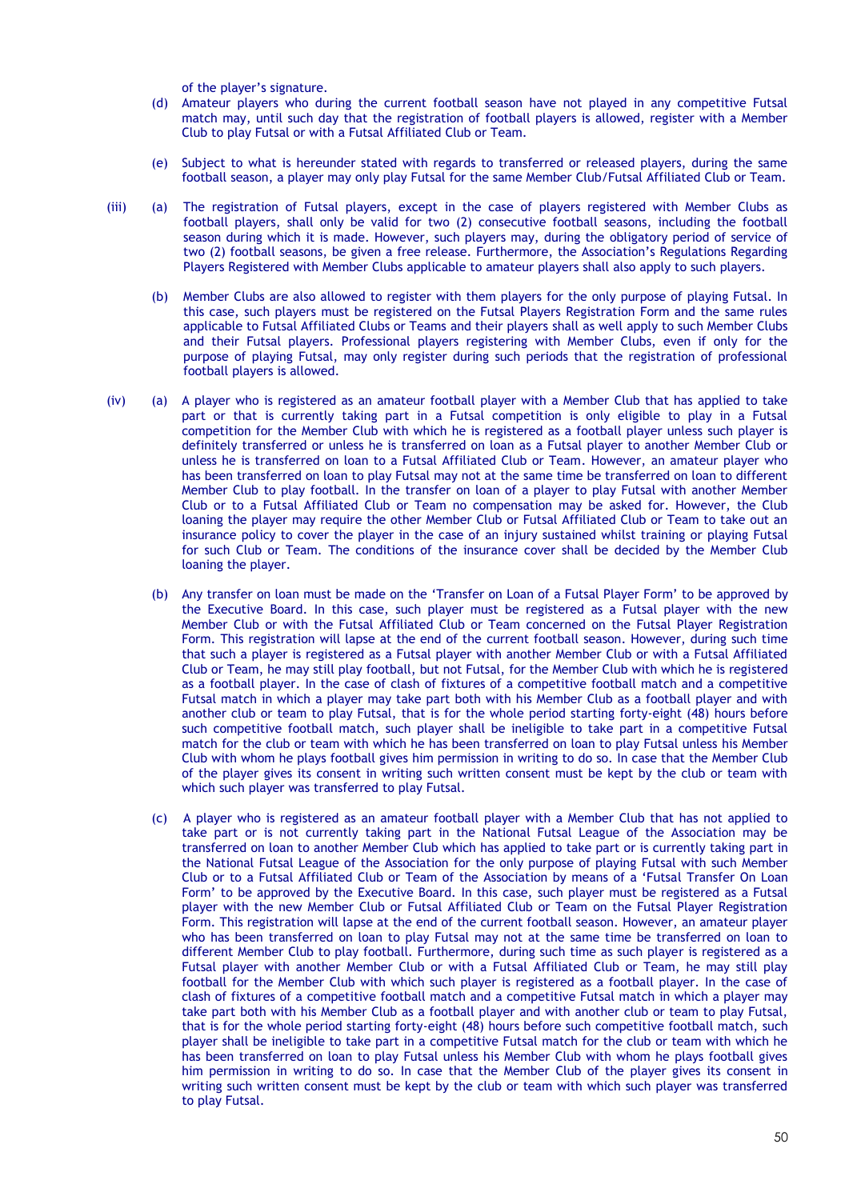of the player's signature.

(d) Amateur players who during the current football season have not played in any competitive Futsal match may, until such day that the registration of football players is allowed, register with a Member Club to play Futsal or with a Futsal Affiliated Club or Team.

(e) Subject to what is hereunder stated with regards to transferred or released players, during the same football season, a player may only play Futsal for the same Member Club/Futsal Affiliated Club or Team.

(iii) (a) The registration of Futsal players, except in the case of players registered with Member Clubs as football players, shall only be valid for two (2) consecutive football seasons, including the football season during which it is made. However, such players may, during the obligatory period of service of two (2) football seasons, be given a free release. Furthermore, the Association's Regulations Regarding Players Registered with Member Clubs applicable to amateur players shall also apply to such players.

(b) Member Clubs are also allowed to register with them players for the only purpose of playing Futsal. In this case, such players must be registered on the Futsal Players Registration Form and the same rules applicable to Futsal Affiliated Clubs or Teams and their players shall as well apply to such Member Clubs and their Futsal players. Professional players registering with Member Clubs, even if only for the purpose of playing Futsal, may only register during such periods that the registration of professional football players is allowed.

(iv) (a) A player who is registered as an amateur football player with a Member Club that has applied to take part or that is currently taking part in a Futsal competition is only eligible to play in a Futsal competition for the Member Club with which he is registered as a football player unless such player is definitely transferred or unless he is transferred on loan as a Futsal player to another Member Club or unless he is transferred on loan to a Futsal Affiliated Club or Team. However, an amateur player who has been transferred on loan to play Futsal may not at the same time be transferred on loan to different Member Club to play football. In the transfer on loan of a player to play Futsal with another Member Club or to a Futsal Affiliated Club or Team no compensation may be asked for. However, the Club loaning the player may require the other Member Club or Futsal Affiliated Club or Team to take out an insurance policy to cover the player in the case of an injury sustained whilst training or playing Futsal for such Club or Team. The conditions of the insurance cover shall be decided by the Member Club loaning the player.

(b) Any transfer on loan must be made on the 'Transfer on Loan of a Futsal Player Form' to be approved by the Executive Board. In this case, such player must be registered as a Futsal player with the new Member Club or with the Futsal Affiliated Club or Team concerned on the Futsal Player Registration Form. This registration will lapse at the end of the current football season. However, during such time that such a player is registered as a Futsal player with another Member Club or with a Futsal Affiliated Club or Team, he may still play football, but not Futsal, for the Member Club with which he is registered as a football player. In the case of clash of fixtures of a competitive football match and a competitive Futsal match in which a player may take part both with his Member Club as a football player and with another club or team to play Futsal, that is for the whole period starting forty-eight (48) hours before such competitive football match, such player shall be ineligible to take part in a competitive Futsal match for the club or team with which he has been transferred on loan to play Futsal unless his Member Club with whom he plays football gives him permission in writing to do so. In case that the Member Club of the player gives its consent in writing such written consent must be kept by the club or team with which such player was transferred to play Futsal.

(c) A player who is registered as an amateur football player with a Member Club that has not applied to take part or is not currently taking part in the National Futsal League of the Association may be transferred on loan to another Member Club which has applied to take part or is currently taking part in the National Futsal League of the Association for the only purpose of playing Futsal with such Member Club or to a Futsal Affiliated Club or Team of the Association by means of a 'Futsal Transfer On Loan Form' to be approved by the Executive Board. In this case, such player must be registered as a Futsal player with the new Member Club or Futsal Affiliated Club or Team on the Futsal Player Registration Form. This registration will lapse at the end of the current football season. However, an amateur player who has been transferred on loan to play Futsal may not at the same time be transferred on loan to different Member Club to play football. Furthermore, during such time as such player is registered as a Futsal player with another Member Club or with a Futsal Affiliated Club or Team, he may still play football for the Member Club with which such player is registered as a football player. In the case of clash of fixtures of a competitive football match and a competitive Futsal match in which a player may take part both with his Member Club as a football player and with another club or team to play Futsal, that is for the whole period starting forty-eight (48) hours before such competitive football match, such player shall be ineligible to take part in a competitive Futsal match for the club or team with which he has been transferred on loan to play Futsal unless his Member Club with whom he plays football gives him permission in writing to do so. In case that the Member Club of the player gives its consent in writing such written consent must be kept by the club or team with which such player was transferred to play Futsal.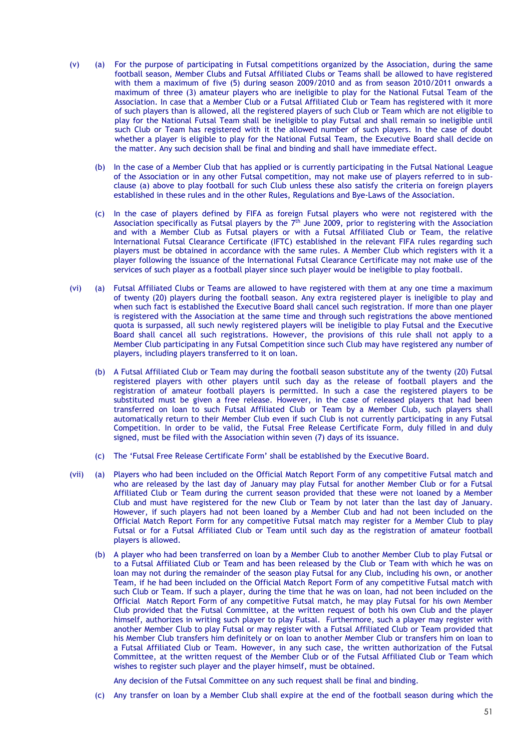(v) (a) For the purpose of participating in Futsal competitions organized by the Association, during the same football season, Member Clubs and Futsal Affiliated Clubs or Teams shall be allowed to have registered with them a maximum of five (5) during season 2009/2010 and as from season 2010/2011 onwards a maximum of three (3) amateur players who are ineligible to play for the National Futsal Team of the Association. In case that a Member Club or a Futsal Affiliated Club or Team has registered with it more of such players than is allowed, all the registered players of such Club or Team which are not eligible to play for the National Futsal Team shall be ineligible to play Futsal and shall remain so ineligible until such Club or Team has registered with it the allowed number of such players. In the case of doubt whether a player is eligible to play for the National Futsal Team, the Executive Board shall decide on the matter. Any such decision shall be final and binding and shall have immediate effect.

(b) In the case of a Member Club that has applied or is currently participating in the Futsal National League of the Association or in any other Futsal competition, may not make use of players referred to in sub-clause (a) above to play football for such Club unless these also satisfy the criteria on foreign players established in these rules and in the other Rules, Regulations and Bye-Laws of the Association.

(c) In the case of players defined by FIFA as foreign Futsal players who were not registered with the Association specifically as Futsal players by the 7th June 2009, prior to registering with the Association and with a Member Club as Futsal players or with a Futsal Affiliated Club or Team, the relative International Futsal Clearance Certificate (IFTC) established in the relevant FIFA rules regarding such players must be obtained in accordance with the same rules. A Member Club which registers with it a player following the issuance of the International Futsal Clearance Certificate may not make use of the services of such player as a football player since such player would be ineligible to play football.

(vi) (a) Futsal Affiliated Clubs or Teams are allowed to have registered with them at any one time a maximum of twenty (20) players during the football season. Any extra registered player is ineligible to play and when such fact is established the Executive Board shall cancel such registration. If more than one player is registered with the Association at the same time and through such registrations the above mentioned quota is surpassed, all such newly registered players will be ineligible to play Futsal and the Executive Board shall cancel all such registrations. However, the provisions of this rule shall not apply to a Member Club participating in any Futsal Competition since such Club may have registered any number of players, including players transferred to it on loan.

(b) A Futsal Affiliated Club or Team may during the football season substitute any of the twenty (20) Futsal registered players with other players until such day as the release of football players and the registration of amateur football players is permitted. In such a case the registered players to be substituted must be given a free release. However, in the case of released players that had been transferred on loan to such Futsal Affiliated Club or Team by a Member Club, such players shall automatically return to their Member Club even if such Club is not currently participating in any Futsal Competition. In order to be valid, the Futsal Free Release Certificate Form, duly filled in and duly signed, must be filed with the Association within seven (7) days of its issuance.

(c) The 'Futsal Free Release Certificate Form' shall be established by the Executive Board.

(vii) (a) Players who had been included on the Official Match Report Form of any competitive Futsal match and who are released by the last day of January may play Futsal for another Member Club or for a Futsal Affiliated Club or Team during the current season provided that these were not loaned by a Member Club and must have registered for the new Club or Team by not later than the last day of January. However, if such players had not been loaned by a Member Club and had not been included on the Official Match Report Form for any competitive Futsal match may register for a Member Club to play Futsal or for a Futsal Affiliated Club or Team until such day as the registration of amateur football players is allowed.

(b) A player who had been transferred on loan by a Member Club to another Member Club to play Futsal or to a Futsal Affiliated Club or Team and has been released by the Club or Team with which he was on loan may not during the remainder of the season play Futsal for any Club, including his own, or another Team, if he had been included on the Official Match Report Form of any competitive Futsal match with such Club or Team. If such a player, during the time that he was on loan, had not been included on the Official Match Report Form of any competitive Futsal match, he may play Futsal for his own Member Club provided that the Futsal Committee, at the written request of both his own Club and the player himself, authorizes in writing such player to play Futsal. Furthermore, such a player may register with another Member Club to play Futsal or may register with a Futsal Affiliated Club or Team provided that his Member Club transfers him definitely or on loan to another Member Club or transfers him on loan to a Futsal Affiliated Club or Team. However, in any such case, the written authorization of the Futsal Committee, at the written request of the Member Club or of the Futsal Affiliated Club or Team which wishes to register such player and the player himself, must be obtained.

Any decision of the Futsal Committee on any such request shall be final and binding.

(c) Any transfer on loan by a Member Club shall expire at the end of the football season during which the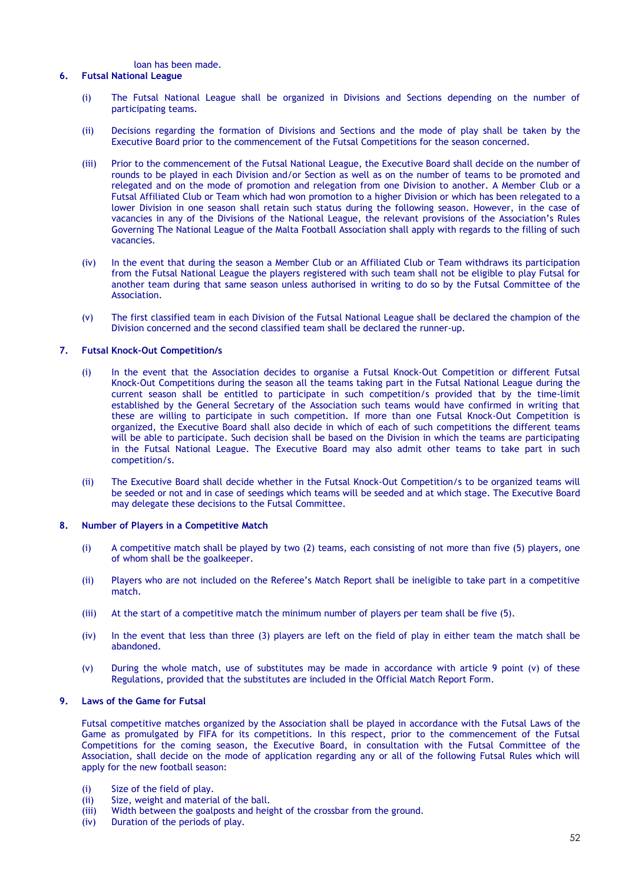loan has been made.

## 6. Futsal National League

(i) The Futsal National League shall be organized in Divisions and Sections depending on the number of participating teams.

(ii) Decisions regarding the formation of Divisions and Sections and the mode of play shall be taken by the Executive Board prior to the commencement of the Futsal Competitions for the season concerned.

(iii) Prior to the commencement of the Futsal National League, the Executive Board shall decide on the number of rounds to be played in each Division and/or Section as well as on the number of teams to be promoted and relegated and on the mode of promotion and relegation from one Division to another. A Member Club or a Futsal Affiliated Club or Team which had won promotion to a higher Division or which has been relegated to a lower Division in one season shall retain such status during the following season. However, in the case of vacancies in any of the Divisions of the National League, the relevant provisions of the Association's Rules Governing The National League of the Malta Football Association shall apply with regards to the filling of such vacancies.

(iv) In the event that during the season a Member Club or an Affiliated Club or Team withdraws its participation from the Futsal National League the players registered with such team shall not be eligible to play Futsal for another team during that same season unless authorised in writing to do so by the Futsal Committee of the Association.

(v) The first classified team in each Division of the Futsal National League shall be declared the champion of the Division concerned and the second classified team shall be declared the runner-up.

## 7. Futsal Knock-Out Competition/s

(i) In the event that the Association decides to organise a Futsal Knock-Out Competition or different Futsal Knock-Out Competitions during the season all the teams taking part in the Futsal National League during the current season shall be entitled to participate in such competition/s provided that by the time-limit established by the General Secretary of the Association such teams would have confirmed in writing that these are willing to participate in such competition. If more than one Futsal Knock-Out Competition is organized, the Executive Board shall also decide in which of each of such competitions the different teams will be able to participate. Such decision shall be based on the Division in which the teams are participating in the Futsal National League. The Executive Board may also admit other teams to take part in such competition/s.

(ii) The Executive Board shall decide whether in the Futsal Knock-Out Competition/s to be organized teams will be seeded or not and in case of seedings which teams will be seeded and at which stage. The Executive Board may delegate these decisions to the Futsal Committee.

## 8. Number of Players in a Competitive Match

(i) A competitive match shall be played by two (2) teams, each consisting of not more than five (5) players, one of whom shall be the goalkeeper.

(ii) Players who are not included on the Referee's Match Report shall be ineligible to take part in a competitive match.

(iii) At the start of a competitive match the minimum number of players per team shall be five (5).

(iv) In the event that less than three (3) players are left on the field of play in either team the match shall be abandoned.

(v) During the whole match, use of substitutes may be made in accordance with article 9 point (v) of these Regulations, provided that the substitutes are included in the Official Match Report Form.

## 9. Laws of the Game for Futsal

Futsal competitive matches organized by the Association shall be played in accordance with the Futsal Laws of the Game as promulgated by FIFA for its competitions. In this respect, prior to the commencement of the Futsal Competitions for the coming season, the Executive Board, in consultation with the Futsal Committee of the Association, shall decide on the mode of application regarding any or all of the following Futsal Rules which will apply for the new football season:

(i) Size of the field of play.
(ii) Size, weight and material of the ball.
(iii) Width between the goalposts and height of the crossbar from the ground.
(iv) Duration of the periods of play.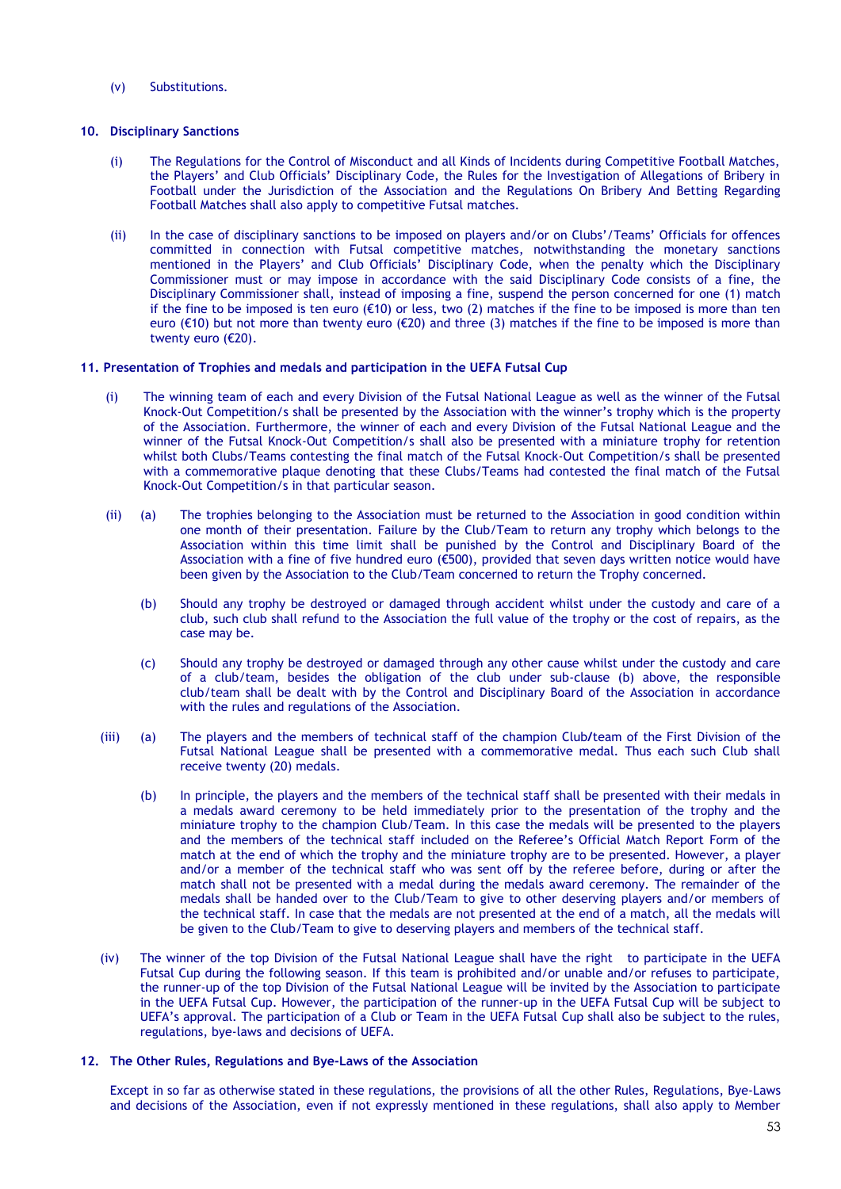(v) Substitutions.

## 10. Disciplinary Sanctions

(i) The Regulations for the Control of Misconduct and all Kinds of Incidents during Competitive Football Matches, the Players' and Club Officials' Disciplinary Code, the Rules for the Investigation of Allegations of Bribery in Football under the Jurisdiction of the Association and the Regulations On Bribery And Betting Regarding Football Matches shall also apply to competitive Futsal matches.

(ii) In the case of disciplinary sanctions to be imposed on players and/or on Clubs'/Teams' Officials for offences committed in connection with Futsal competitive matches, notwithstanding the monetary sanctions mentioned in the Players' and Club Officials' Disciplinary Code, when the penalty which the Disciplinary Commissioner must or may impose in accordance with the said Disciplinary Code consists of a fine, the Disciplinary Commissioner shall, instead of imposing a fine, suspend the person concerned for one (1) match if the fine to be imposed is ten euro (€10) or less, two (2) matches if the fine to be imposed is more than ten euro (€10) but not more than twenty euro (€20) and three (3) matches if the fine to be imposed is more than twenty euro (€20).

## 11. Presentation of Trophies and medals and participation in the UEFA Futsal Cup

(i) The winning team of each and every Division of the Futsal National League as well as the winner of the Futsal Knock-Out Competition/s shall be presented by the Association with the winner's trophy which is the property of the Association. Furthermore, the winner of each and every Division of the Futsal National League and the winner of the Futsal Knock-Out Competition/s shall also be presented with a miniature trophy for retention whilst both Clubs/Teams contesting the final match of the Futsal Knock-Out Competition/s shall be presented with a commemorative plaque denoting that these Clubs/Teams had contested the final match of the Futsal Knock-Out Competition/s in that particular season.

(ii) (a) The trophies belonging to the Association must be returned to the Association in good condition within one month of their presentation. Failure by the Club/Team to return any trophy which belongs to the Association within this time limit shall be punished by the Control and Disciplinary Board of the Association with a fine of five hundred euro (€500), provided that seven days written notice would have been given by the Association to the Club/Team concerned to return the Trophy concerned.

(b) Should any trophy be destroyed or damaged through accident whilst under the custody and care of a club, such club shall refund to the Association the full value of the trophy or the cost of repairs, as the case may be.

(c) Should any trophy be destroyed or damaged through any other cause whilst under the custody and care of a club/team, besides the obligation of the club under sub-clause (b) above, the responsible club/team shall be dealt with by the Control and Disciplinary Board of the Association in accordance with the rules and regulations of the Association.

(iii) (a) The players and the members of technical staff of the champion Club/team of the First Division of the Futsal National League shall be presented with a commemorative medal. Thus each such Club shall receive twenty (20) medals.

(b) In principle, the players and the members of the technical staff shall be presented with their medals in a medals award ceremony to be held immediately prior to the presentation of the trophy and the miniature trophy to the champion Club/Team. In this case the medals will be presented to the players and the members of the technical staff included on the Referee's Official Match Report Form of the match at the end of which the trophy and the miniature trophy are to be presented. However, a player and/or a member of the technical staff who was sent off by the referee before, during or after the match shall not be presented with a medal during the medals award ceremony. The remainder of the medals shall be handed over to the Club/Team to give to other deserving players and/or members of the technical staff. In case that the medals are not presented at the end of a match, all the medals will be given to the Club/Team to give to deserving players and members of the technical staff.

(iv) The winner of the top Division of the Futsal National League shall have the right to participate in the UEFA Futsal Cup during the following season. If this team is prohibited and/or unable and/or refuses to participate, the runner-up of the top Division of the Futsal National League will be invited by the Association to participate in the UEFA Futsal Cup. However, the participation of the runner-up in the UEFA Futsal Cup will be subject to UEFA's approval. The participation of a Club or Team in the UEFA Futsal Cup shall also be subject to the rules, regulations, bye-laws and decisions of UEFA.

## 12. The Other Rules, Regulations and Bye-Laws of the Association

Except in so far as otherwise stated in these regulations, the provisions of all the other Rules, Regulations, Bye-Laws and decisions of the Association, even if not expressly mentioned in these regulations, shall also apply to Member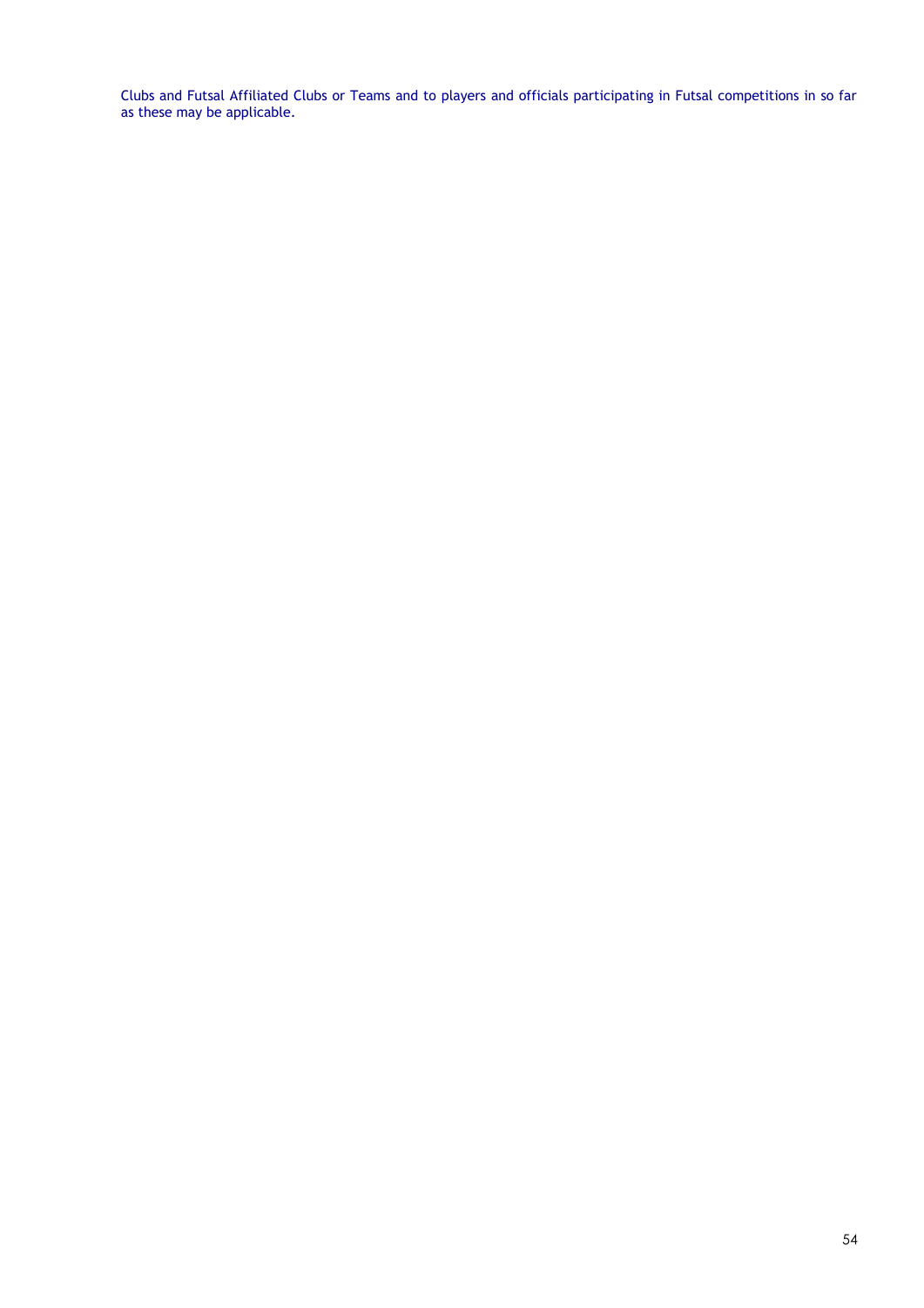Clubs and Futsal Affiliated Clubs or Teams and to players and officials participating in Futsal competitions in so far as these may be applicable.